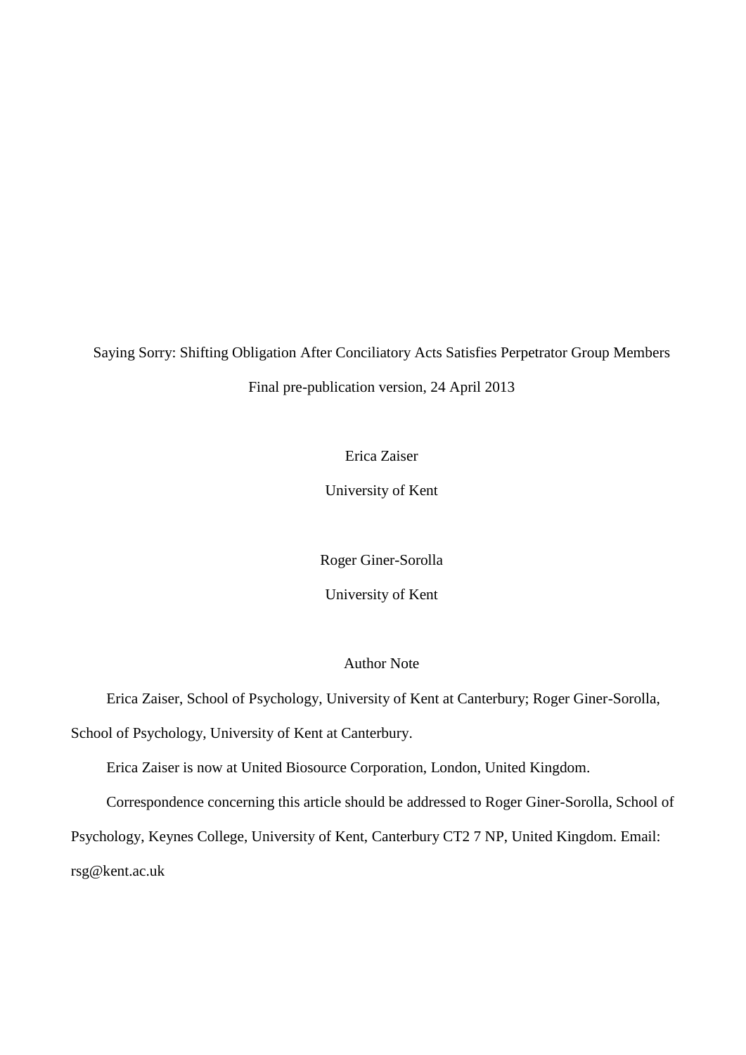# Saying Sorry: Shifting Obligation After Conciliatory Acts Satisfies Perpetrator Group Members

Final pre-publication version, 24 April 2013

Erica Zaiser

University of Kent

Roger Giner-Sorolla

University of Kent

## Author Note

Erica Zaiser, School of Psychology, University of Kent at Canterbury; Roger Giner-Sorolla, School of Psychology, University of Kent at Canterbury.

Erica Zaiser is now at United Biosource Corporation, London, United Kingdom.

Correspondence concerning this article should be addressed to Roger Giner-Sorolla, School of Psychology, Keynes College, University of Kent, Canterbury CT2 7 NP, United Kingdom. Email: rsg@kent.ac.uk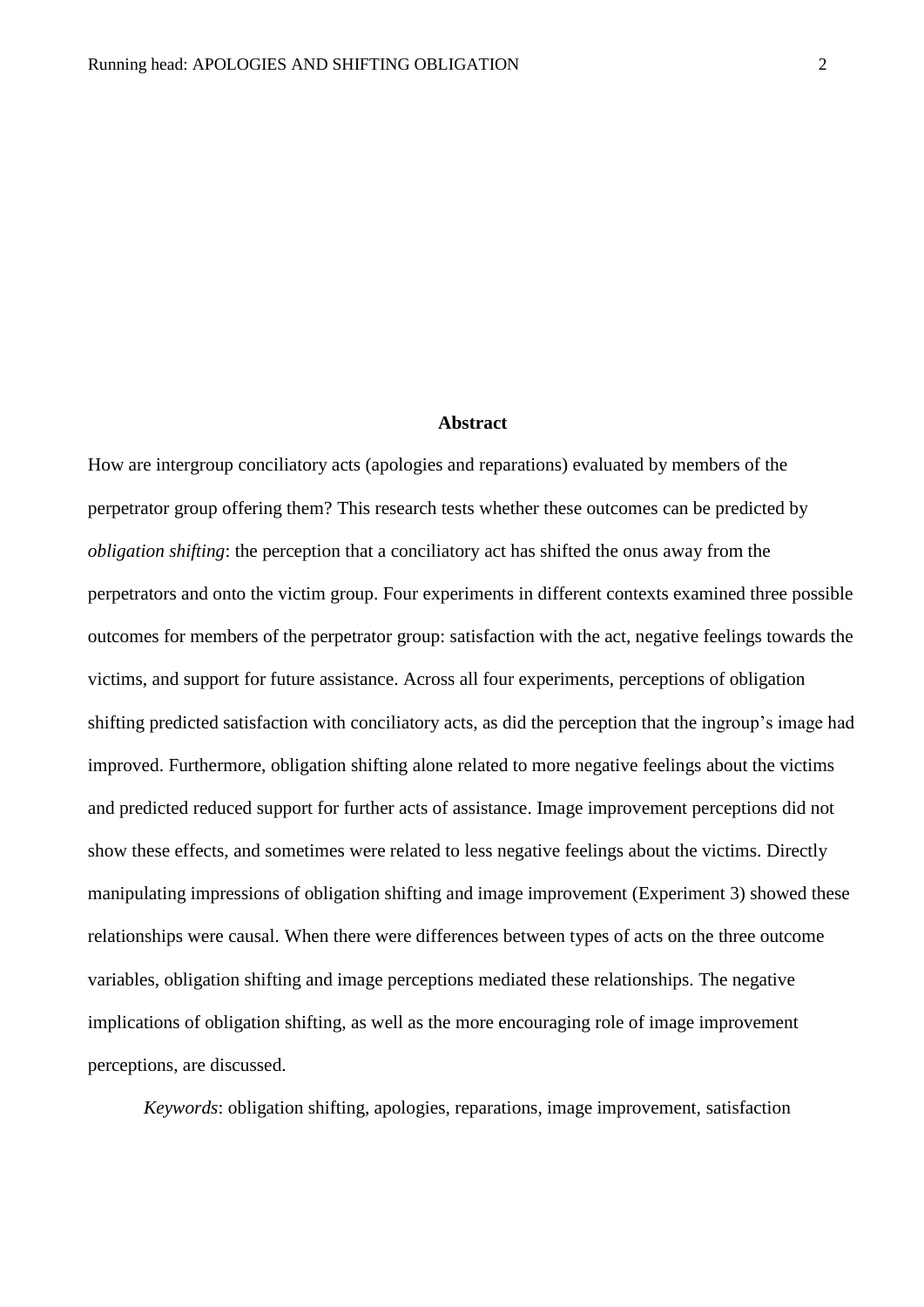## Abstract

How are intergroup conciliatory acts (apologies and reparations) evaluated by members of the perpetrator group offering them? This research tests whether these outcomes can be predicted by *obligation shifting*: the perception that a conciliatory act has shifted the onus away from the perpetrators and onto the victim group. Four experiments in different contexts examined three possible outcomes for members of the perpetrator group: satisfaction with the act, negative feelings towards the victims, and support for future assistance. Across all four experiments, perceptions of obligation shifting predicted satisfaction with conciliatory acts, as did the perception that the ingroup's image had improved. Furthermore, obligation shifting alone related to more negative feelings about the victims and predicted reduced support for further acts of assistance. Image improvement perceptions did not show these effects, and sometimes were related to less negative feelings about the victims. Directly manipulating impressions of obligation shifting and image improvement (Experiment 3) showed these relationships were causal. When there were differences between types of acts on the three outcome variables, obligation shifting and image perceptions mediated these relationships. The negative implications of obligation shifting, as well as the more encouraging role of image improvement perceptions, are discussed.

*Keywords*: obligation shifting, apologies, reparations, image improvement, satisfaction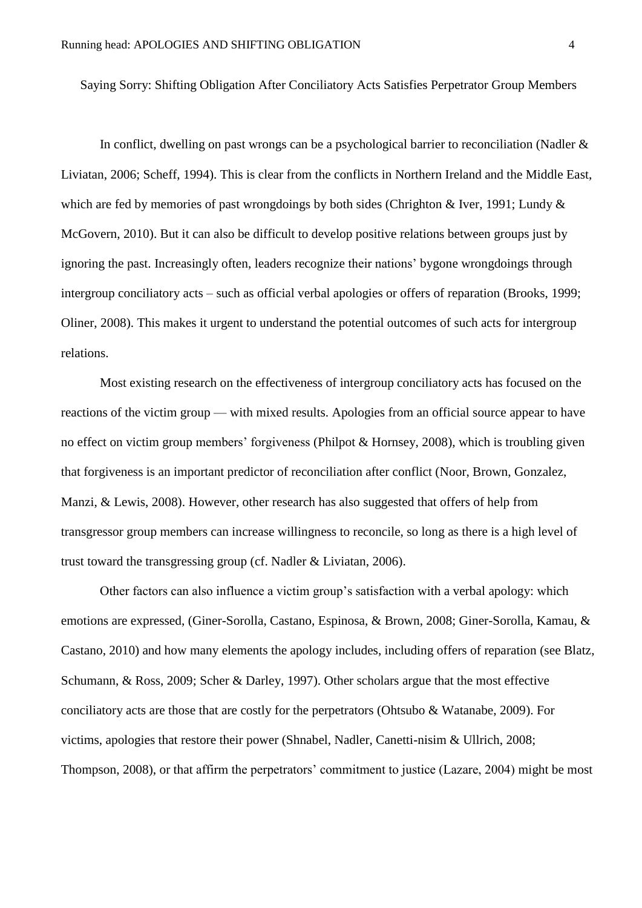Saying Sorry: Shifting Obligation After Conciliatory Acts Satisfies Perpetrator Group Members

In conflict, dwelling on past wrongs can be a psychological barrier to reconciliation (Nadler & Liviatan, 2006; Scheff, 1994). This is clear from the conflicts in Northern Ireland and the Middle East, which are fed by memories of past wrongdoings by both sides (Chrighton & Iver, 1991; Lundy & McGovern, 2010). But it can also be difficult to develop positive relations between groups just by ignoring the past. Increasingly often, leaders recognize their nations' bygone wrongdoings through intergroup conciliatory acts – such as official verbal apologies or offers of reparation (Brooks, 1999; Oliner, 2008). This makes it urgent to understand the potential outcomes of such acts for intergroup relations.

Most existing research on the effectiveness of intergroup conciliatory acts has focused on the reactions of the victim group — with mixed results. Apologies from an official source appear to have no effect on victim group members' forgiveness (Philpot & Hornsey, 2008), which is troubling given that forgiveness is an important predictor of reconciliation after conflict (Noor, Brown, Gonzalez, Manzi, & Lewis, 2008). However, other research has also suggested that offers of help from transgressor group members can increase willingness to reconcile, so long as there is a high level of trust toward the transgressing group (cf. Nadler & Liviatan, 2006).

Other factors can also influence a victim group's satisfaction with a verbal apology: which emotions are expressed, (Giner-Sorolla, Castano, Espinosa, & Brown, 2008; Giner-Sorolla, Kamau, & Castano, 2010) and how many elements the apology includes, including offers of reparation (see Blatz, Schumann, & Ross, 2009; Scher & Darley, 1997). Other scholars argue that the most effective conciliatory acts are those that are costly for the perpetrators (Ohtsubo & Watanabe, 2009). For victims, apologies that restore their power (Shnabel, Nadler, Canetti-nisim & Ullrich, 2008; Thompson, 2008), or that affirm the perpetrators' commitment to justice (Lazare, 2004) might be most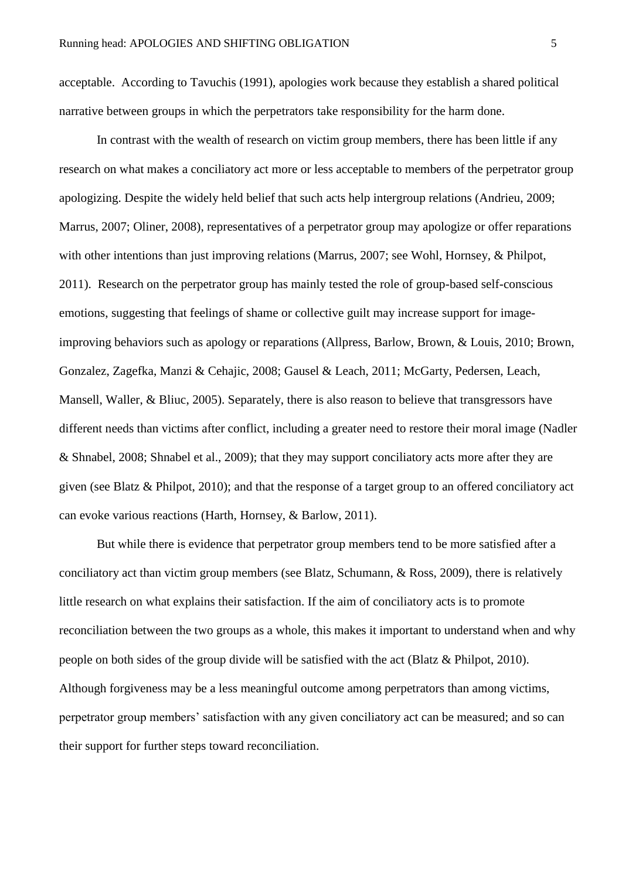acceptable. According to Tavuchis (1991), apologies work because they establish a shared political narrative between groups in which the perpetrators take responsibility for the harm done.

In contrast with the wealth of research on victim group members, there has been little if any research on what makes a conciliatory act more or less acceptable to members of the perpetrator group apologizing. Despite the widely held belief that such acts help intergroup relations (Andrieu, 2009; Marrus, 2007; Oliner, 2008), representatives of a perpetrator group may apologize or offer reparations with other intentions than just improving relations (Marrus, 2007; see Wohl, Hornsey, & Philpot, 2011). Research on the perpetrator group has mainly tested the role of group-based self-conscious emotions, suggesting that feelings of shame or collective guilt may increase support for image-improving behaviors such as apology or reparations (Allpress, Barlow, Brown, & Louis, 2010; Brown, Gonzalez, Zagefka, Manzi & Cehajic, 2008; Gausel & Leach, 2011; McGarty, Pedersen, Leach, Mansell, Waller, & Bliuc, 2005). Separately, there is also reason to believe that transgressors have different needs than victims after conflict, including a greater need to restore their moral image (Nadler & Shnabel, 2008; Shnabel et al., 2009); that they may support conciliatory acts more after they are given (see Blatz & Philpot, 2010); and that the response of a target group to an offered conciliatory act can evoke various reactions (Harth, Hornsey, & Barlow, 2011).

But while there is evidence that perpetrator group members tend to be more satisfied after a conciliatory act than victim group members (see Blatz, Schumann, & Ross, 2009), there is relatively little research on what explains their satisfaction. If the aim of conciliatory acts is to promote reconciliation between the two groups as a whole, this makes it important to understand when and why people on both sides of the group divide will be satisfied with the act (Blatz & Philpot, 2010). Although forgiveness may be a less meaningful outcome among perpetrators than among victims, perpetrator group members' satisfaction with any given conciliatory act can be measured; and so can their support for further steps toward reconciliation.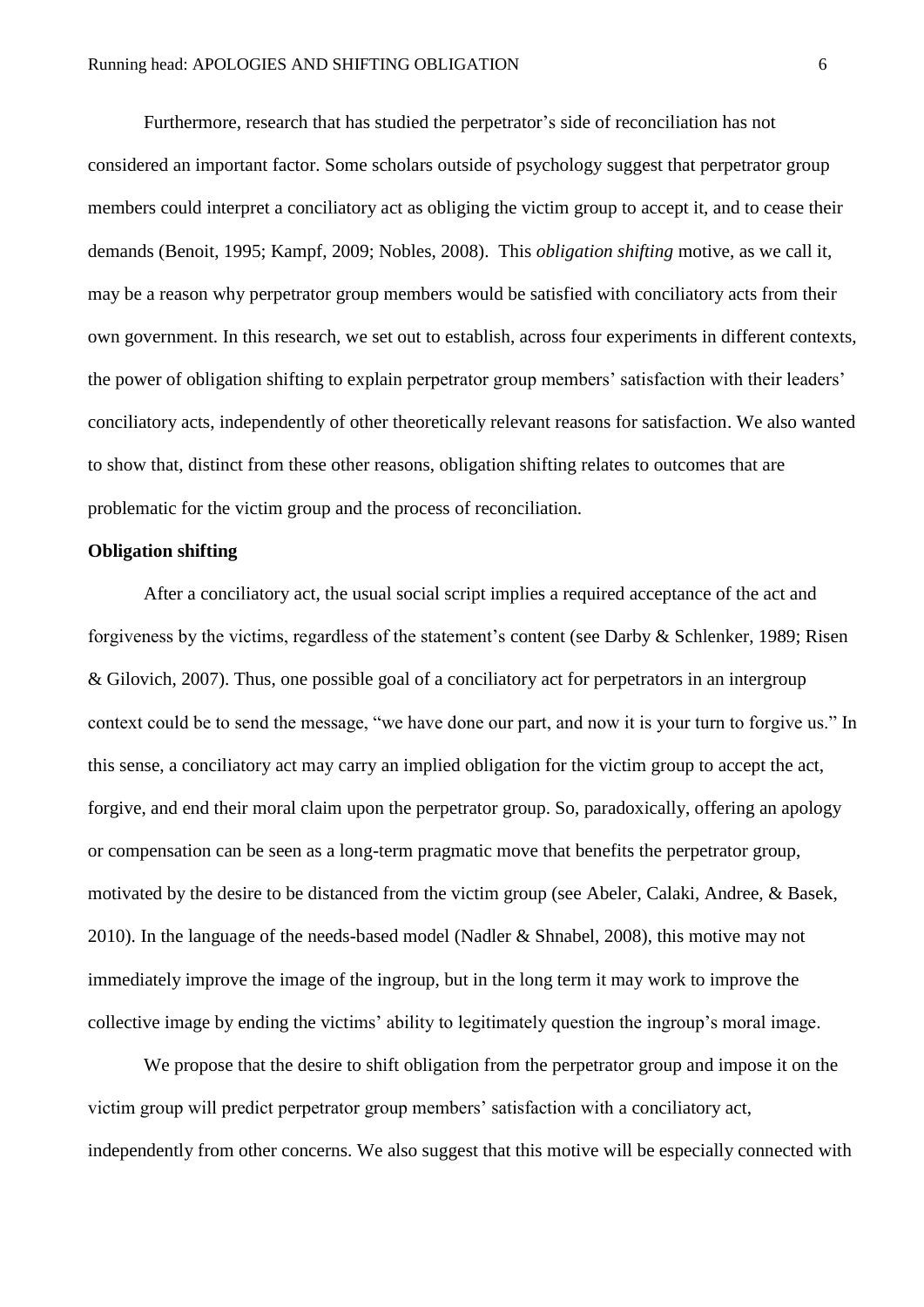Furthermore, research that has studied the perpetrator's side of reconciliation has not considered an important factor. Some scholars outside of psychology suggest that perpetrator group members could interpret a conciliatory act as obliging the victim group to accept it, and to cease their demands (Benoit, 1995; Kampf, 2009; Nobles, 2008). This *obligation shifting* motive, as we call it, may be a reason why perpetrator group members would be satisfied with conciliatory acts from their own government. In this research, we set out to establish, across four experiments in different contexts, the power of obligation shifting to explain perpetrator group members' satisfaction with their leaders' conciliatory acts, independently of other theoretically relevant reasons for satisfaction. We also wanted to show that, distinct from these other reasons, obligation shifting relates to outcomes that are problematic for the victim group and the process of reconciliation.

**Obligation shifting**

After a conciliatory act, the usual social script implies a required acceptance of the act and forgiveness by the victims, regardless of the statement's content (see Darby & Schlenker, 1989; Risen & Gilovich, 2007). Thus, one possible goal of a conciliatory act for perpetrators in an intergroup context could be to send the message, "we have done our part, and now it is your turn to forgive us." In this sense, a conciliatory act may carry an implied obligation for the victim group to accept the act, forgive, and end their moral claim upon the perpetrator group. So, paradoxically, offering an apology or compensation can be seen as a long-term pragmatic move that benefits the perpetrator group, motivated by the desire to be distanced from the victim group (see Abeler, Calaki, Andree, & Basek, 2010). In the language of the needs-based model (Nadler & Shnabel, 2008), this motive may not immediately improve the image of the ingroup, but in the long term it may work to improve the collective image by ending the victims' ability to legitimately question the ingroup's moral image.

We propose that the desire to shift obligation from the perpetrator group and impose it on the victim group will predict perpetrator group members' satisfaction with a conciliatory act, independently from other concerns. We also suggest that this motive will be especially connected with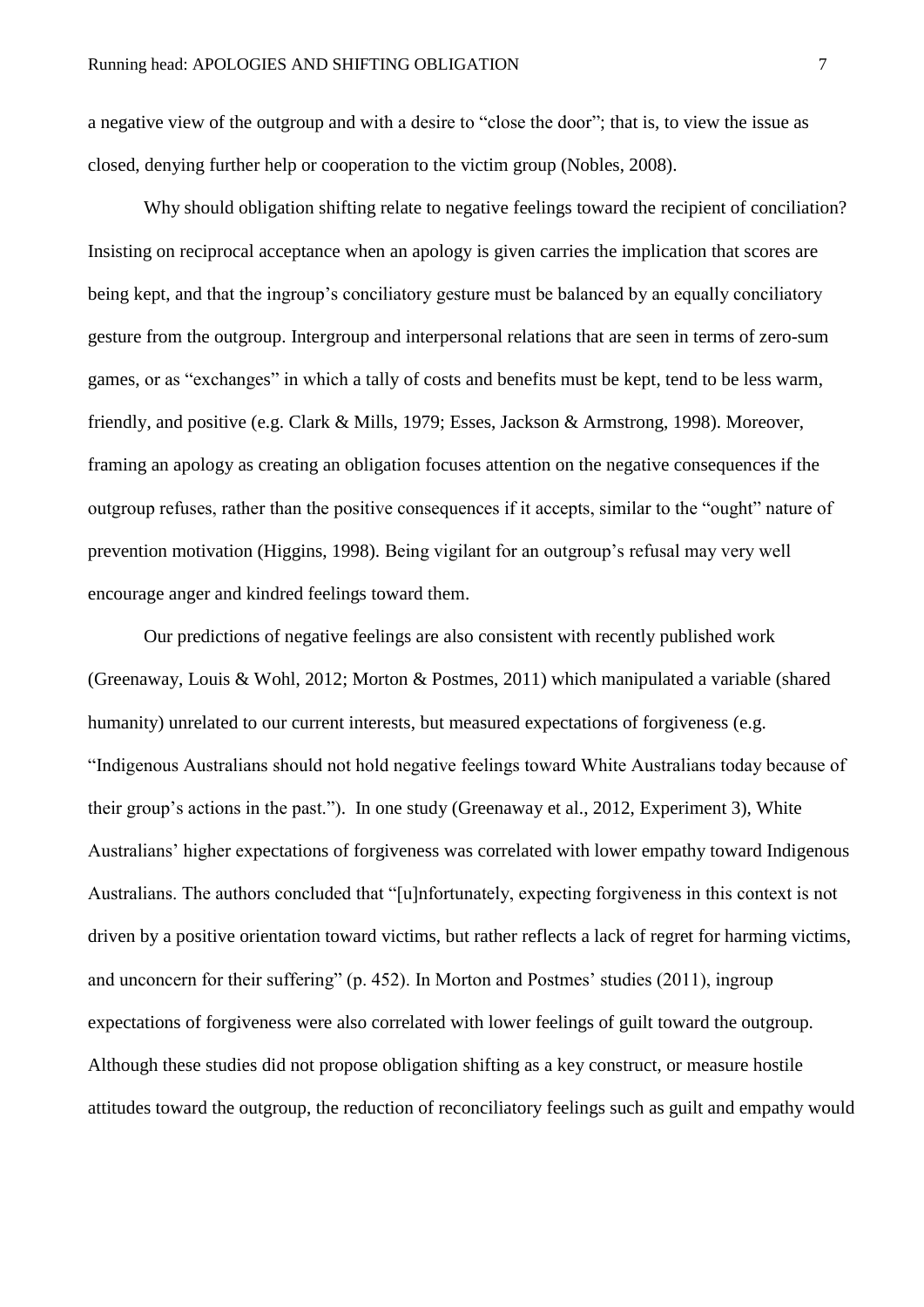a negative view of the outgroup and with a desire to "close the door"; that is, to view the issue as closed, denying further help or cooperation to the victim group (Nobles, 2008).

Why should obligation shifting relate to negative feelings toward the recipient of conciliation? Insisting on reciprocal acceptance when an apology is given carries the implication that scores are being kept, and that the ingroup's conciliatory gesture must be balanced by an equally conciliatory gesture from the outgroup. Intergroup and interpersonal relations that are seen in terms of zero-sum games, or as "exchanges" in which a tally of costs and benefits must be kept, tend to be less warm, friendly, and positive (e.g. Clark & Mills, 1979; Esses, Jackson & Armstrong, 1998). Moreover, framing an apology as creating an obligation focuses attention on the negative consequences if the outgroup refuses, rather than the positive consequences if it accepts, similar to the "ought" nature of prevention motivation (Higgins, 1998). Being vigilant for an outgroup's refusal may very well encourage anger and kindred feelings toward them.

Our predictions of negative feelings are also consistent with recently published work (Greenaway, Louis & Wohl, 2012; Morton & Postmes, 2011) which manipulated a variable (shared humanity) unrelated to our current interests, but measured expectations of forgiveness (e.g. "Indigenous Australians should not hold negative feelings toward White Australians today because of their group's actions in the past."). In one study (Greenaway et al., 2012, Experiment 3), White Australians' higher expectations of forgiveness was correlated with lower empathy toward Indigenous Australians. The authors concluded that "[u]nfortunately, expecting forgiveness in this context is not driven by a positive orientation toward victims, but rather reflects a lack of regret for harming victims, and unconcern for their suffering" (p. 452). In Morton and Postmes' studies (2011), ingroup expectations of forgiveness were also correlated with lower feelings of guilt toward the outgroup. Although these studies did not propose obligation shifting as a key construct, or measure hostile attitudes toward the outgroup, the reduction of reconciliatory feelings such as guilt and empathy would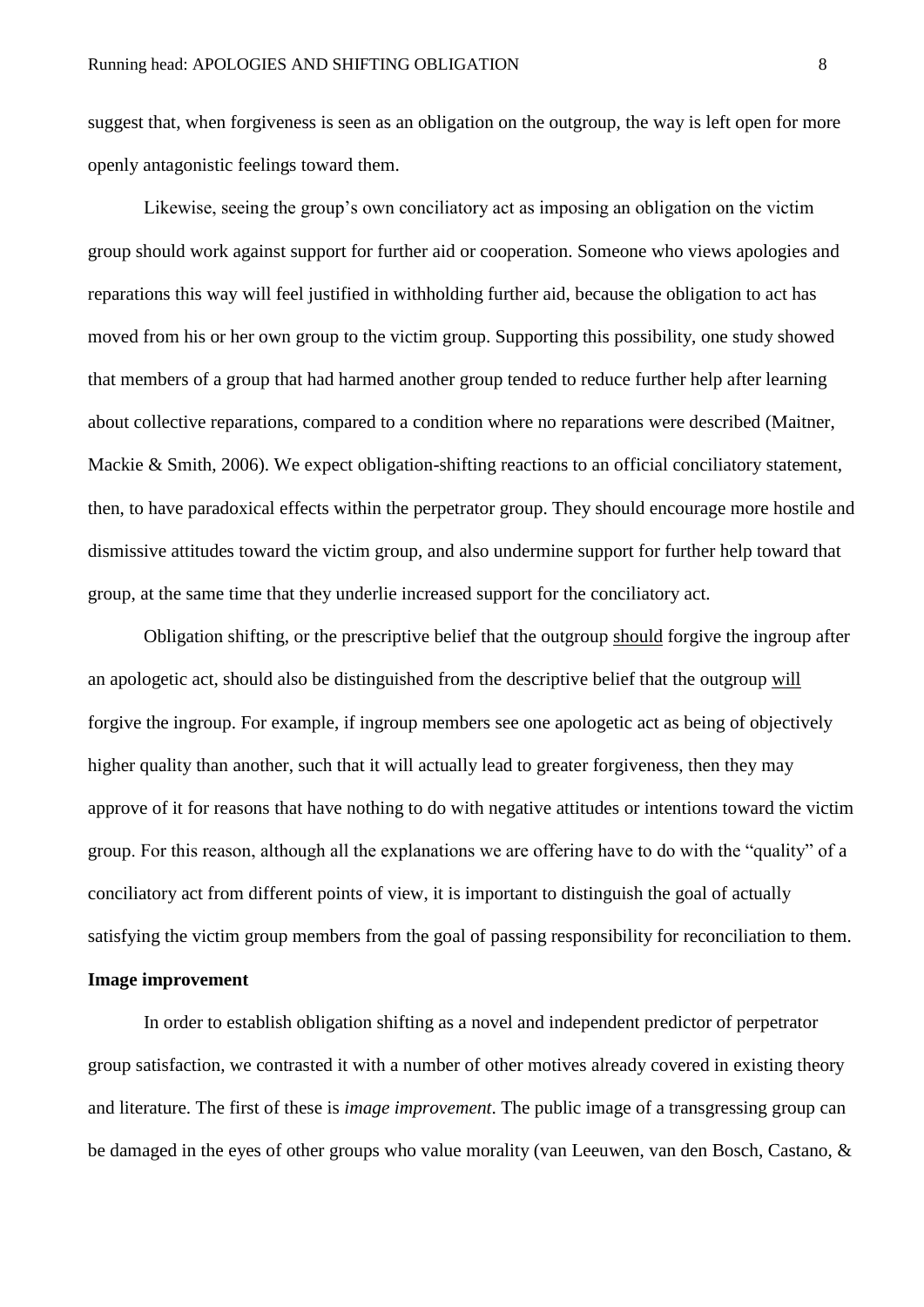suggest that, when forgiveness is seen as an obligation on the outgroup, the way is left open for more openly antagonistic feelings toward them.

Likewise, seeing the group's own conciliatory act as imposing an obligation on the victim group should work against support for further aid or cooperation. Someone who views apologies and reparations this way will feel justified in withholding further aid, because the obligation to act has moved from his or her own group to the victim group. Supporting this possibility, one study showed that members of a group that had harmed another group tended to reduce further help after learning about collective reparations, compared to a condition where no reparations were described (Maitner, Mackie & Smith, 2006). We expect obligation-shifting reactions to an official conciliatory statement, then, to have paradoxical effects within the perpetrator group. They should encourage more hostile and dismissive attitudes toward the victim group, and also undermine support for further help toward that group, at the same time that they underlie increased support for the conciliatory act.

Obligation shifting, or the prescriptive belief that the outgroup <u>should</u> forgive the ingroup after an apologetic act, should also be distinguished from the descriptive belief that the outgroup <u>will</u> forgive the ingroup. For example, if ingroup members see one apologetic act as being of objectively higher quality than another, such that it will actually lead to greater forgiveness, then they may approve of it for reasons that have nothing to do with negative attitudes or intentions toward the victim group. For this reason, although all the explanations we are offering have to do with the "quality" of a conciliatory act from different points of view, it is important to distinguish the goal of actually satisfying the victim group members from the goal of passing responsibility for reconciliation to them.

**Image improvement**

In order to establish obligation shifting as a novel and independent predictor of perpetrator group satisfaction, we contrasted it with a number of other motives already covered in existing theory and literature. The first of these is *image improvement*. The public image of a transgressing group can be damaged in the eyes of other groups who value morality (van Leeuwen, van den Bosch, Castano, &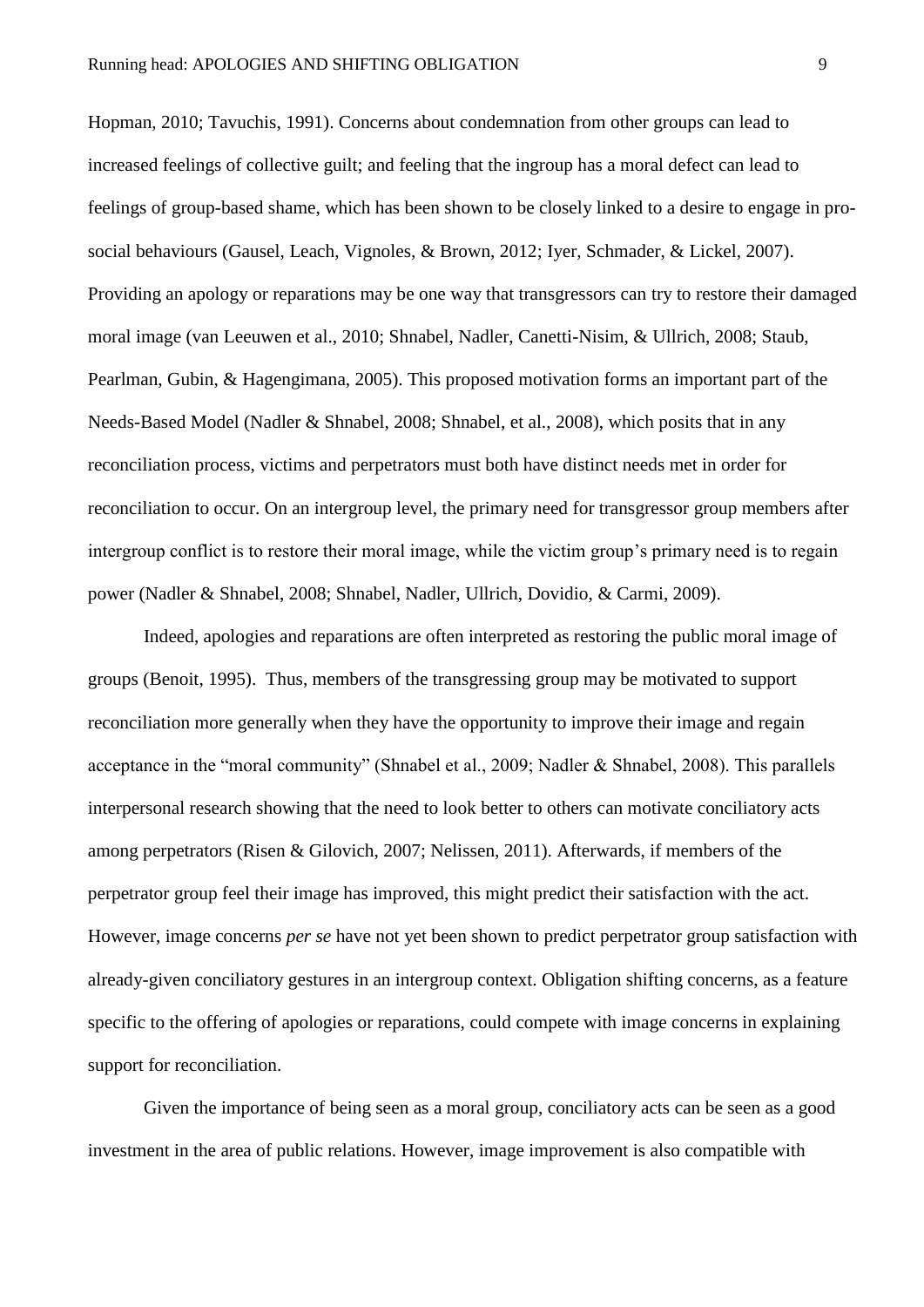Hopman, 2010; Tavuchis, 1991). Concerns about condemnation from other groups can lead to increased feelings of collective guilt; and feeling that the ingroup has a moral defect can lead to feelings of group-based shame, which has been shown to be closely linked to a desire to engage in pro-social behaviours (Gausel, Leach, Vignoles, & Brown, 2012; Iyer, Schmader, & Lickel, 2007). Providing an apology or reparations may be one way that transgressors can try to restore their damaged moral image (van Leeuwen et al., 2010; Shnabel, Nadler, Canetti-Nisim, & Ullrich, 2008; Staub, Pearlman, Gubin, & Hagengimana, 2005). This proposed motivation forms an important part of the Needs-Based Model (Nadler & Shnabel, 2008; Shnabel, et al., 2008), which posits that in any reconciliation process, victims and perpetrators must both have distinct needs met in order for reconciliation to occur. On an intergroup level, the primary need for transgressor group members after intergroup conflict is to restore their moral image, while the victim group's primary need is to regain power (Nadler & Shnabel, 2008; Shnabel, Nadler, Ullrich, Dovidio, & Carmi, 2009).

Indeed, apologies and reparations are often interpreted as restoring the public moral image of groups (Benoit, 1995). Thus, members of the transgressing group may be motivated to support reconciliation more generally when they have the opportunity to improve their image and regain acceptance in the "moral community" (Shnabel et al., 2009; Nadler & Shnabel, 2008). This parallels interpersonal research showing that the need to look better to others can motivate conciliatory acts among perpetrators (Risen & Gilovich, 2007; Nelissen, 2011). Afterwards, if members of the perpetrator group feel their image has improved, this might predict their satisfaction with the act. However, image concerns *per se* have not yet been shown to predict perpetrator group satisfaction with already-given conciliatory gestures in an intergroup context. Obligation shifting concerns, as a feature specific to the offering of apologies or reparations, could compete with image concerns in explaining support for reconciliation.

Given the importance of being seen as a moral group, conciliatory acts can be seen as a good investment in the area of public relations. However, image improvement is also compatible with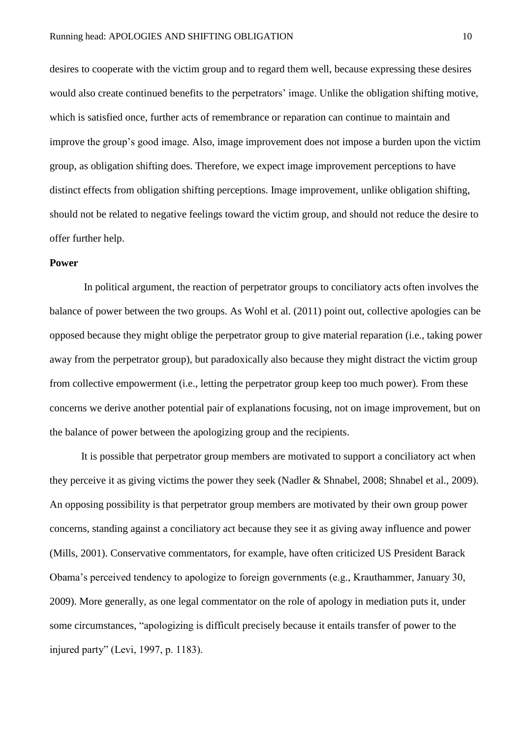desires to cooperate with the victim group and to regard them well, because expressing these desires would also create continued benefits to the perpetrators' image. Unlike the obligation shifting motive, which is satisfied once, further acts of remembrance or reparation can continue to maintain and improve the group's good image. Also, image improvement does not impose a burden upon the victim group, as obligation shifting does. Therefore, we expect image improvement perceptions to have distinct effects from obligation shifting perceptions. Image improvement, unlike obligation shifting, should not be related to negative feelings toward the victim group, and should not reduce the desire to offer further help.

**Power**

In political argument, the reaction of perpetrator groups to conciliatory acts often involves the balance of power between the two groups. As Wohl et al. (2011) point out, collective apologies can be opposed because they might oblige the perpetrator group to give material reparation (i.e., taking power away from the perpetrator group), but paradoxically also because they might distract the victim group from collective empowerment (i.e., letting the perpetrator group keep too much power). From these concerns we derive another potential pair of explanations focusing, not on image improvement, but on the balance of power between the apologizing group and the recipients.

It is possible that perpetrator group members are motivated to support a conciliatory act when they perceive it as giving victims the power they seek (Nadler & Shnabel, 2008; Shnabel et al., 2009). An opposing possibility is that perpetrator group members are motivated by their own group power concerns, standing against a conciliatory act because they see it as giving away influence and power (Mills, 2001). Conservative commentators, for example, have often criticized US President Barack Obama's perceived tendency to apologize to foreign governments (e.g., Krauthammer, January 30, 2009). More generally, as one legal commentator on the role of apology in mediation puts it, under some circumstances, "apologizing is difficult precisely because it entails transfer of power to the injured party" (Levi, 1997, p. 1183).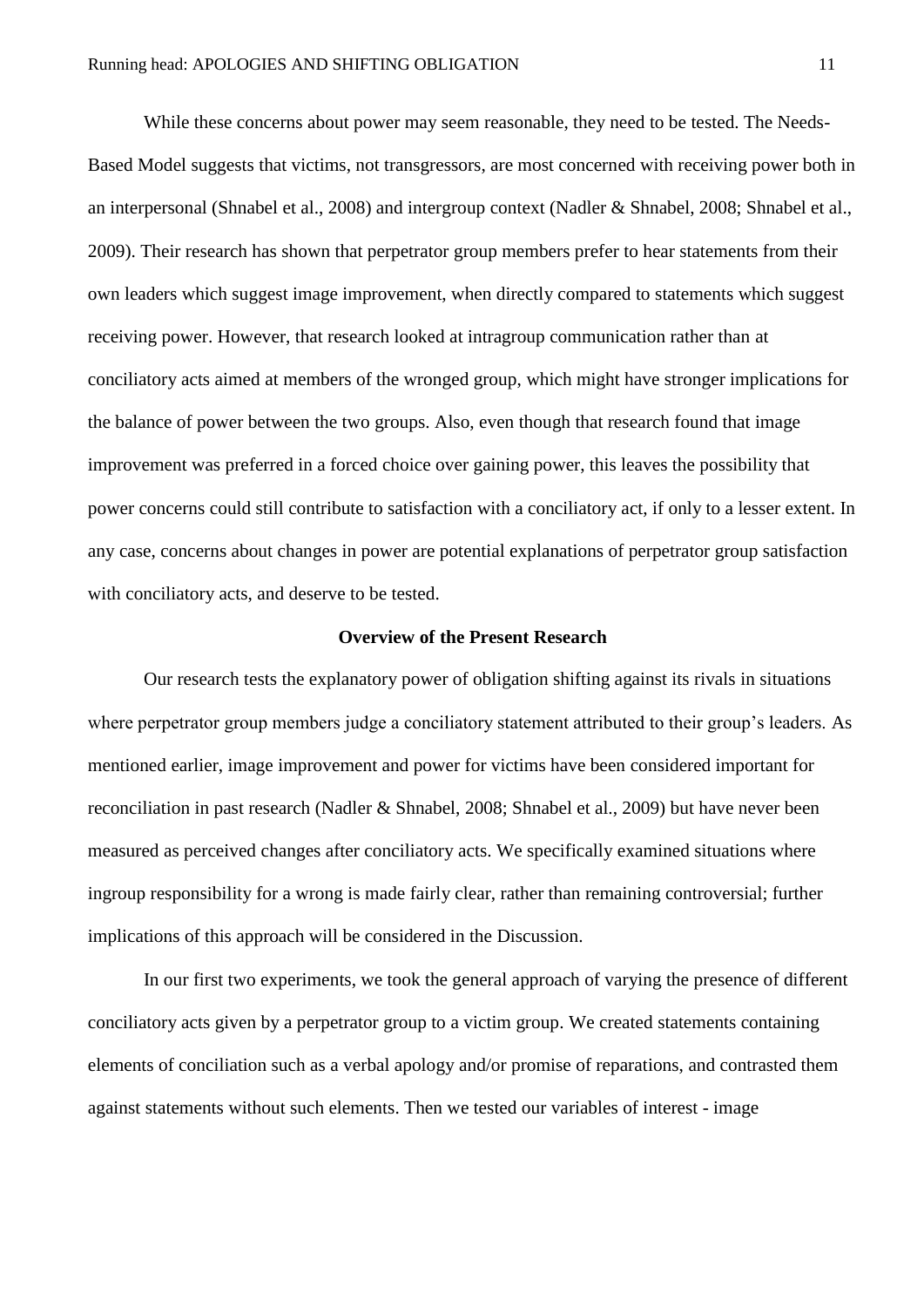While these concerns about power may seem reasonable, they need to be tested. The Needs-Based Model suggests that victims, not transgressors, are most concerned with receiving power both in an interpersonal (Shnabel et al., 2008) and intergroup context (Nadler & Shnabel, 2008; Shnabel et al., 2009). Their research has shown that perpetrator group members prefer to hear statements from their own leaders which suggest image improvement, when directly compared to statements which suggest receiving power. However, that research looked at intragroup communication rather than at conciliatory acts aimed at members of the wronged group, which might have stronger implications for the balance of power between the two groups. Also, even though that research found that image improvement was preferred in a forced choice over gaining power, this leaves the possibility that power concerns could still contribute to satisfaction with a conciliatory act, if only to a lesser extent. In any case, concerns about changes in power are potential explanations of perpetrator group satisfaction with conciliatory acts, and deserve to be tested.

## Overview of the Present Research

Our research tests the explanatory power of obligation shifting against its rivals in situations where perpetrator group members judge a conciliatory statement attributed to their group's leaders. As mentioned earlier, image improvement and power for victims have been considered important for reconciliation in past research (Nadler & Shnabel, 2008; Shnabel et al., 2009) but have never been measured as perceived changes after conciliatory acts. We specifically examined situations where ingroup responsibility for a wrong is made fairly clear, rather than remaining controversial; further implications of this approach will be considered in the Discussion.

In our first two experiments, we took the general approach of varying the presence of different conciliatory acts given by a perpetrator group to a victim group. We created statements containing elements of conciliation such as a verbal apology and/or promise of reparations, and contrasted them against statements without such elements. Then we tested our variables of interest - image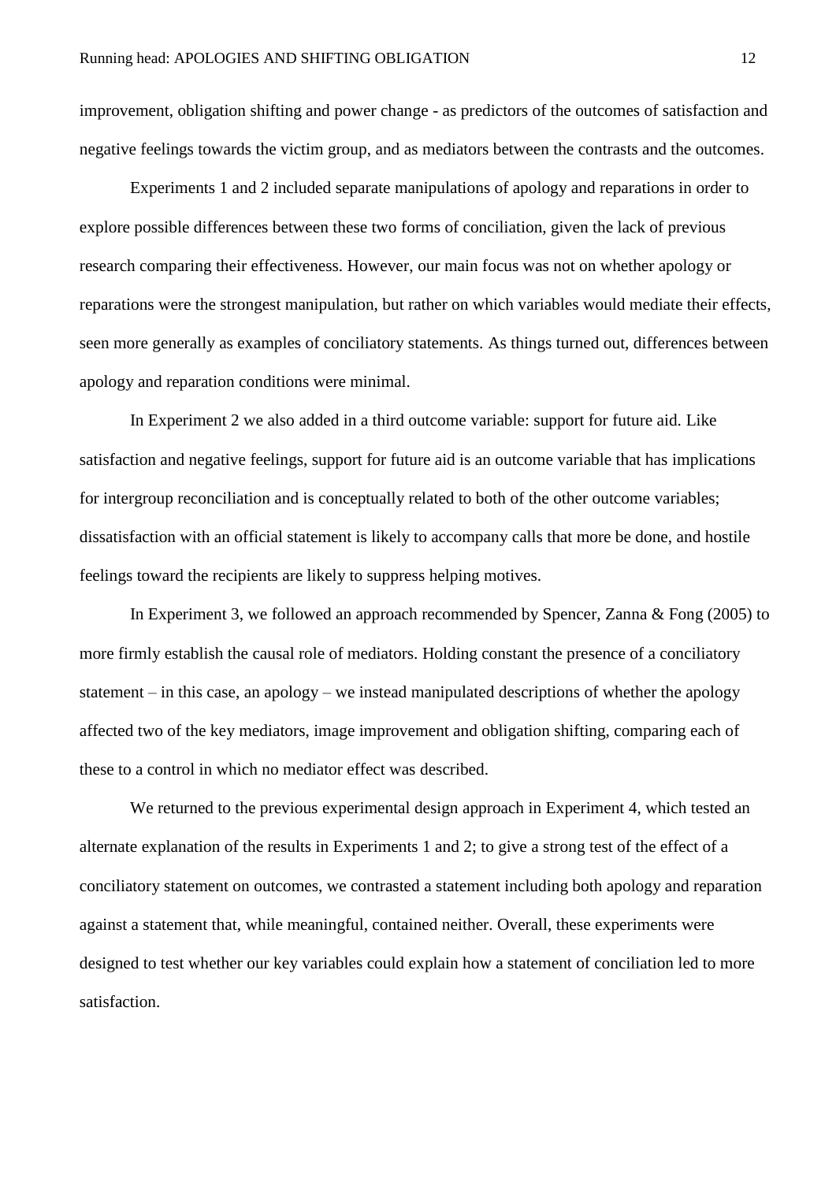improvement, obligation shifting and power change - as predictors of the outcomes of satisfaction and negative feelings towards the victim group, and as mediators between the contrasts and the outcomes.

Experiments 1 and 2 included separate manipulations of apology and reparations in order to explore possible differences between these two forms of conciliation, given the lack of previous research comparing their effectiveness. However, our main focus was not on whether apology or reparations were the strongest manipulation, but rather on which variables would mediate their effects, seen more generally as examples of conciliatory statements. As things turned out, differences between apology and reparation conditions were minimal.

In Experiment 2 we also added in a third outcome variable: support for future aid. Like satisfaction and negative feelings, support for future aid is an outcome variable that has implications for intergroup reconciliation and is conceptually related to both of the other outcome variables; dissatisfaction with an official statement is likely to accompany calls that more be done, and hostile feelings toward the recipients are likely to suppress helping motives.

In Experiment 3, we followed an approach recommended by Spencer, Zanna & Fong (2005) to more firmly establish the causal role of mediators. Holding constant the presence of a conciliatory statement – in this case, an apology – we instead manipulated descriptions of whether the apology affected two of the key mediators, image improvement and obligation shifting, comparing each of these to a control in which no mediator effect was described.

We returned to the previous experimental design approach in Experiment 4, which tested an alternate explanation of the results in Experiments 1 and 2; to give a strong test of the effect of a conciliatory statement on outcomes, we contrasted a statement including both apology and reparation against a statement that, while meaningful, contained neither. Overall, these experiments were designed to test whether our key variables could explain how a statement of conciliation led to more satisfaction.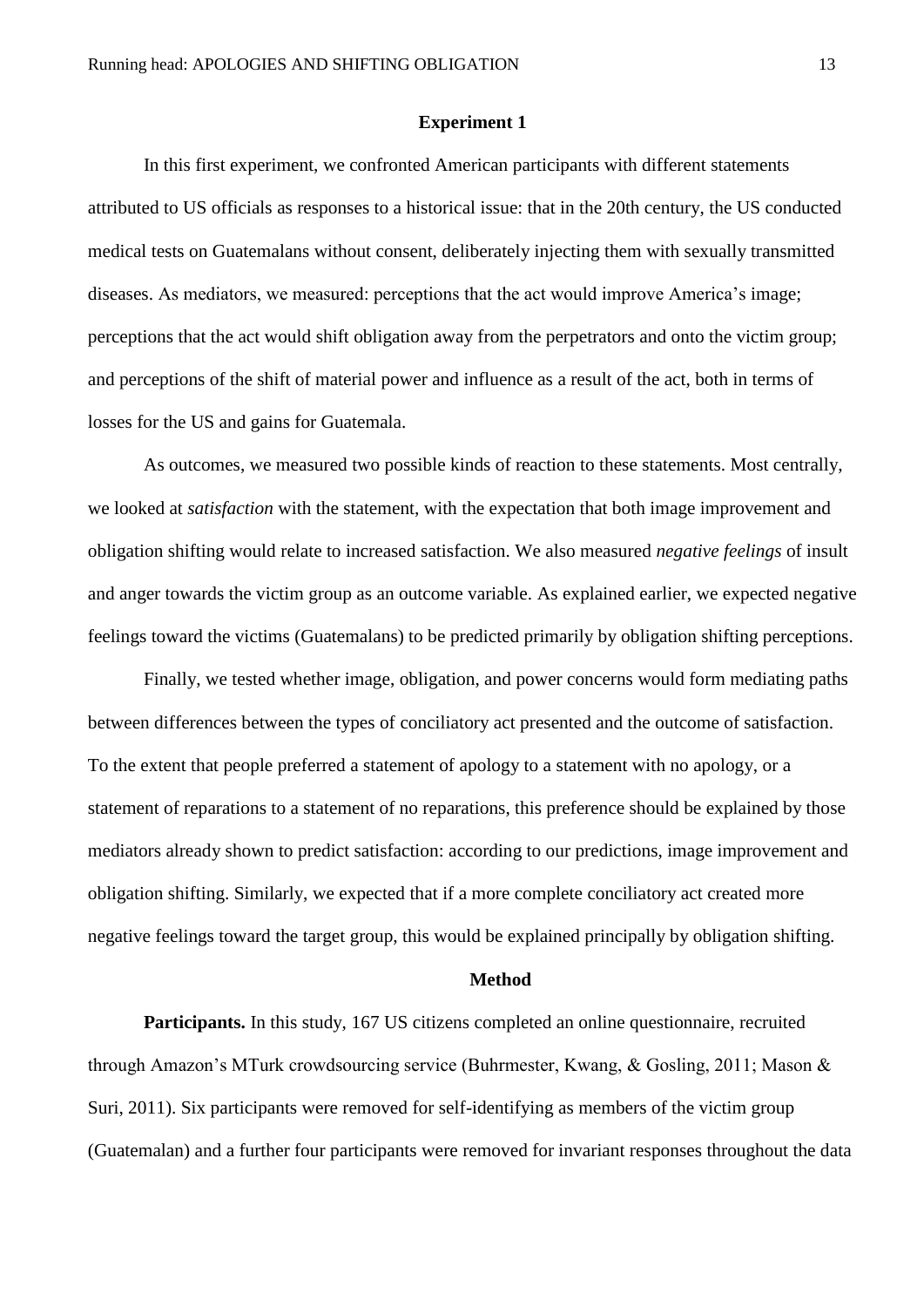## Experiment 1

In this first experiment, we confronted American participants with different statements attributed to US officials as responses to a historical issue: that in the 20th century, the US conducted medical tests on Guatemalans without consent, deliberately injecting them with sexually transmitted diseases. As mediators, we measured: perceptions that the act would improve America's image; perceptions that the act would shift obligation away from the perpetrators and onto the victim group; and perceptions of the shift of material power and influence as a result of the act, both in terms of losses for the US and gains for Guatemala.

As outcomes, we measured two possible kinds of reaction to these statements. Most centrally, we looked at *satisfaction* with the statement, with the expectation that both image improvement and obligation shifting would relate to increased satisfaction. We also measured *negative feelings* of insult and anger towards the victim group as an outcome variable. As explained earlier, we expected negative feelings toward the victims (Guatemalans) to be predicted primarily by obligation shifting perceptions.

Finally, we tested whether image, obligation, and power concerns would form mediating paths between differences between the types of conciliatory act presented and the outcome of satisfaction. To the extent that people preferred a statement of apology to a statement with no apology, or a statement of reparations to a statement of no reparations, this preference should be explained by those mediators already shown to predict satisfaction: according to our predictions, image improvement and obligation shifting. Similarly, we expected that if a more complete conciliatory act created more negative feelings toward the target group, this would be explained principally by obligation shifting.

### Method

**Participants.** In this study, 167 US citizens completed an online questionnaire, recruited through Amazon's MTurk crowdsourcing service (Buhrmester, Kwang, & Gosling, 2011; Mason & Suri, 2011). Six participants were removed for self-identifying as members of the victim group (Guatemalan) and a further four participants were removed for invariant responses throughout the data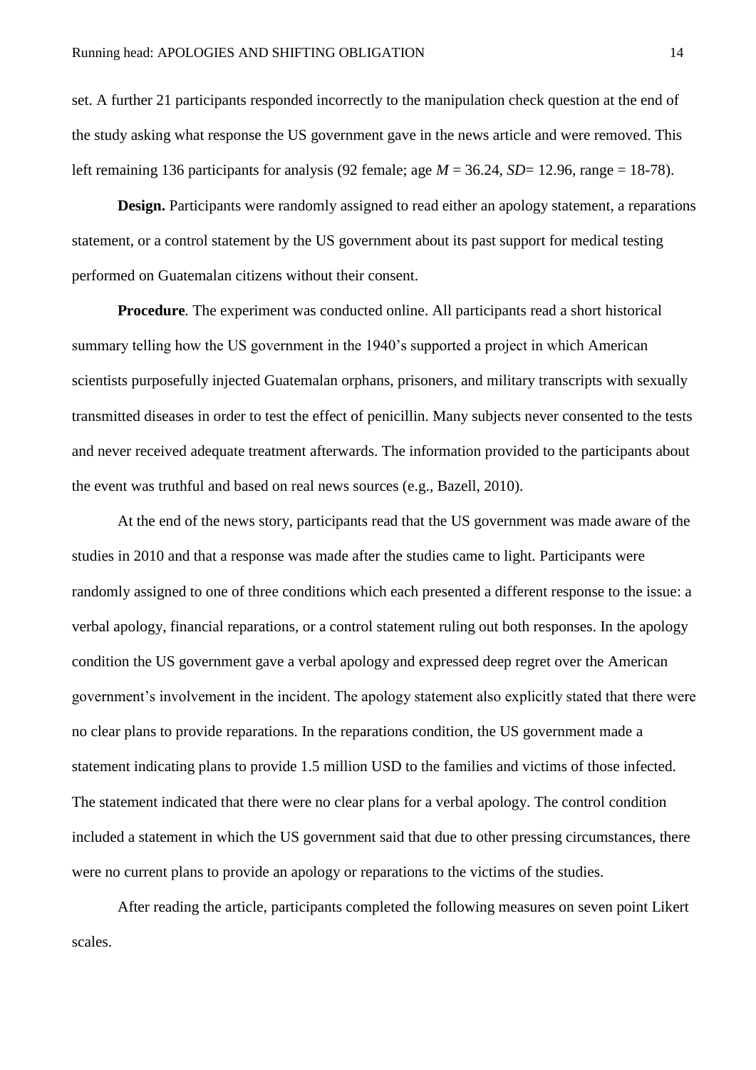set. A further 21 participants responded incorrectly to the manipulation check question at the end of the study asking what response the US government gave in the news article and were removed. This left remaining 136 participants for analysis (92 female; age *M* = 36.24, *SD*= 12.96, range = 18-78).

**Design.** Participants were randomly assigned to read either an apology statement, a reparations statement, or a control statement by the US government about its past support for medical testing performed on Guatemalan citizens without their consent.

**Procedure***.* The experiment was conducted online. All participants read a short historical summary telling how the US government in the 1940's supported a project in which American scientists purposefully injected Guatemalan orphans, prisoners, and military transcripts with sexually transmitted diseases in order to test the effect of penicillin. Many subjects never consented to the tests and never received adequate treatment afterwards. The information provided to the participants about the event was truthful and based on real news sources (e.g., Bazell, 2010).

At the end of the news story, participants read that the US government was made aware of the studies in 2010 and that a response was made after the studies came to light. Participants were randomly assigned to one of three conditions which each presented a different response to the issue: a verbal apology, financial reparations, or a control statement ruling out both responses. In the apology condition the US government gave a verbal apology and expressed deep regret over the American government's involvement in the incident. The apology statement also explicitly stated that there were no clear plans to provide reparations. In the reparations condition, the US government made a statement indicating plans to provide 1.5 million USD to the families and victims of those infected. The statement indicated that there were no clear plans for a verbal apology. The control condition included a statement in which the US government said that due to other pressing circumstances, there were no current plans to provide an apology or reparations to the victims of the studies.

After reading the article, participants completed the following measures on seven point Likert scales.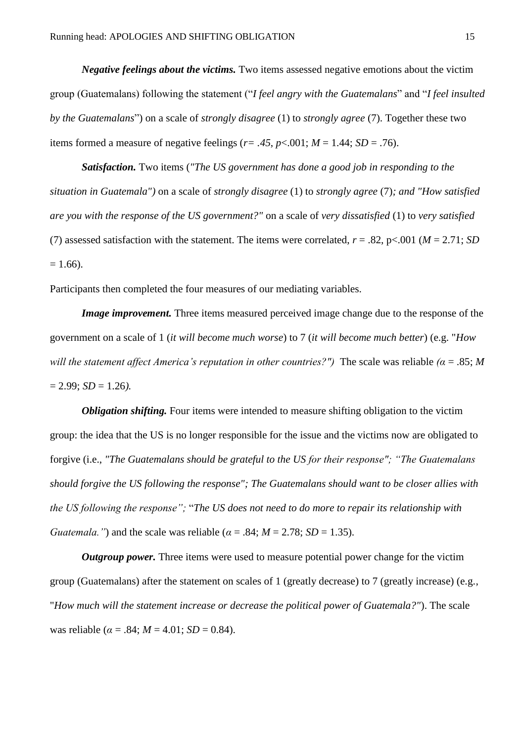***Negative feelings about the victims.*** Two items assessed negative emotions about the victim group (Guatemalans) following the statement ("*I feel angry with the Guatemalans*" and "*I feel insulted by the Guatemalans*") on a scale of *strongly disagree* (1) to *strongly agree* (7). Together these two items formed a measure of negative feelings ($r = .45$, $p < .001$; $M = 1.44$; $SD = .76$).

***Satisfaction.*** Two items (*"The US government has done a good job in responding to the situation in Guatemala")* on a scale of *strongly disagree* (1) to *strongly agree* (7)*; and "How satisfied are you with the response of the US government?"* on a scale of *very dissatisfied* (1) to *very satisfied* (7) assessed satisfaction with the statement. The items were correlated, $r = .82$, $p < .001$ ($M = 2.71$; $SD = 1.66$).

Participants then completed the four measures of our mediating variables.

***Image improvement.*** Three items measured perceived image change due to the response of the government on a scale of 1 (*it will become much worse*) to 7 (*it will become much better*) (e.g. "*How will the statement affect America's reputation in other countries?")* The scale was reliable *(*$\alpha = .85$; $M = 2.99$; $SD = 1.26$*).*

***Obligation shifting.*** Four items were intended to measure shifting obligation to the victim group: the idea that the US is no longer responsible for the issue and the victims now are obligated to forgive (i.e., *"The Guatemalans should be grateful to the US for their response"; "The Guatemalans should forgive the US following the response"; The Guatemalans should want to be closer allies with the US following the response";* "*The US does not need to do more to repair its relationship with Guatemala."*) and the scale was reliable ($\alpha = .84$; $M = 2.78$; $SD = 1.35$).

***Outgroup power.*** Three items were used to measure potential power change for the victim group (Guatemalans) after the statement on scales of 1 (greatly decrease) to 7 (greatly increase) (e.g., "*How much will the statement increase or decrease the political power of Guatemala?"*). The scale was reliable ($\alpha = .84$; $M = 4.01$; $SD = 0.84$).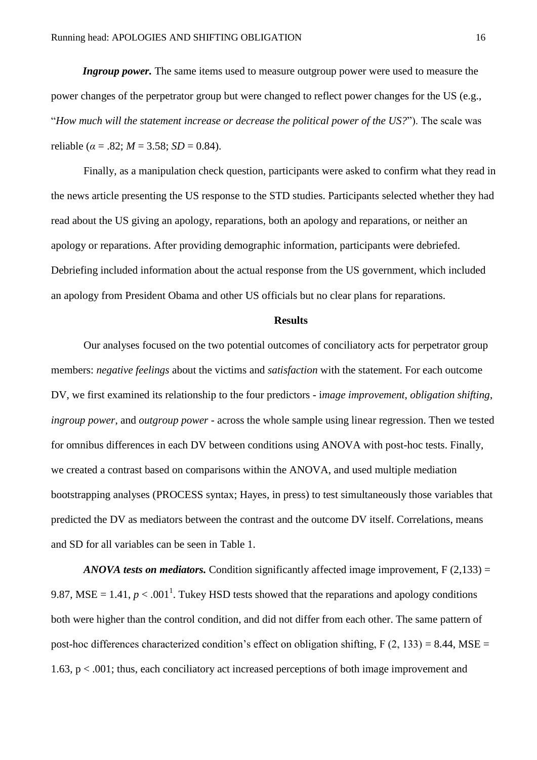***Ingroup power.*** The same items used to measure outgroup power were used to measure the power changes of the perpetrator group but were changed to reflect power changes for the US (e.g., "*How much will the statement increase or decrease the political power of the US?*"). The scale was reliable ($\alpha$ = .82; $M$ = 3.58; $SD$ = 0.84).

Finally, as a manipulation check question, participants were asked to confirm what they read in the news article presenting the US response to the STD studies. Participants selected whether they had read about the US giving an apology, reparations, both an apology and reparations, or neither an apology or reparations. After providing demographic information, participants were debriefed. Debriefing included information about the actual response from the US government, which included an apology from President Obama and other US officials but no clear plans for reparations.

## Results

Our analyses focused on the two potential outcomes of conciliatory acts for perpetrator group members: *negative feelings* about the victims and *satisfaction* with the statement. For each outcome DV, we first examined its relationship to the four predictors - i*mage improvement*, *obligation shifting*, *ingroup power*, and *outgroup power* - across the whole sample using linear regression. Then we tested for omnibus differences in each DV between conditions using ANOVA with post-hoc tests. Finally, we created a contrast based on comparisons within the ANOVA, and used multiple mediation bootstrapping analyses (PROCESS syntax; Hayes, in press) to test simultaneously those variables that predicted the DV as mediators between the contrast and the outcome DV itself. Correlations, means and SD for all variables can be seen in Table 1.

***ANOVA tests on mediators.*** Condition significantly affected image improvement, $F(2,133) = 9.87$, MSE = 1.41, $p < .001$[1]. Tukey HSD tests showed that the reparations and apology conditions both were higher than the control condition, and did not differ from each other. The same pattern of post-hoc differences characterized condition's effect on obligation shifting, $F(2, 133) = 8.44$, MSE = 1.63, $p < .001$; thus, each conciliatory act increased perceptions of both image improvement and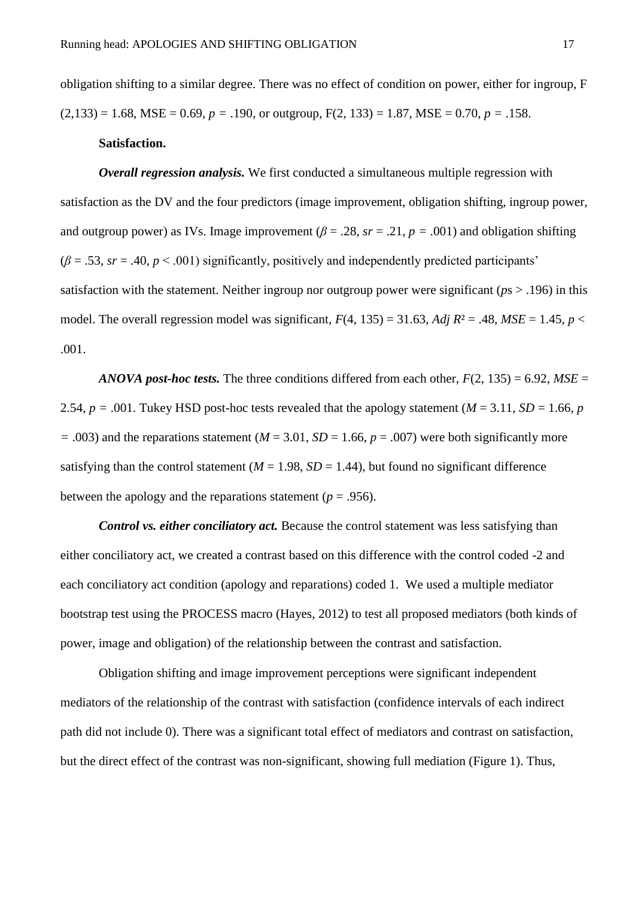obligation shifting to a similar degree. There was no effect of condition on power, either for ingroup, $F(2,133) = 1.68$, MSE = 0.69, $p = .190$, or outgroup, $F(2, 133) = 1.87$, MSE = 0.70, $p = .158$.

**Satisfaction.**

***Overall regression analysis.*** We first conducted a simultaneous multiple regression with satisfaction as the DV and the four predictors (image improvement, obligation shifting, ingroup power, and outgroup power) as IVs. Image improvement ($\beta = .28$, $sr = .21$, $p = .001$) and obligation shifting ($\beta = .53$, $sr = .40$, $p < .001$) significantly, positively and independently predicted participants' satisfaction with the statement. Neither ingroup nor outgroup power were significant ($ps > .196$) in this model. The overall regression model was significant, $F(4, 135) = 31.63$, $Adj\ R^2 = .48$, $MSE = 1.45$, $p < .001$.

***ANOVA post-hoc tests.*** The three conditions differed from each other, $F(2, 135) = 6.92$, $MSE = 2.54$, $p = .001$. Tukey HSD post-hoc tests revealed that the apology statement ($M = 3.11$, $SD = 1.66$, $p = .003$) and the reparations statement ($M = 3.01$, $SD = 1.66$, $p = .007$) were both significantly more satisfying than the control statement ($M = 1.98$, $SD = 1.44$), but found no significant difference between the apology and the reparations statement ($p = .956$).

***Control vs. either conciliatory act.*** Because the control statement was less satisfying than either conciliatory act, we created a contrast based on this difference with the control coded -2 and each conciliatory act condition (apology and reparations) coded 1. We used a multiple mediator bootstrap test using the PROCESS macro (Hayes, 2012) to test all proposed mediators (both kinds of power, image and obligation) of the relationship between the contrast and satisfaction.

Obligation shifting and image improvement perceptions were significant independent mediators of the relationship of the contrast with satisfaction (confidence intervals of each indirect path did not include 0). There was a significant total effect of mediators and contrast on satisfaction, but the direct effect of the contrast was non-significant, showing full mediation (Figure 1). Thus,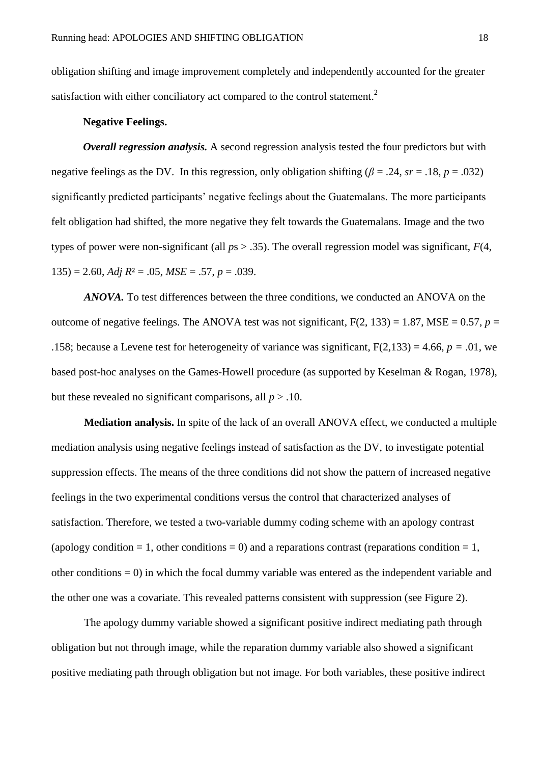obligation shifting and image improvement completely and independently accounted for the greater satisfaction with either conciliatory act compared to the control statement.[2]

**Negative Feelings.**

***Overall regression analysis.*** A second regression analysis tested the four predictors but with negative feelings as the DV. In this regression, only obligation shifting ($\beta$ = .24, *sr* = .18, *p* = .032) significantly predicted participants' negative feelings about the Guatemalans. The more participants felt obligation had shifted, the more negative they felt towards the Guatemalans. Image and the two types of power were non-significant (all *p*s > .35). The overall regression model was significant, $F(4, 135) = 2.60$, $Adj\ R^2 = .05$, $MSE = .57$, $p = .039$.

***ANOVA.*** To test differences between the three conditions, we conducted an ANOVA on the outcome of negative feelings. The ANOVA test was not significant, $F(2, 133) = 1.87$, MSE = 0.57, $p = .158$; because a Levene test for heterogeneity of variance was significant, $F(2,133) = 4.66$, $p = .01$, we based post-hoc analyses on the Games-Howell procedure (as supported by Keselman & Rogan, 1978), but these revealed no significant comparisons, all $p > .10$.

**Mediation analysis.** In spite of the lack of an overall ANOVA effect, we conducted a multiple mediation analysis using negative feelings instead of satisfaction as the DV, to investigate potential suppression effects. The means of the three conditions did not show the pattern of increased negative feelings in the two experimental conditions versus the control that characterized analyses of satisfaction. Therefore, we tested a two-variable dummy coding scheme with an apology contrast (apology condition = 1, other conditions = 0) and a reparations contrast (reparations condition = 1, other conditions = 0) in which the focal dummy variable was entered as the independent variable and the other one was a covariate. This revealed patterns consistent with suppression (see Figure 2).

The apology dummy variable showed a significant positive indirect mediating path through obligation but not through image, while the reparation dummy variable also showed a significant positive mediating path through obligation but not image. For both variables, these positive indirect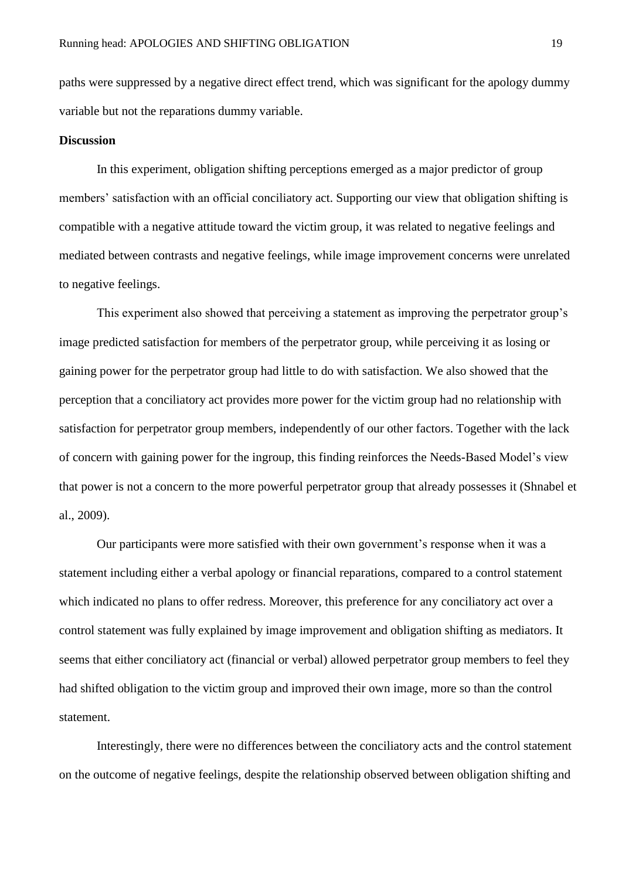paths were suppressed by a negative direct effect trend, which was significant for the apology dummy variable but not the reparations dummy variable.

**Discussion**

In this experiment, obligation shifting perceptions emerged as a major predictor of group members' satisfaction with an official conciliatory act. Supporting our view that obligation shifting is compatible with a negative attitude toward the victim group, it was related to negative feelings and mediated between contrasts and negative feelings, while image improvement concerns were unrelated to negative feelings.

This experiment also showed that perceiving a statement as improving the perpetrator group's image predicted satisfaction for members of the perpetrator group, while perceiving it as losing or gaining power for the perpetrator group had little to do with satisfaction. We also showed that the perception that a conciliatory act provides more power for the victim group had no relationship with satisfaction for perpetrator group members, independently of our other factors. Together with the lack of concern with gaining power for the ingroup, this finding reinforces the Needs-Based Model's view that power is not a concern to the more powerful perpetrator group that already possesses it (Shnabel et al., 2009).

Our participants were more satisfied with their own government's response when it was a statement including either a verbal apology or financial reparations, compared to a control statement which indicated no plans to offer redress. Moreover, this preference for any conciliatory act over a control statement was fully explained by image improvement and obligation shifting as mediators. It seems that either conciliatory act (financial or verbal) allowed perpetrator group members to feel they had shifted obligation to the victim group and improved their own image, more so than the control statement.

Interestingly, there were no differences between the conciliatory acts and the control statement on the outcome of negative feelings, despite the relationship observed between obligation shifting and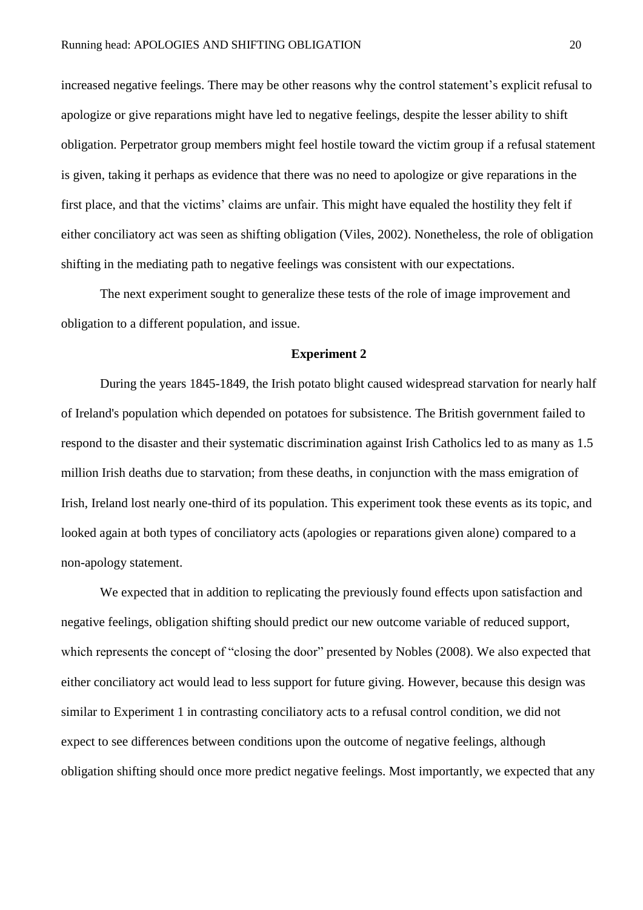increased negative feelings. There may be other reasons why the control statement's explicit refusal to apologize or give reparations might have led to negative feelings, despite the lesser ability to shift obligation. Perpetrator group members might feel hostile toward the victim group if a refusal statement is given, taking it perhaps as evidence that there was no need to apologize or give reparations in the first place, and that the victims' claims are unfair. This might have equaled the hostility they felt if either conciliatory act was seen as shifting obligation (Viles, 2002). Nonetheless, the role of obligation shifting in the mediating path to negative feelings was consistent with our expectations.

The next experiment sought to generalize these tests of the role of image improvement and obligation to a different population, and issue.

## Experiment 2

During the years 1845-1849, the Irish potato blight caused widespread starvation for nearly half of Ireland's population which depended on potatoes for subsistence. The British government failed to respond to the disaster and their systematic discrimination against Irish Catholics led to as many as 1.5 million Irish deaths due to starvation; from these deaths, in conjunction with the mass emigration of Irish, Ireland lost nearly one-third of its population. This experiment took these events as its topic, and looked again at both types of conciliatory acts (apologies or reparations given alone) compared to a non-apology statement.

We expected that in addition to replicating the previously found effects upon satisfaction and negative feelings, obligation shifting should predict our new outcome variable of reduced support, which represents the concept of "closing the door" presented by Nobles (2008). We also expected that either conciliatory act would lead to less support for future giving. However, because this design was similar to Experiment 1 in contrasting conciliatory acts to a refusal control condition, we did not expect to see differences between conditions upon the outcome of negative feelings, although obligation shifting should once more predict negative feelings. Most importantly, we expected that any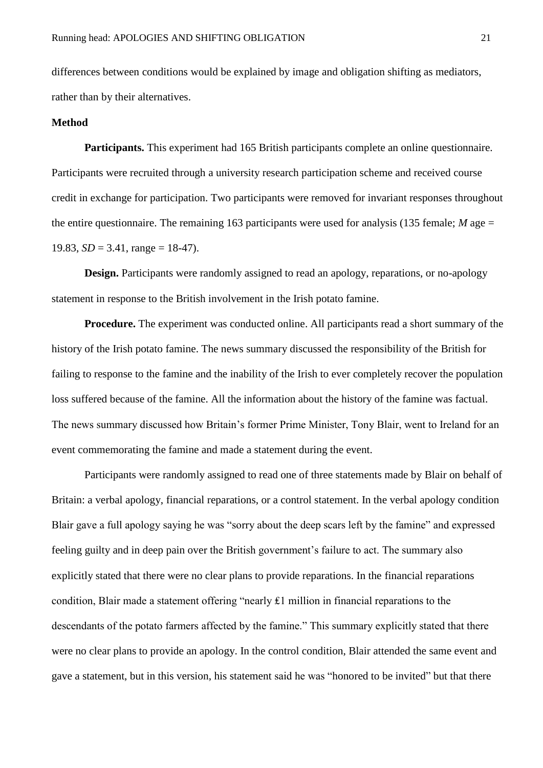differences between conditions would be explained by image and obligation shifting as mediators, rather than by their alternatives.

## Method

**Participants.** This experiment had 165 British participants complete an online questionnaire. Participants were recruited through a university research participation scheme and received course credit in exchange for participation. Two participants were removed for invariant responses throughout the entire questionnaire. The remaining 163 participants were used for analysis (135 female; *M* age = 19.83, *SD* = 3.41, range = 18-47).

**Design.** Participants were randomly assigned to read an apology, reparations, or no-apology statement in response to the British involvement in the Irish potato famine.

**Procedure.** The experiment was conducted online. All participants read a short summary of the history of the Irish potato famine. The news summary discussed the responsibility of the British for failing to response to the famine and the inability of the Irish to ever completely recover the population loss suffered because of the famine. All the information about the history of the famine was factual. The news summary discussed how Britain's former Prime Minister, Tony Blair, went to Ireland for an event commemorating the famine and made a statement during the event.

Participants were randomly assigned to read one of three statements made by Blair on behalf of Britain: a verbal apology, financial reparations, or a control statement. In the verbal apology condition Blair gave a full apology saying he was "sorry about the deep scars left by the famine" and expressed feeling guilty and in deep pain over the British government's failure to act. The summary also explicitly stated that there were no clear plans to provide reparations. In the financial reparations condition, Blair made a statement offering "nearly £1 million in financial reparations to the descendants of the potato farmers affected by the famine." This summary explicitly stated that there were no clear plans to provide an apology. In the control condition, Blair attended the same event and gave a statement, but in this version, his statement said he was "honored to be invited" but that there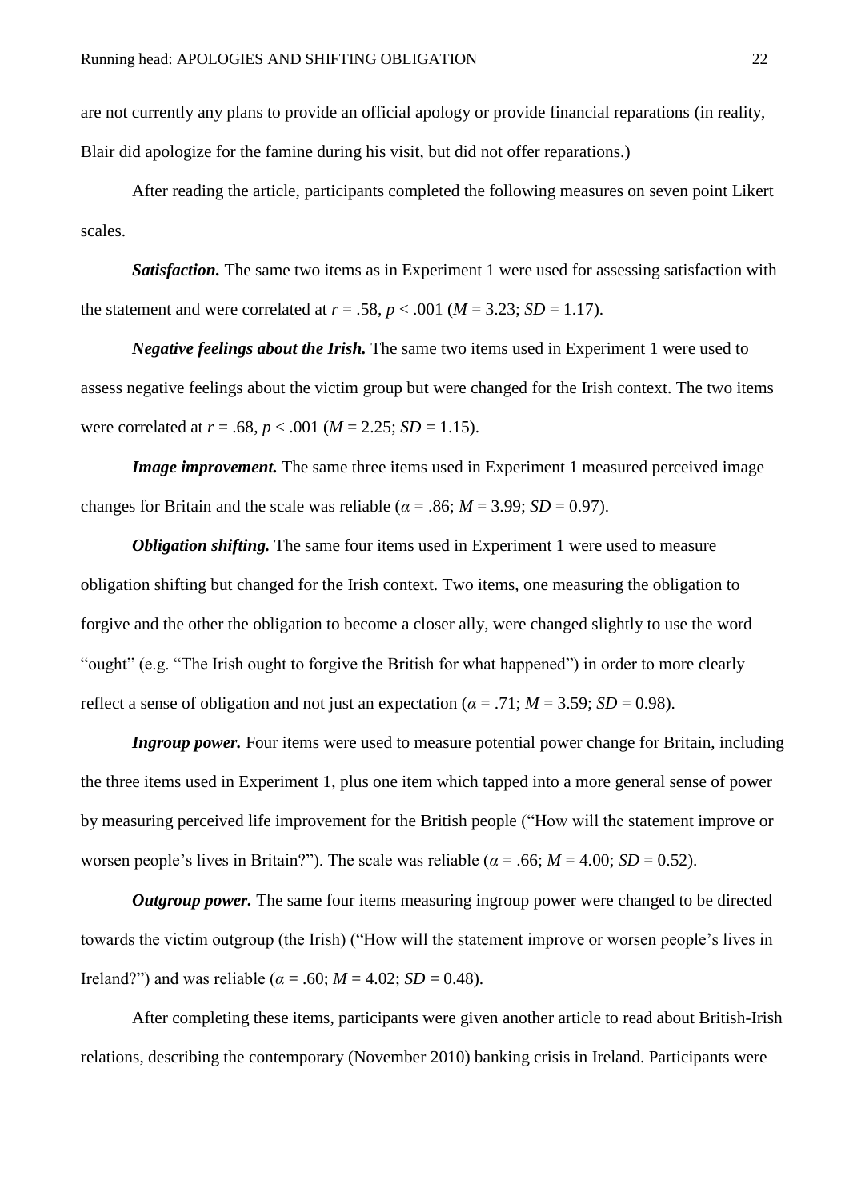are not currently any plans to provide an official apology or provide financial reparations (in reality, Blair did apologize for the famine during his visit, but did not offer reparations.)

After reading the article, participants completed the following measures on seven point Likert scales.

***Satisfaction.*** The same two items as in Experiment 1 were used for assessing satisfaction with the statement and were correlated at $r = .58$, $p < .001$ ($M = 3.23$; $SD = 1.17$).

***Negative feelings about the Irish.*** The same two items used in Experiment 1 were used to assess negative feelings about the victim group but were changed for the Irish context. The two items were correlated at $r = .68$, $p < .001$ ($M = 2.25$; $SD = 1.15$).

***Image improvement.*** The same three items used in Experiment 1 measured perceived image changes for Britain and the scale was reliable ($\alpha = .86$; $M = 3.99$; $SD = 0.97$).

***Obligation shifting.*** The same four items used in Experiment 1 were used to measure obligation shifting but changed for the Irish context. Two items, one measuring the obligation to forgive and the other the obligation to become a closer ally, were changed slightly to use the word "ought" (e.g. "The Irish ought to forgive the British for what happened") in order to more clearly reflect a sense of obligation and not just an expectation ($\alpha = .71$; $M = 3.59$; $SD = 0.98$).

***Ingroup power.*** Four items were used to measure potential power change for Britain, including the three items used in Experiment 1, plus one item which tapped into a more general sense of power by measuring perceived life improvement for the British people ("How will the statement improve or worsen people's lives in Britain?"). The scale was reliable ($\alpha = .66$; $M = 4.00$; $SD = 0.52$).

***Outgroup power.*** The same four items measuring ingroup power were changed to be directed towards the victim outgroup (the Irish) ("How will the statement improve or worsen people's lives in Ireland?") and was reliable ($\alpha = .60$; $M = 4.02$; $SD = 0.48$).

After completing these items, participants were given another article to read about British-Irish relations, describing the contemporary (November 2010) banking crisis in Ireland. Participants were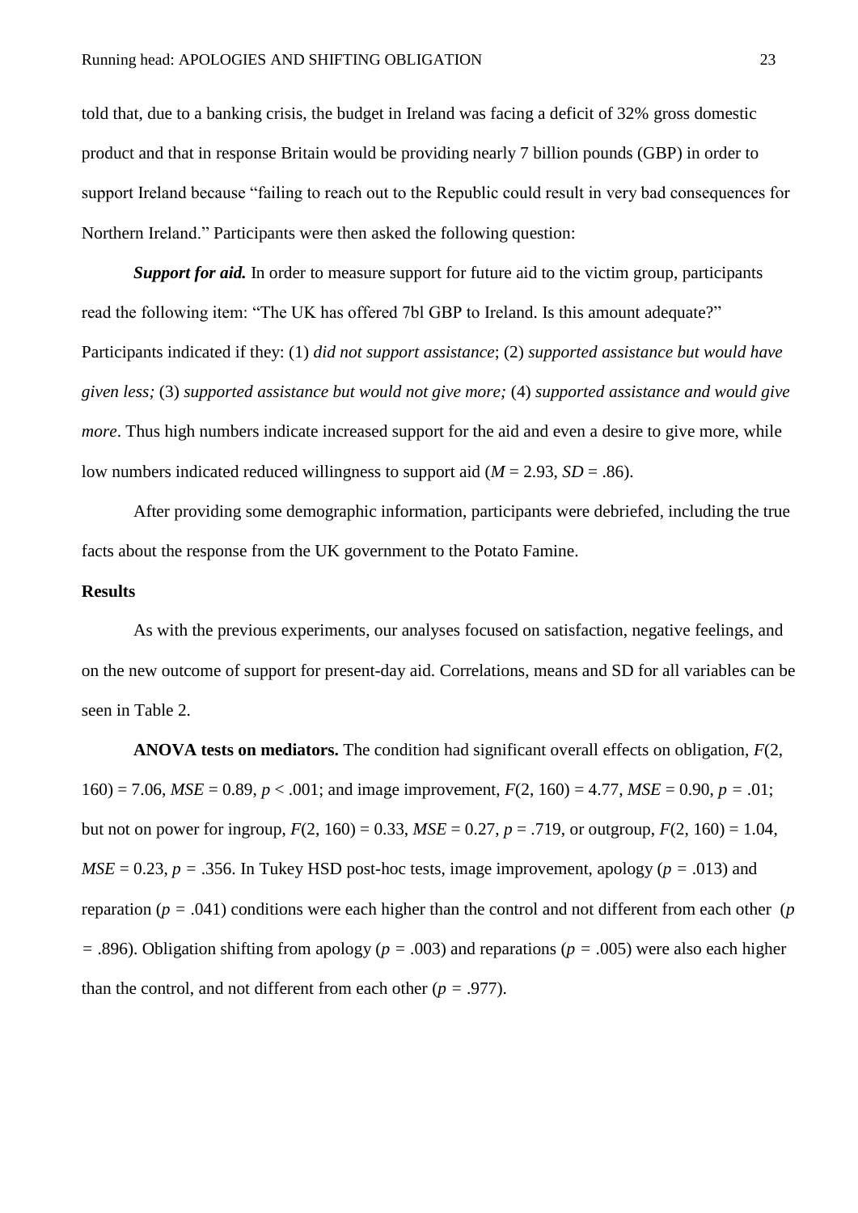told that, due to a banking crisis, the budget in Ireland was facing a deficit of 32% gross domestic product and that in response Britain would be providing nearly 7 billion pounds (GBP) in order to support Ireland because "failing to reach out to the Republic could result in very bad consequences for Northern Ireland." Participants were then asked the following question:

***Support for aid.*** In order to measure support for future aid to the victim group, participants read the following item: "The UK has offered 7bl GBP to Ireland. Is this amount adequate?" Participants indicated if they: (1) *did not support assistance*; (2) *supported assistance but would have given less;* (3) *supported assistance but would not give more;* (4) *supported assistance and would give more*. Thus high numbers indicate increased support for the aid and even a desire to give more, while low numbers indicated reduced willingness to support aid ($M$ = 2.93, $SD$ = .86).

After providing some demographic information, participants were debriefed, including the true facts about the response from the UK government to the Potato Famine.

**Results**

As with the previous experiments, our analyses focused on satisfaction, negative feelings, and on the new outcome of support for present-day aid. Correlations, means and SD for all variables can be seen in Table 2.

**ANOVA tests on mediators.** The condition had significant overall effects on obligation, $F(2, 160) = 7.06$, $MSE = 0.89$, $p < .001$; and image improvement, $F(2, 160) = 4.77$, $MSE = 0.90$, $p = .01$; but not on power for ingroup, $F(2, 160) = 0.33$, $MSE = 0.27$, $p = .719$, or outgroup, $F(2, 160) = 1.04$, $MSE = 0.23$, $p = .356$. In Tukey HSD post-hoc tests, image improvement, apology ($p = .013$) and reparation ($p = .041$) conditions were each higher than the control and not different from each other ($p = .896$). Obligation shifting from apology ($p = .003$) and reparations ($p = .005$) were also each higher than the control, and not different from each other ($p = .977$).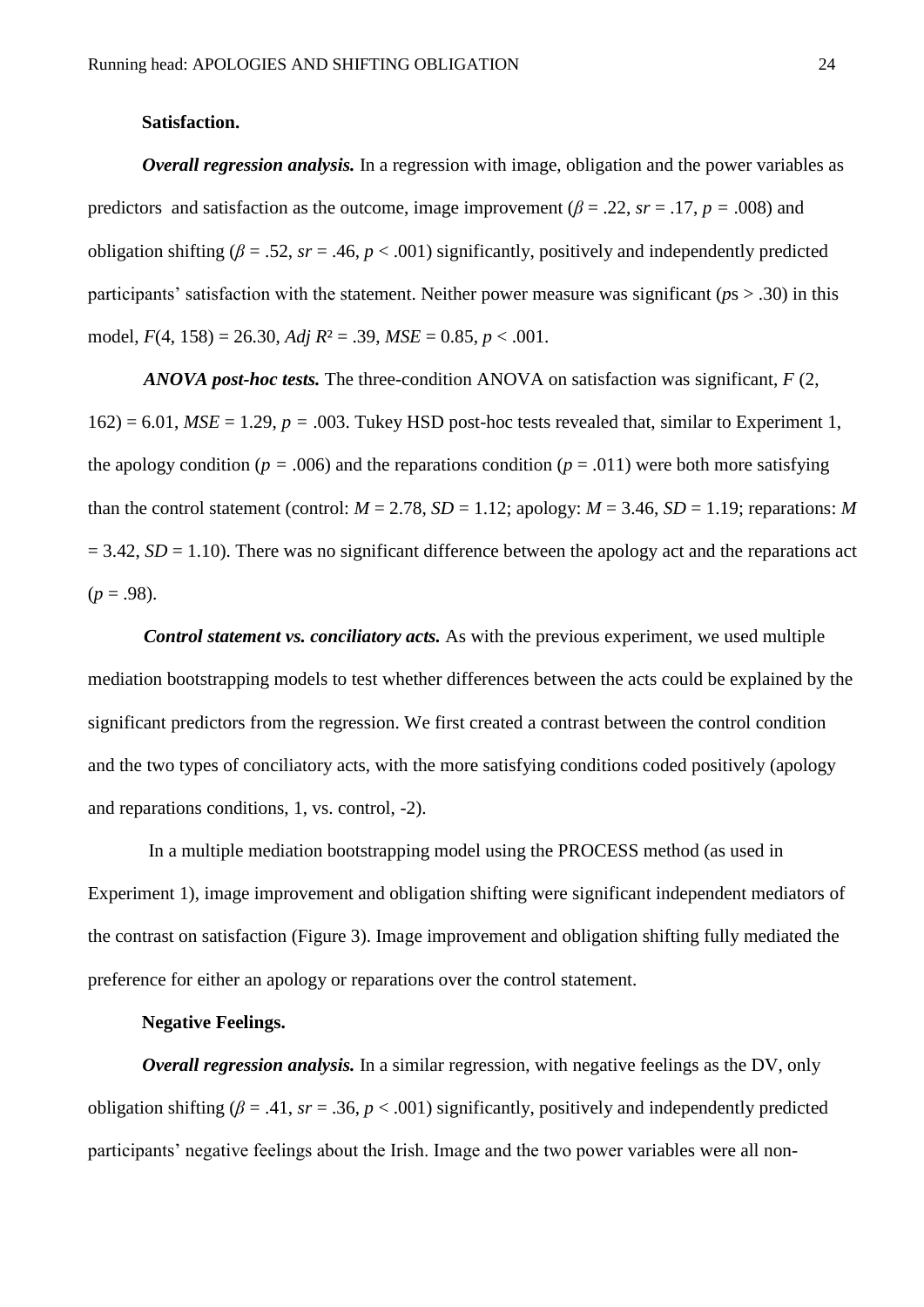**Satisfaction.**

***Overall regression analysis.*** In a regression with image, obligation and the power variables as predictors and satisfaction as the outcome, image improvement ($\beta$ = .22, *sr* = .17, *p* = .008) and obligation shifting ($\beta$ = .52, *sr* = .46, *p* < .001) significantly, positively and independently predicted participants' satisfaction with the statement. Neither power measure was significant (*p*s > .30) in this model, $F(4, 158) = 26.30$, *Adj* $R^2$ = .39, *MSE* = 0.85, *p* < .001.

***ANOVA post-hoc tests.*** The three-condition ANOVA on satisfaction was significant, $F$ (2, 162) = 6.01, *MSE* = 1.29, *p* = .003. Tukey HSD post-hoc tests revealed that, similar to Experiment 1, the apology condition (*p* = .006) and the reparations condition (*p* = .011) were both more satisfying than the control statement (control: *M* = 2.78, *SD* = 1.12; apology: *M* = 3.46, *SD* = 1.19; reparations: *M* = 3.42, *SD* = 1.10). There was no significant difference between the apology act and the reparations act (*p* = .98).

***Control statement vs. conciliatory acts.*** As with the previous experiment, we used multiple mediation bootstrapping models to test whether differences between the acts could be explained by the significant predictors from the regression. We first created a contrast between the control condition and the two types of conciliatory acts, with the more satisfying conditions coded positively (apology and reparations conditions, 1, vs. control, -2).

In a multiple mediation bootstrapping model using the PROCESS method (as used in Experiment 1), image improvement and obligation shifting were significant independent mediators of the contrast on satisfaction (Figure 3). Image improvement and obligation shifting fully mediated the preference for either an apology or reparations over the control statement.

**Negative Feelings.**

***Overall regression analysis.*** In a similar regression, with negative feelings as the DV, only obligation shifting ($\beta$ = .41, *sr* = .36, *p* < .001) significantly, positively and independently predicted participants' negative feelings about the Irish. Image and the two power variables were all non-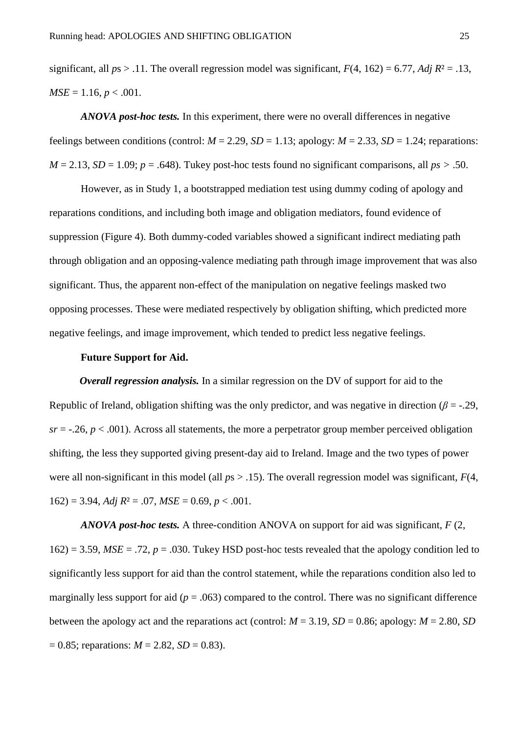significant, all *p*s > .11. The overall regression model was significant, $F(4, 162) = 6.77$, $Adj\ R^2 = .13$, $MSE = 1.16$, $p < .001$.

***ANOVA post-hoc tests.*** In this experiment, there were no overall differences in negative feelings between conditions (control: $M = 2.29$, $SD = 1.13$; apology: $M = 2.33$, $SD = 1.24$; reparations: $M = 2.13$, $SD = 1.09$; $p = .648$). Tukey post-hoc tests found no significant comparisons, all $ps > .50$.

However, as in Study 1, a bootstrapped mediation test using dummy coding of apology and reparations conditions, and including both image and obligation mediators, found evidence of suppression (Figure 4). Both dummy-coded variables showed a significant indirect mediating path through obligation and an opposing-valence mediating path through image improvement that was also significant. Thus, the apparent non-effect of the manipulation on negative feelings masked two opposing processes. These were mediated respectively by obligation shifting, which predicted more negative feelings, and image improvement, which tended to predict less negative feelings.

**Future Support for Aid.**

***Overall regression analysis.*** In a similar regression on the DV of support for aid to the Republic of Ireland, obligation shifting was the only predictor, and was negative in direction ($\beta = -.29$, $sr = -.26$, $p < .001$). Across all statements, the more a perpetrator group member perceived obligation shifting, the less they supported giving present-day aid to Ireland. Image and the two types of power were all non-significant in this model (all *p*s > .15). The overall regression model was significant, $F(4, 162) = 3.94$, $Adj\ R^2 = .07$, $MSE = 0.69$, $p < .001$.

***ANOVA post-hoc tests.*** A three-condition ANOVA on support for aid was significant, $F(2, 162) = 3.59$, $MSE = .72$, $p = .030$. Tukey HSD post-hoc tests revealed that the apology condition led to significantly less support for aid than the control statement, while the reparations condition also led to marginally less support for aid ($p = .063$) compared to the control. There was no significant difference between the apology act and the reparations act (control: $M = 3.19$, $SD = 0.86$; apology: $M = 2.80$, $SD = 0.85$; reparations: $M = 2.82$, $SD = 0.83$).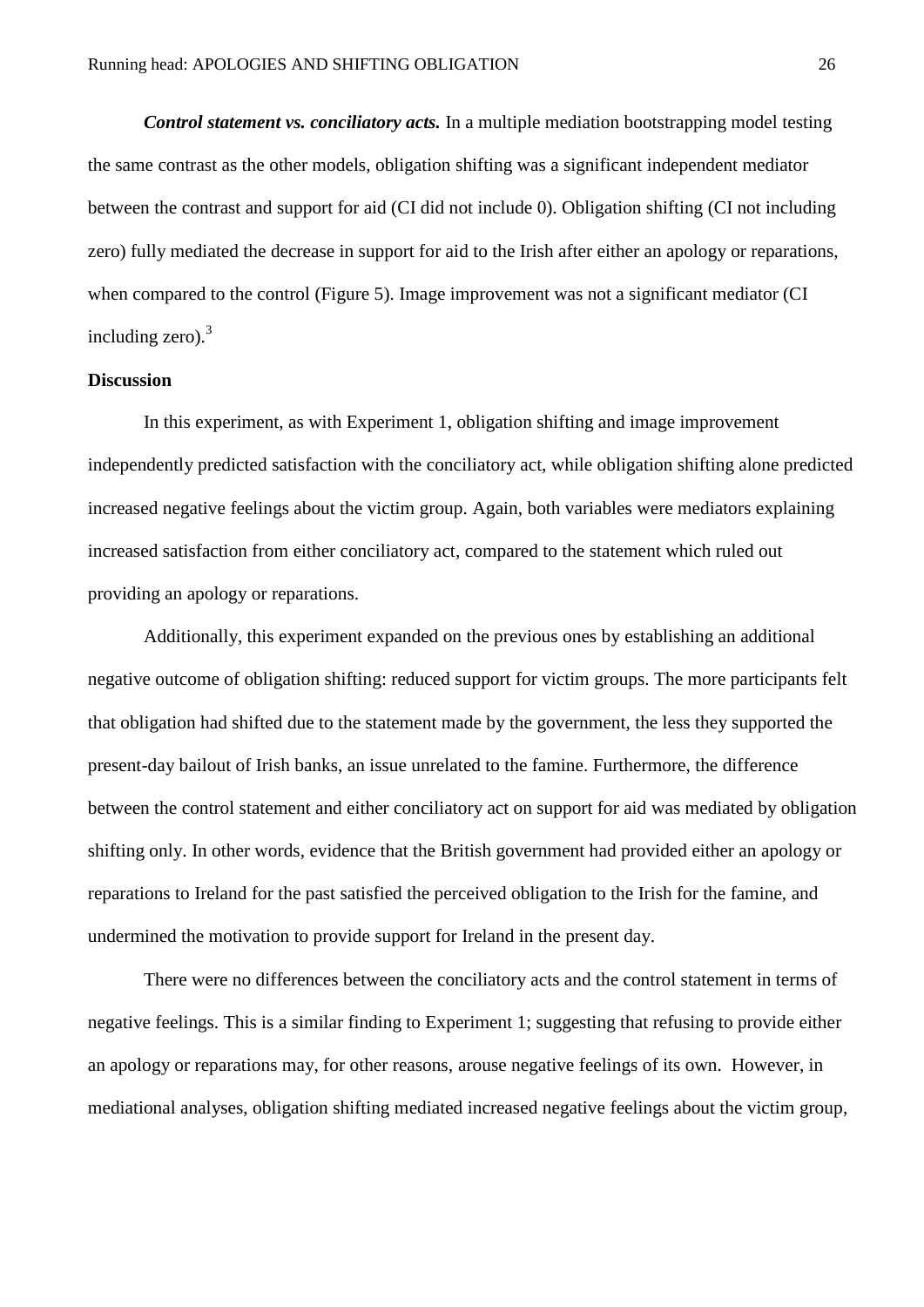***Control statement vs. conciliatory acts.*** In a multiple mediation bootstrapping model testing the same contrast as the other models, obligation shifting was a significant independent mediator between the contrast and support for aid (CI did not include 0). Obligation shifting (CI not including zero) fully mediated the decrease in support for aid to the Irish after either an apology or reparations, when compared to the control (Figure 5). Image improvement was not a significant mediator (CI including zero).[3]

**Discussion**

In this experiment, as with Experiment 1, obligation shifting and image improvement independently predicted satisfaction with the conciliatory act, while obligation shifting alone predicted increased negative feelings about the victim group. Again, both variables were mediators explaining increased satisfaction from either conciliatory act, compared to the statement which ruled out providing an apology or reparations.

Additionally, this experiment expanded on the previous ones by establishing an additional negative outcome of obligation shifting: reduced support for victim groups. The more participants felt that obligation had shifted due to the statement made by the government, the less they supported the present-day bailout of Irish banks, an issue unrelated to the famine. Furthermore, the difference between the control statement and either conciliatory act on support for aid was mediated by obligation shifting only. In other words, evidence that the British government had provided either an apology or reparations to Ireland for the past satisfied the perceived obligation to the Irish for the famine, and undermined the motivation to provide support for Ireland in the present day.

There were no differences between the conciliatory acts and the control statement in terms of negative feelings. This is a similar finding to Experiment 1; suggesting that refusing to provide either an apology or reparations may, for other reasons, arouse negative feelings of its own. However, in mediational analyses, obligation shifting mediated increased negative feelings about the victim group,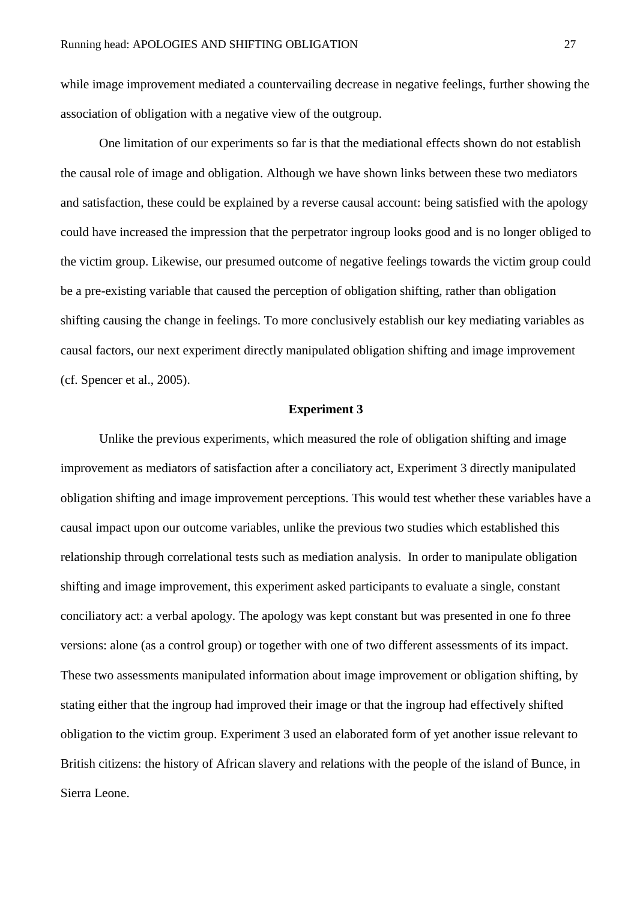while image improvement mediated a countervailing decrease in negative feelings, further showing the association of obligation with a negative view of the outgroup.

One limitation of our experiments so far is that the mediational effects shown do not establish the causal role of image and obligation. Although we have shown links between these two mediators and satisfaction, these could be explained by a reverse causal account: being satisfied with the apology could have increased the impression that the perpetrator ingroup looks good and is no longer obliged to the victim group. Likewise, our presumed outcome of negative feelings towards the victim group could be a pre-existing variable that caused the perception of obligation shifting, rather than obligation shifting causing the change in feelings. To more conclusively establish our key mediating variables as causal factors, our next experiment directly manipulated obligation shifting and image improvement (cf. Spencer et al., 2005).

## Experiment 3

Unlike the previous experiments, which measured the role of obligation shifting and image improvement as mediators of satisfaction after a conciliatory act, Experiment 3 directly manipulated obligation shifting and image improvement perceptions. This would test whether these variables have a causal impact upon our outcome variables, unlike the previous two studies which established this relationship through correlational tests such as mediation analysis.  In order to manipulate obligation shifting and image improvement, this experiment asked participants to evaluate a single, constant conciliatory act: a verbal apology. The apology was kept constant but was presented in one fo three versions: alone (as a control group) or together with one of two different assessments of its impact. These two assessments manipulated information about image improvement or obligation shifting, by stating either that the ingroup had improved their image or that the ingroup had effectively shifted obligation to the victim group. Experiment 3 used an elaborated form of yet another issue relevant to British citizens: the history of African slavery and relations with the people of the island of Bunce, in Sierra Leone.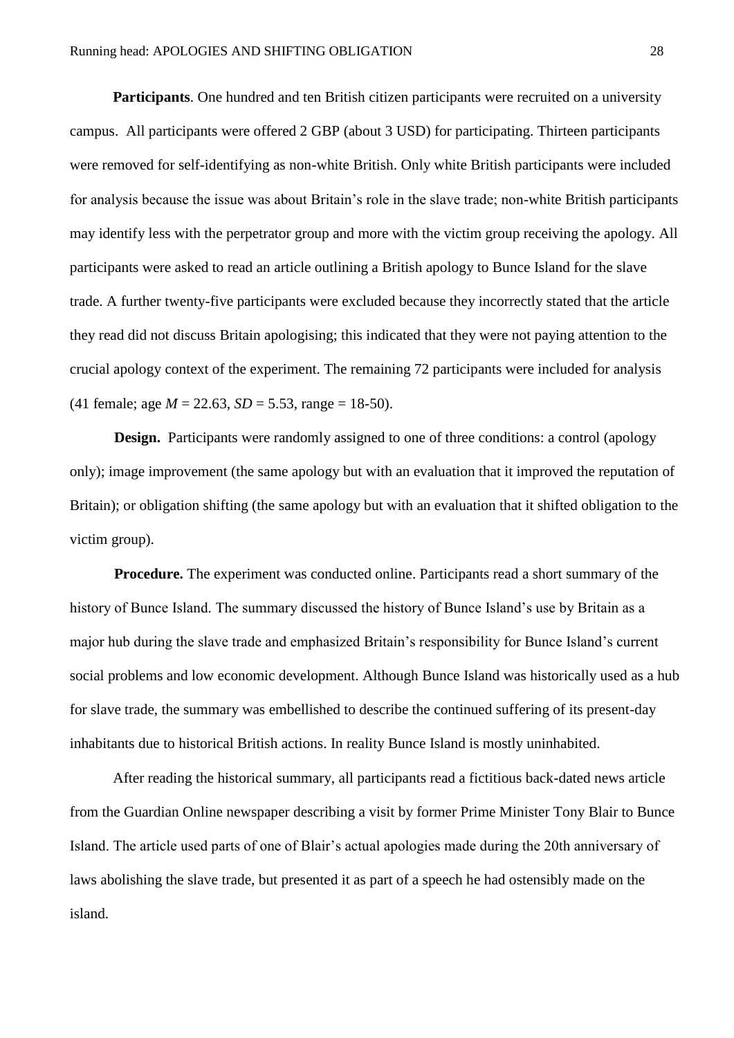**Participants**. One hundred and ten British citizen participants were recruited on a university campus. All participants were offered 2 GBP (about 3 USD) for participating. Thirteen participants were removed for self-identifying as non-white British. Only white British participants were included for analysis because the issue was about Britain's role in the slave trade; non-white British participants may identify less with the perpetrator group and more with the victim group receiving the apology. All participants were asked to read an article outlining a British apology to Bunce Island for the slave trade. A further twenty-five participants were excluded because they incorrectly stated that the article they read did not discuss Britain apologising; this indicated that they were not paying attention to the crucial apology context of the experiment. The remaining 72 participants were included for analysis (41 female; age $M$ = 22.63, $SD$ = 5.53, range = 18-50).

**Design.** Participants were randomly assigned to one of three conditions: a control (apology only); image improvement (the same apology but with an evaluation that it improved the reputation of Britain); or obligation shifting (the same apology but with an evaluation that it shifted obligation to the victim group).

**Procedure.** The experiment was conducted online. Participants read a short summary of the history of Bunce Island. The summary discussed the history of Bunce Island's use by Britain as a major hub during the slave trade and emphasized Britain's responsibility for Bunce Island's current social problems and low economic development. Although Bunce Island was historically used as a hub for slave trade, the summary was embellished to describe the continued suffering of its present-day inhabitants due to historical British actions. In reality Bunce Island is mostly uninhabited.

After reading the historical summary, all participants read a fictitious back-dated news article from the Guardian Online newspaper describing a visit by former Prime Minister Tony Blair to Bunce Island. The article used parts of one of Blair's actual apologies made during the 20th anniversary of laws abolishing the slave trade, but presented it as part of a speech he had ostensibly made on the island.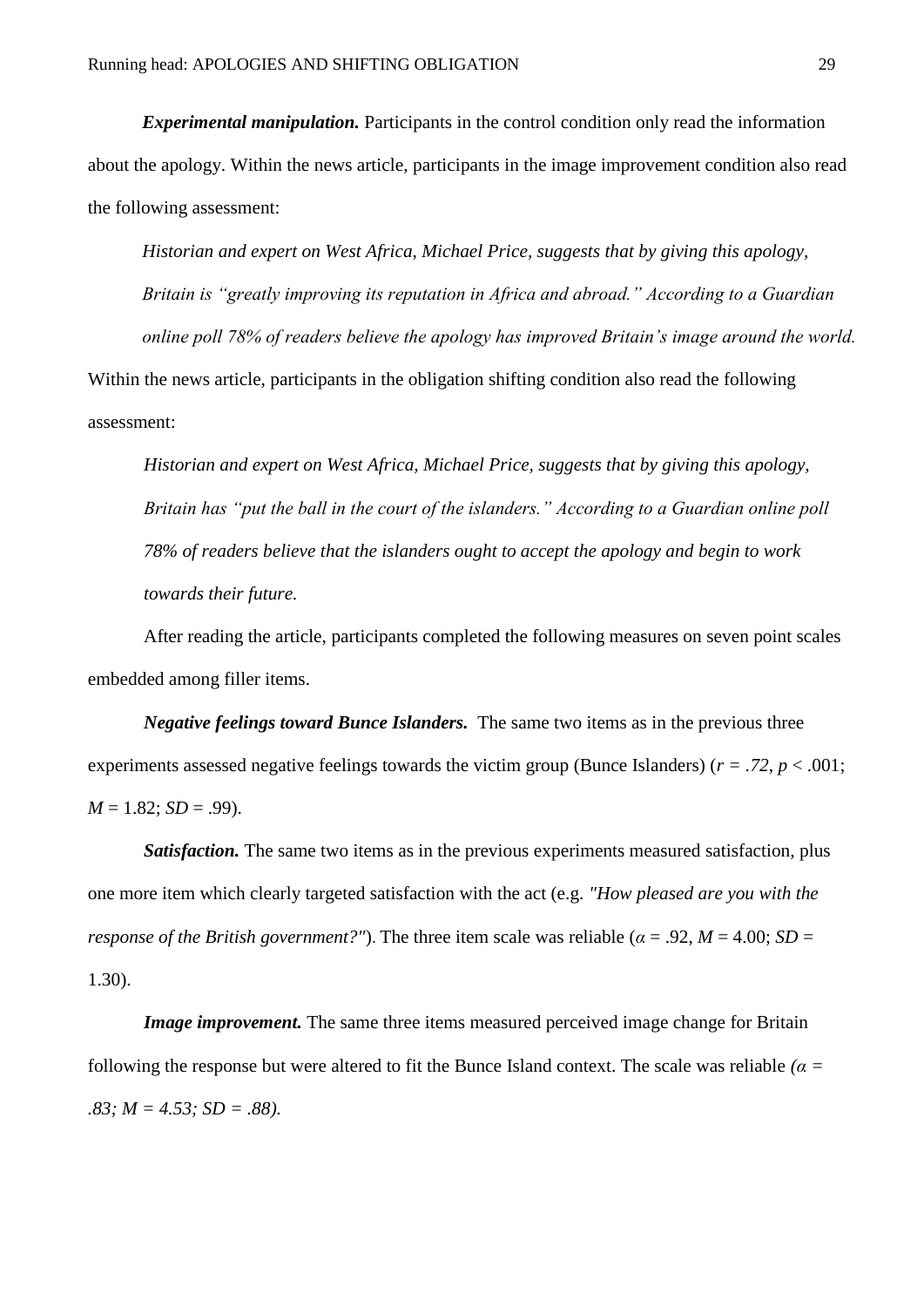***Experimental manipulation.*** Participants in the control condition only read the information about the apology. Within the news article, participants in the image improvement condition also read the following assessment:

> *Historian and expert on West Africa, Michael Price, suggests that by giving this apology, Britain is "greatly improving its reputation in Africa and abroad." According to a Guardian online poll 78% of readers believe the apology has improved Britain's image around the world.*

Within the news article, participants in the obligation shifting condition also read the following assessment:

> *Historian and expert on West Africa, Michael Price, suggests that by giving this apology, Britain has "put the ball in the court of the islanders." According to a Guardian online poll 78% of readers believe that the islanders ought to accept the apology and begin to work towards their future.*

After reading the article, participants completed the following measures on seven point scales embedded among filler items.

***Negative feelings toward Bunce Islanders.*** The same two items as in the previous three experiments assessed negative feelings towards the victim group (Bunce Islanders) ($r = .72$, $p < .001$; $M = 1.82$; $SD = .99$).

***Satisfaction.*** The same two items as in the previous experiments measured satisfaction, plus one more item which clearly targeted satisfaction with the act (e.g. *"How pleased are you with the response of the British government?"*). The three item scale was reliable ($\alpha = .92$, $M = 4.00$; $SD = 1.30$).

***Image improvement.*** The same three items measured perceived image change for Britain following the response but were altered to fit the Bunce Island context. The scale was reliable ($\alpha = .83$; $M = 4.53$; $SD = .88$).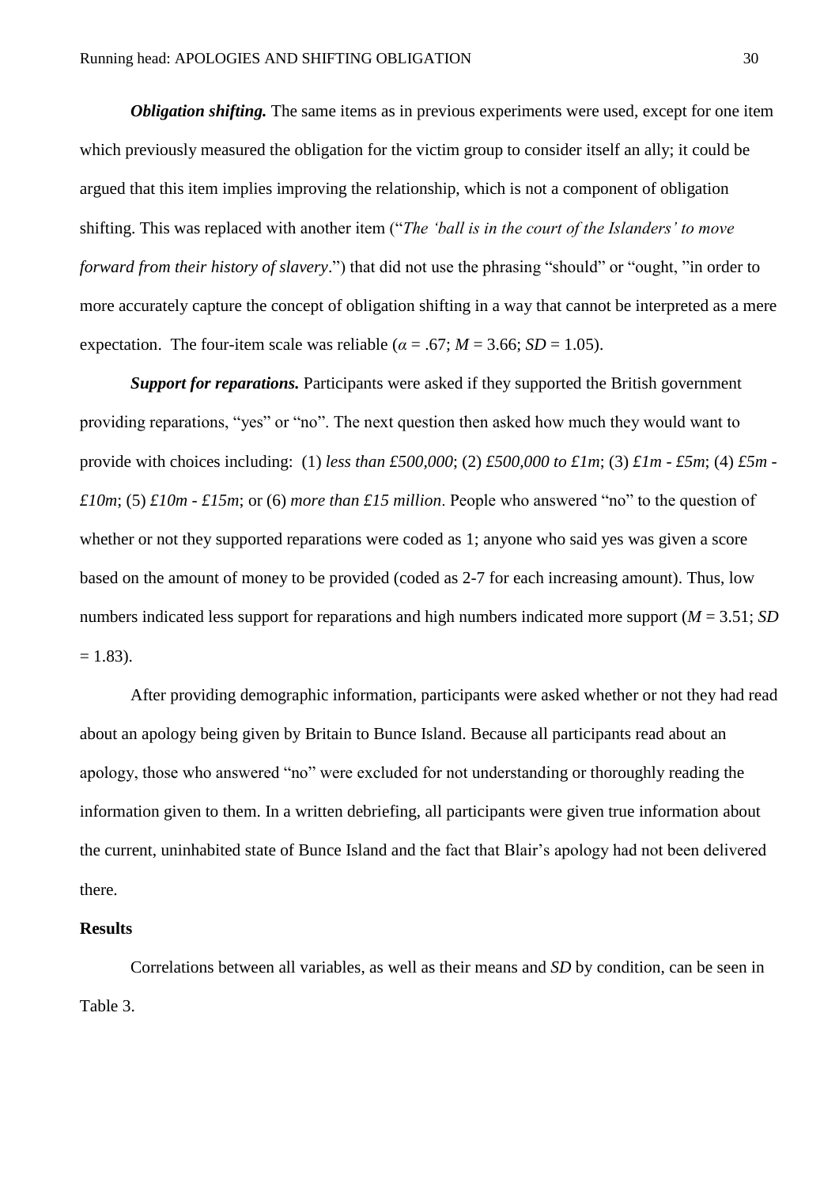***Obligation shifting.*** The same items as in previous experiments were used, except for one item which previously measured the obligation for the victim group to consider itself an ally; it could be argued that this item implies improving the relationship, which is not a component of obligation shifting. This was replaced with another item ("*The 'ball is in the court of the Islanders' to move forward from their history of slavery*.") that did not use the phrasing "should" or "ought, "in order to more accurately capture the concept of obligation shifting in a way that cannot be interpreted as a mere expectation. The four-item scale was reliable ($\alpha$ = .67; *M* = 3.66; *SD* = 1.05).

***Support for reparations.*** Participants were asked if they supported the British government providing reparations, "yes" or "no". The next question then asked how much they would want to provide with choices including: (1) *less than £500,000*; (2) *£500,000 to £1m*; (3) *£1m - £5m*; (4) *£5m - £10m*; (5) *£10m - £15m*; or (6) *more than £15 million*. People who answered "no" to the question of whether or not they supported reparations were coded as 1; anyone who said yes was given a score based on the amount of money to be provided (coded as 2-7 for each increasing amount). Thus, low numbers indicated less support for reparations and high numbers indicated more support (*M* = 3.51; *SD* = 1.83).

After providing demographic information, participants were asked whether or not they had read about an apology being given by Britain to Bunce Island. Because all participants read about an apology, those who answered "no" were excluded for not understanding or thoroughly reading the information given to them. In a written debriefing, all participants were given true information about the current, uninhabited state of Bunce Island and the fact that Blair's apology had not been delivered there.

## Results

Correlations between all variables, as well as their means and *SD* by condition, can be seen in Table 3.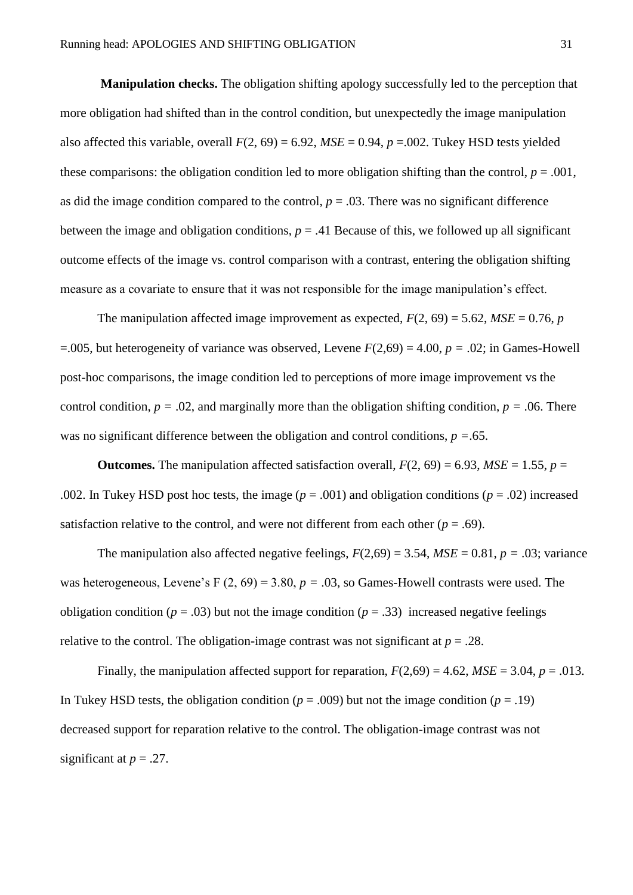**Manipulation checks.** The obligation shifting apology successfully led to the perception that more obligation had shifted than in the control condition, but unexpectedly the image manipulation also affected this variable, overall $F(2, 69) = 6.92$, $MSE = 0.94$, $p = .002$. Tukey HSD tests yielded these comparisons: the obligation condition led to more obligation shifting than the control, $p = .001$, as did the image condition compared to the control, $p = .03$. There was no significant difference between the image and obligation conditions, $p = .41$ Because of this, we followed up all significant outcome effects of the image vs. control comparison with a contrast, entering the obligation shifting measure as a covariate to ensure that it was not responsible for the image manipulation's effect.

The manipulation affected image improvement as expected, $F(2, 69) = 5.62$, $MSE = 0.76$, $p = .005$, but heterogeneity of variance was observed, Levene $F(2,69) = 4.00$, $p = .02$; in Games-Howell post-hoc comparisons, the image condition led to perceptions of more image improvement vs the control condition, $p = .02$, and marginally more than the obligation shifting condition, $p = .06$. There was no significant difference between the obligation and control conditions, $p = .65$.

**Outcomes.** The manipulation affected satisfaction overall, $F(2, 69) = 6.93$, $MSE = 1.55$, $p = .002$. In Tukey HSD post hoc tests, the image ($p = .001$) and obligation conditions ($p = .02$) increased satisfaction relative to the control, and were not different from each other ($p = .69$).

The manipulation also affected negative feelings, $F(2,69) = 3.54$, $MSE = 0.81$, $p = .03$; variance was heterogeneous, Levene's $F(2, 69) = 3.80$, $p = .03$, so Games-Howell contrasts were used. The obligation condition ($p = .03$) but not the image condition ($p = .33$) increased negative feelings relative to the control. The obligation-image contrast was not significant at $p = .28$.

Finally, the manipulation affected support for reparation, $F(2,69) = 4.62$, $MSE = 3.04$, $p = .013$. In Tukey HSD tests, the obligation condition ($p = .009$) but not the image condition ($p = .19$) decreased support for reparation relative to the control. The obligation-image contrast was not significant at $p = .27$.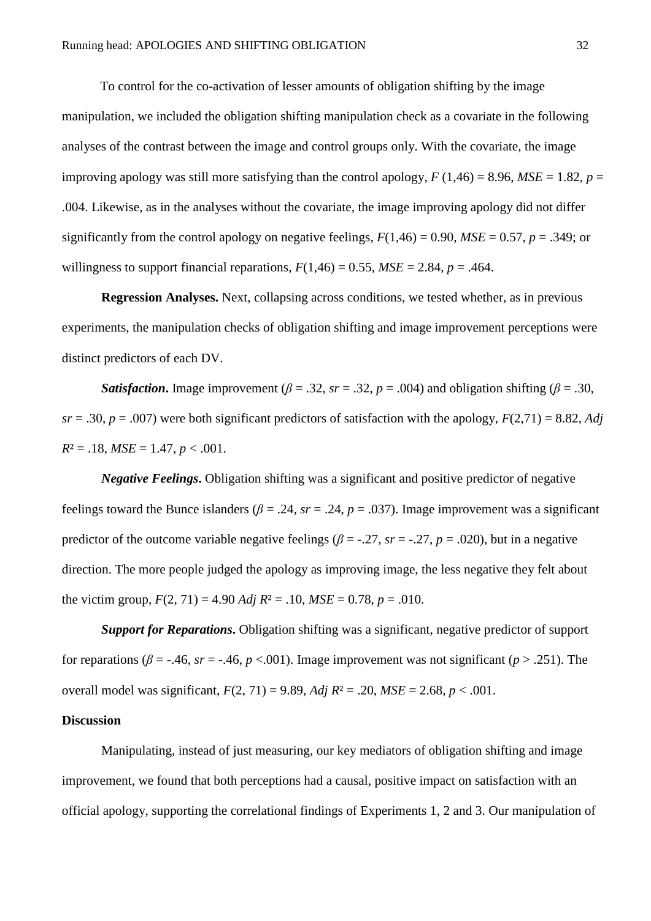To control for the co-activation of lesser amounts of obligation shifting by the image manipulation, we included the obligation shifting manipulation check as a covariate in the following analyses of the contrast between the image and control groups only. With the covariate, the image improving apology was still more satisfying than the control apology, $F$ (1,46) = 8.96, $MSE$ = 1.82, $p$ = .004. Likewise, as in the analyses without the covariate, the image improving apology did not differ significantly from the control apology on negative feelings, $F$(1,46) = 0.90, $MSE$ = 0.57, $p$ = .349; or willingness to support financial reparations, $F$(1,46) = 0.55, $MSE$ = 2.84, $p$ = .464.

**Regression Analyses.** Next, collapsing across conditions, we tested whether, as in previous experiments, the manipulation checks of obligation shifting and image improvement perceptions were distinct predictors of each DV.

***Satisfaction*.** Image improvement ($\beta$ = .32, $sr$ = .32, $p$ = .004) and obligation shifting ($\beta$ = .30, $sr$ = .30, $p$ = .007) were both significant predictors of satisfaction with the apology, $F$(2,71) = 8.82, $Adj\ R^2$ = .18, $MSE$ = 1.47, $p$ < .001.

***Negative Feelings*.** Obligation shifting was a significant and positive predictor of negative feelings toward the Bunce islanders ($\beta$ = .24, $sr$ = .24, $p$ = .037). Image improvement was a significant predictor of the outcome variable negative feelings ($\beta$ = -.27, $sr$ = -.27, $p$ = .020), but in a negative direction. The more people judged the apology as improving image, the less negative they felt about the victim group, $F$(2, 71) = 4.90 $Adj\ R^2$ = .10, $MSE$ = 0.78, $p$ = .010.

***Support for Reparations*.** Obligation shifting was a significant, negative predictor of support for reparations ($\beta$ = -.46, $sr$ = -.46, $p$ <.001). Image improvement was not significant ($p$ > .251). The overall model was significant, $F$(2, 71) = 9.89, $Adj\ R^2$ = .20, $MSE$ = 2.68, $p$ < .001.

**Discussion**

Manipulating, instead of just measuring, our key mediators of obligation shifting and image improvement, we found that both perceptions had a causal, positive impact on satisfaction with an official apology, supporting the correlational findings of Experiments 1, 2 and 3. Our manipulation of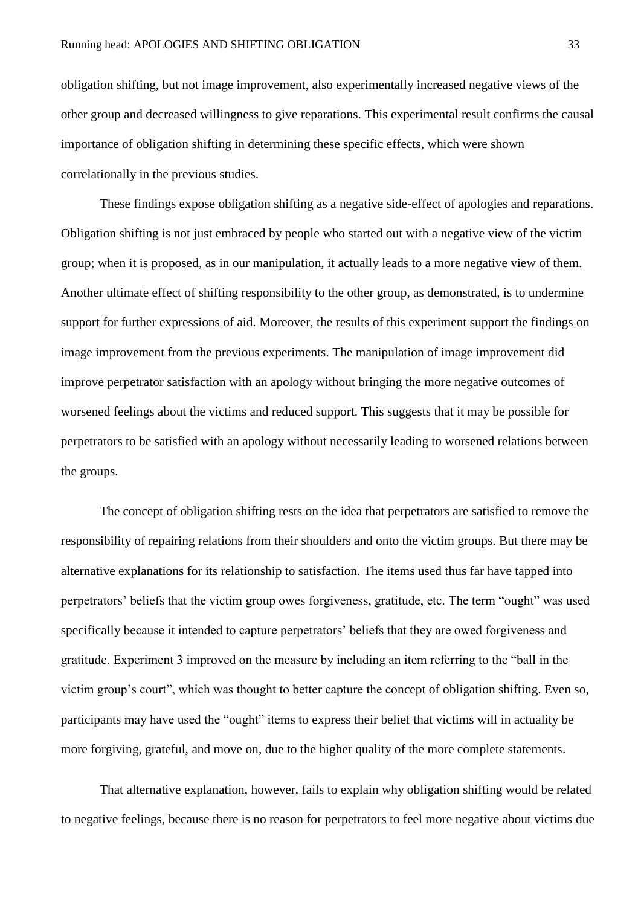obligation shifting, but not image improvement, also experimentally increased negative views of the other group and decreased willingness to give reparations. This experimental result confirms the causal importance of obligation shifting in determining these specific effects, which were shown correlationally in the previous studies.

These findings expose obligation shifting as a negative side-effect of apologies and reparations. Obligation shifting is not just embraced by people who started out with a negative view of the victim group; when it is proposed, as in our manipulation, it actually leads to a more negative view of them. Another ultimate effect of shifting responsibility to the other group, as demonstrated, is to undermine support for further expressions of aid. Moreover, the results of this experiment support the findings on image improvement from the previous experiments. The manipulation of image improvement did improve perpetrator satisfaction with an apology without bringing the more negative outcomes of worsened feelings about the victims and reduced support. This suggests that it may be possible for perpetrators to be satisfied with an apology without necessarily leading to worsened relations between the groups.

The concept of obligation shifting rests on the idea that perpetrators are satisfied to remove the responsibility of repairing relations from their shoulders and onto the victim groups. But there may be alternative explanations for its relationship to satisfaction. The items used thus far have tapped into perpetrators' beliefs that the victim group owes forgiveness, gratitude, etc. The term "ought" was used specifically because it intended to capture perpetrators' beliefs that they are owed forgiveness and gratitude. Experiment 3 improved on the measure by including an item referring to the "ball in the victim group's court", which was thought to better capture the concept of obligation shifting. Even so, participants may have used the "ought" items to express their belief that victims will in actuality be more forgiving, grateful, and move on, due to the higher quality of the more complete statements.

That alternative explanation, however, fails to explain why obligation shifting would be related to negative feelings, because there is no reason for perpetrators to feel more negative about victims due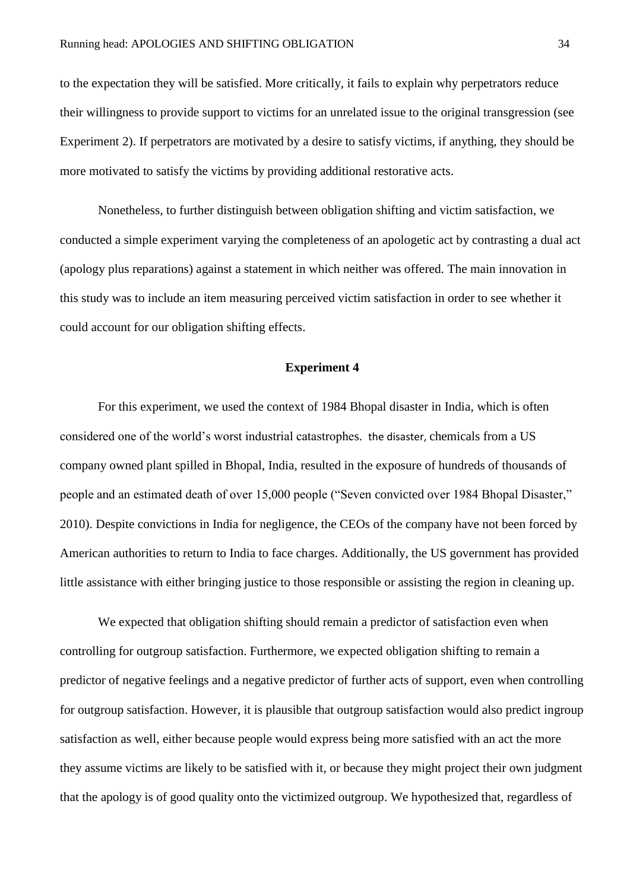to the expectation they will be satisfied. More critically, it fails to explain why perpetrators reduce their willingness to provide support to victims for an unrelated issue to the original transgression (see Experiment 2). If perpetrators are motivated by a desire to satisfy victims, if anything, they should be more motivated to satisfy the victims by providing additional restorative acts.

Nonetheless, to further distinguish between obligation shifting and victim satisfaction, we conducted a simple experiment varying the completeness of an apologetic act by contrasting a dual act (apology plus reparations) against a statement in which neither was offered. The main innovation in this study was to include an item measuring perceived victim satisfaction in order to see whether it could account for our obligation shifting effects.

### Experiment 4

For this experiment, we used the context of 1984 Bhopal disaster in India, which is often considered one of the world's worst industrial catastrophes. the disaster, chemicals from a US company owned plant spilled in Bhopal, India, resulted in the exposure of hundreds of thousands of people and an estimated death of over 15,000 people ("Seven convicted over 1984 Bhopal Disaster," 2010). Despite convictions in India for negligence, the CEOs of the company have not been forced by American authorities to return to India to face charges. Additionally, the US government has provided little assistance with either bringing justice to those responsible or assisting the region in cleaning up.

We expected that obligation shifting should remain a predictor of satisfaction even when controlling for outgroup satisfaction. Furthermore, we expected obligation shifting to remain a predictor of negative feelings and a negative predictor of further acts of support, even when controlling for outgroup satisfaction. However, it is plausible that outgroup satisfaction would also predict ingroup satisfaction as well, either because people would express being more satisfied with an act the more they assume victims are likely to be satisfied with it, or because they might project their own judgment that the apology is of good quality onto the victimized outgroup. We hypothesized that, regardless of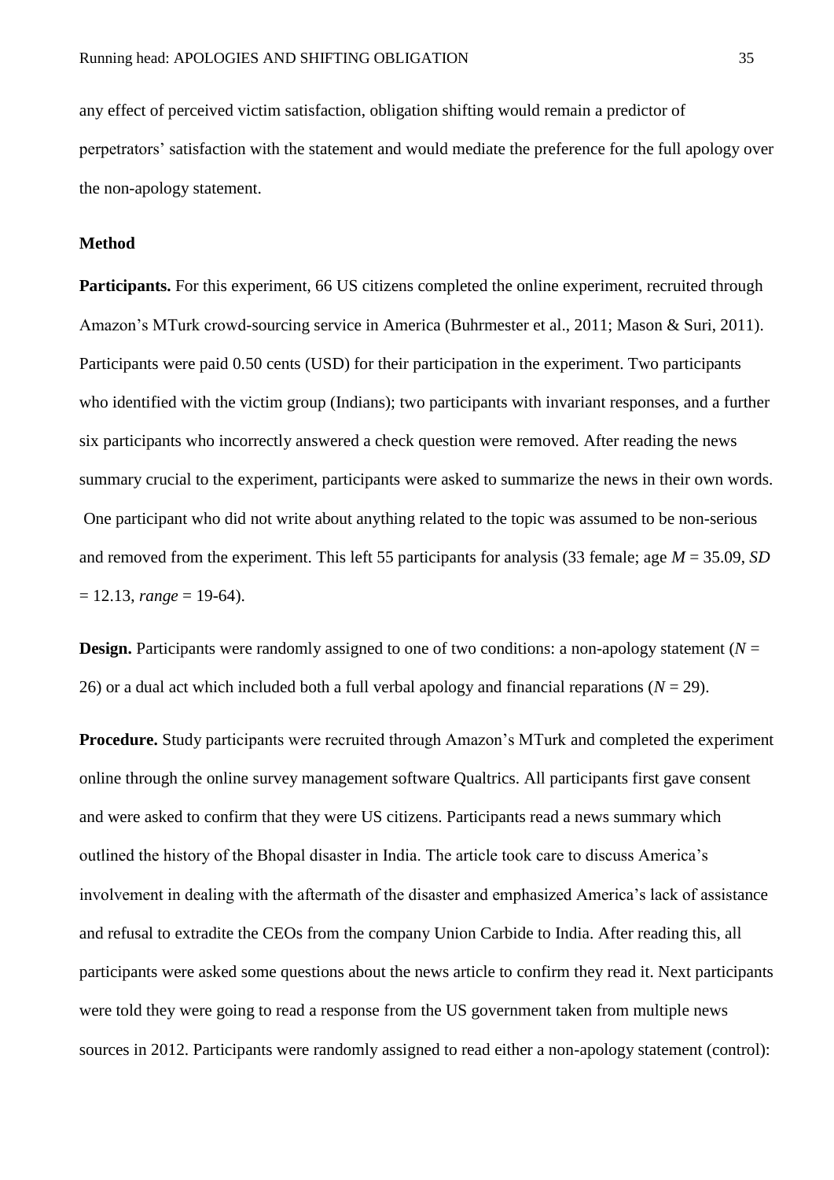any effect of perceived victim satisfaction, obligation shifting would remain a predictor of perpetrators' satisfaction with the statement and would mediate the preference for the full apology over the non-apology statement.

### Method

**Participants.** For this experiment, 66 US citizens completed the online experiment, recruited through Amazon's MTurk crowd-sourcing service in America (Buhrmester et al., 2011; Mason & Suri, 2011). Participants were paid 0.50 cents (USD) for their participation in the experiment. Two participants who identified with the victim group (Indians); two participants with invariant responses, and a further six participants who incorrectly answered a check question were removed. After reading the news summary crucial to the experiment, participants were asked to summarize the news in their own words. One participant who did not write about anything related to the topic was assumed to be non-serious and removed from the experiment. This left 55 participants for analysis (33 female; age $M$ = 35.09, $SD$ = 12.13, *range* = 19-64).

**Design.** Participants were randomly assigned to one of two conditions: a non-apology statement ($N$ = 26) or a dual act which included both a full verbal apology and financial reparations ($N$ = 29).

**Procedure.** Study participants were recruited through Amazon's MTurk and completed the experiment online through the online survey management software Qualtrics. All participants first gave consent and were asked to confirm that they were US citizens. Participants read a news summary which outlined the history of the Bhopal disaster in India. The article took care to discuss America's involvement in dealing with the aftermath of the disaster and emphasized America's lack of assistance and refusal to extradite the CEOs from the company Union Carbide to India. After reading this, all participants were asked some questions about the news article to confirm they read it. Next participants were told they were going to read a response from the US government taken from multiple news sources in 2012. Participants were randomly assigned to read either a non-apology statement (control):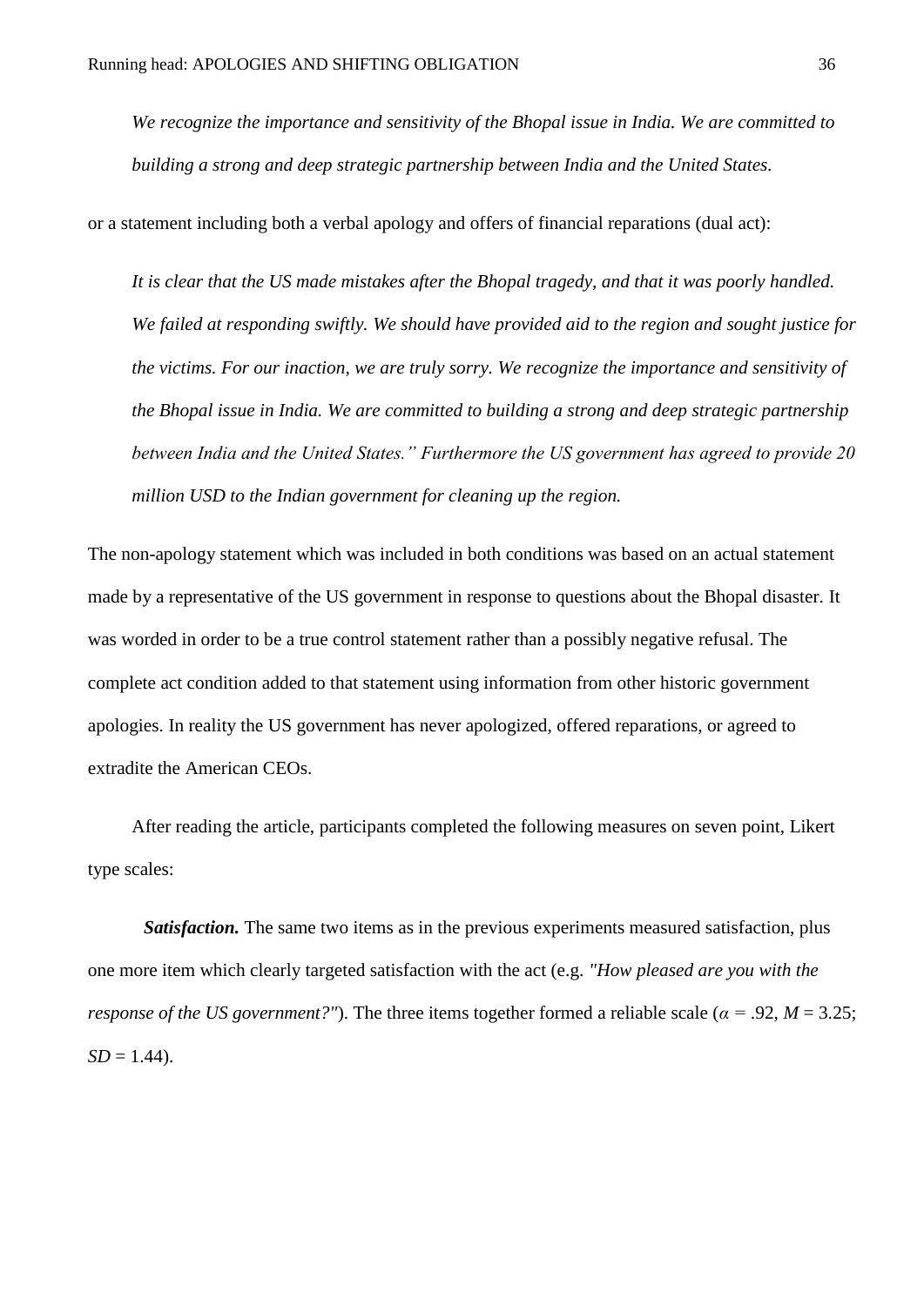*We recognize the importance and sensitivity of the Bhopal issue in India. We are committed to building a strong and deep strategic partnership between India and the United States.*

or a statement including both a verbal apology and offers of financial reparations (dual act):

*It is clear that the US made mistakes after the Bhopal tragedy, and that it was poorly handled. We failed at responding swiftly. We should have provided aid to the region and sought justice for the victims. For our inaction, we are truly sorry. We recognize the importance and sensitivity of the Bhopal issue in India. We are committed to building a strong and deep strategic partnership between India and the United States." Furthermore the US government has agreed to provide 20 million USD to the Indian government for cleaning up the region.*

The non-apology statement which was included in both conditions was based on an actual statement made by a representative of the US government in response to questions about the Bhopal disaster. It was worded in order to be a true control statement rather than a possibly negative refusal. The complete act condition added to that statement using information from other historic government apologies. In reality the US government has never apologized, offered reparations, or agreed to extradite the American CEOs.

After reading the article, participants completed the following measures on seven point, Likert type scales:

***Satisfaction.*** The same two items as in the previous experiments measured satisfaction, plus one more item which clearly targeted satisfaction with the act (e.g. *"How pleased are you with the response of the US government?"*). The three items together formed a reliable scale ($\alpha$ = .92, $M$ = 3.25; $SD$ = 1.44).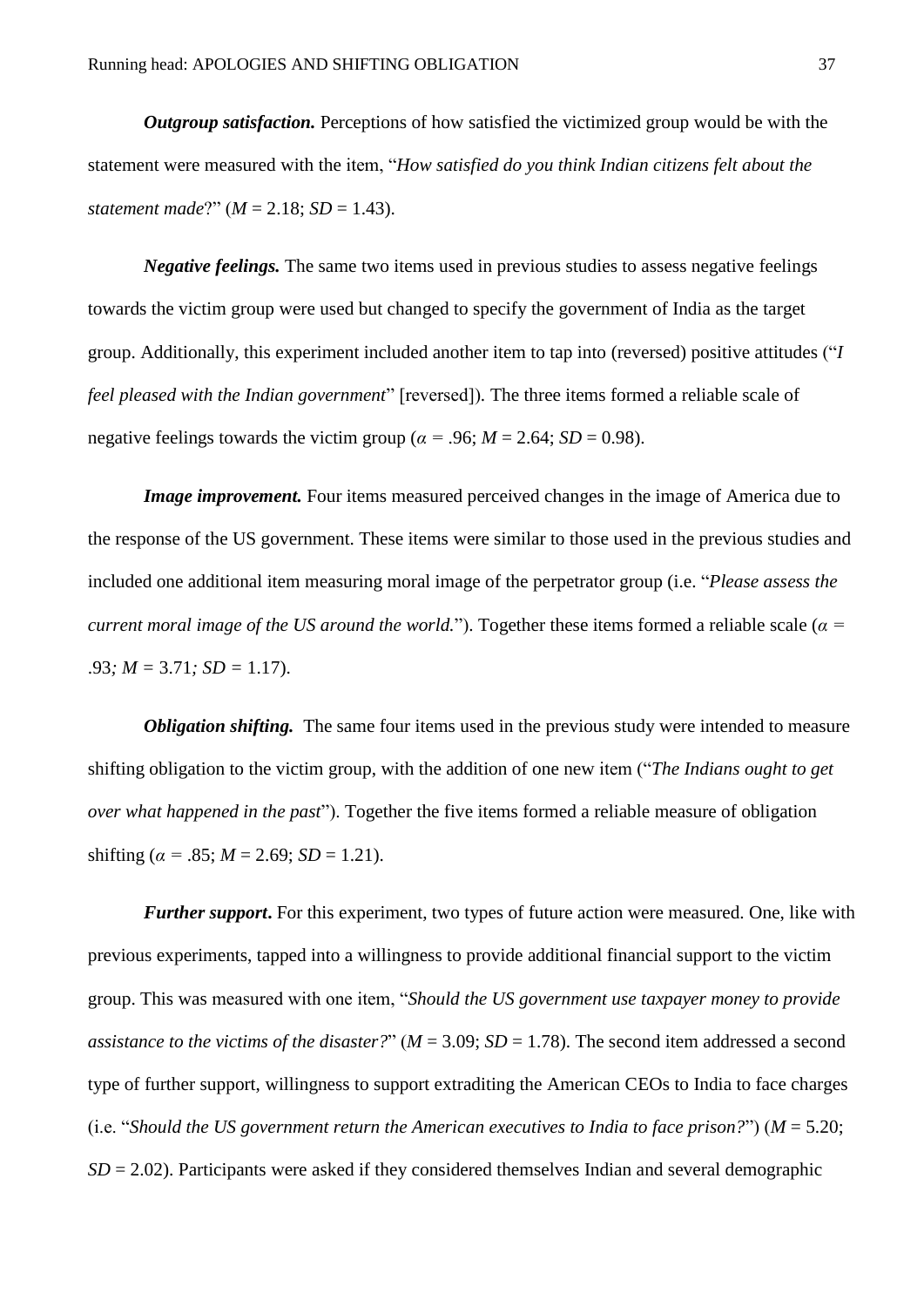***Outgroup satisfaction.*** Perceptions of how satisfied the victimized group would be with the statement were measured with the item, "*How satisfied do you think Indian citizens felt about the statement made*?" ($M$ = 2.18; $SD$ = 1.43).

***Negative feelings.*** The same two items used in previous studies to assess negative feelings towards the victim group were used but changed to specify the government of India as the target group. Additionally, this experiment included another item to tap into (reversed) positive attitudes ("*I feel pleased with the Indian government*" [reversed]). The three items formed a reliable scale of negative feelings towards the victim group ($\alpha$ = .96; $M$ = 2.64; $SD$ = 0.98).

***Image improvement.*** Four items measured perceived changes in the image of America due to the response of the US government. These items were similar to those used in the previous studies and included one additional item measuring moral image of the perpetrator group (i.e. "*Please assess the current moral image of the US around the world.*"). Together these items formed a reliable scale ($\alpha$ = .93; $M$ = 3.71; $SD$ = 1.17).

***Obligation shifting.*** The same four items used in the previous study were intended to measure shifting obligation to the victim group, with the addition of one new item ("*The Indians ought to get over what happened in the past*"). Together the five items formed a reliable measure of obligation shifting ($\alpha$ = .85; $M$ = 2.69; $SD$ = 1.21).

***Further support***. For this experiment, two types of future action were measured. One, like with previous experiments, tapped into a willingness to provide additional financial support to the victim group. This was measured with one item, "*Should the US government use taxpayer money to provide assistance to the victims of the disaster?*" ($M$ = 3.09; $SD$ = 1.78). The second item addressed a second type of further support, willingness to support extraditing the American CEOs to India to face charges (i.e. "*Should the US government return the American executives to India to face prison?*") ($M$ = 5.20; $SD$ = 2.02). Participants were asked if they considered themselves Indian and several demographic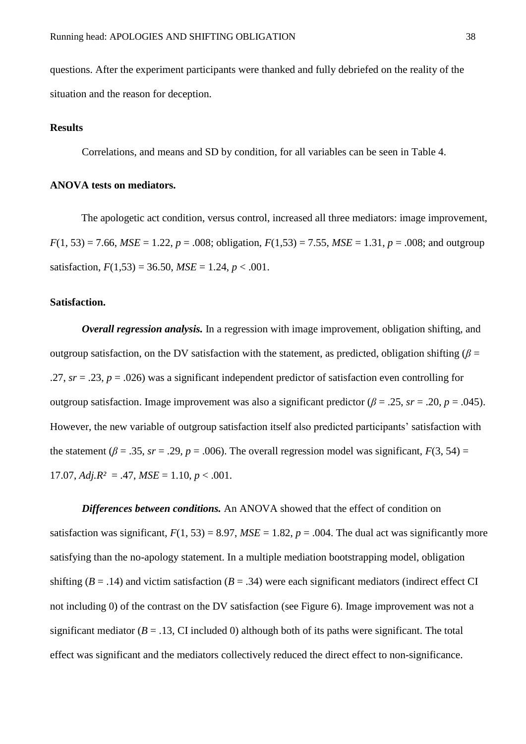questions. After the experiment participants were thanked and fully debriefed on the reality of the situation and the reason for deception.

## Results

Correlations, and means and SD by condition, for all variables can be seen in Table 4.

### ANOVA tests on mediators.

The apologetic act condition, versus control, increased all three mediators: image improvement, $F(1, 53) = 7.66$, $MSE = 1.22$, $p = .008$; obligation, $F(1,53) = 7.55$, $MSE = 1.31$, $p = .008$; and outgroup satisfaction, $F(1,53) = 36.50$, $MSE = 1.24$, $p < .001$.

### Satisfaction.

***Overall regression analysis.*** In a regression with image improvement, obligation shifting, and outgroup satisfaction, on the DV satisfaction with the statement, as predicted, obligation shifting ($\beta = .27$, $sr = .23$, $p = .026$) was a significant independent predictor of satisfaction even controlling for outgroup satisfaction. Image improvement was also a significant predictor ($\beta = .25$, $sr = .20$, $p = .045$). However, the new variable of outgroup satisfaction itself also predicted participants' satisfaction with the statement ($\beta = .35$, $sr = .29$, $p = .006$). The overall regression model was significant, $F(3, 54) = 17.07$, $Adj.R^2 = .47$, $MSE = 1.10$, $p < .001$.

***Differences between conditions.*** An ANOVA showed that the effect of condition on satisfaction was significant, $F(1, 53) = 8.97$, $MSE = 1.82$, $p = .004$. The dual act was significantly more satisfying than the no-apology statement. In a multiple mediation bootstrapping model, obligation shifting ($B = .14$) and victim satisfaction ($B = .34$) were each significant mediators (indirect effect CI not including 0) of the contrast on the DV satisfaction (see Figure 6). Image improvement was not a significant mediator ($B = .13$, CI included 0) although both of its paths were significant. The total effect was significant and the mediators collectively reduced the direct effect to non-significance.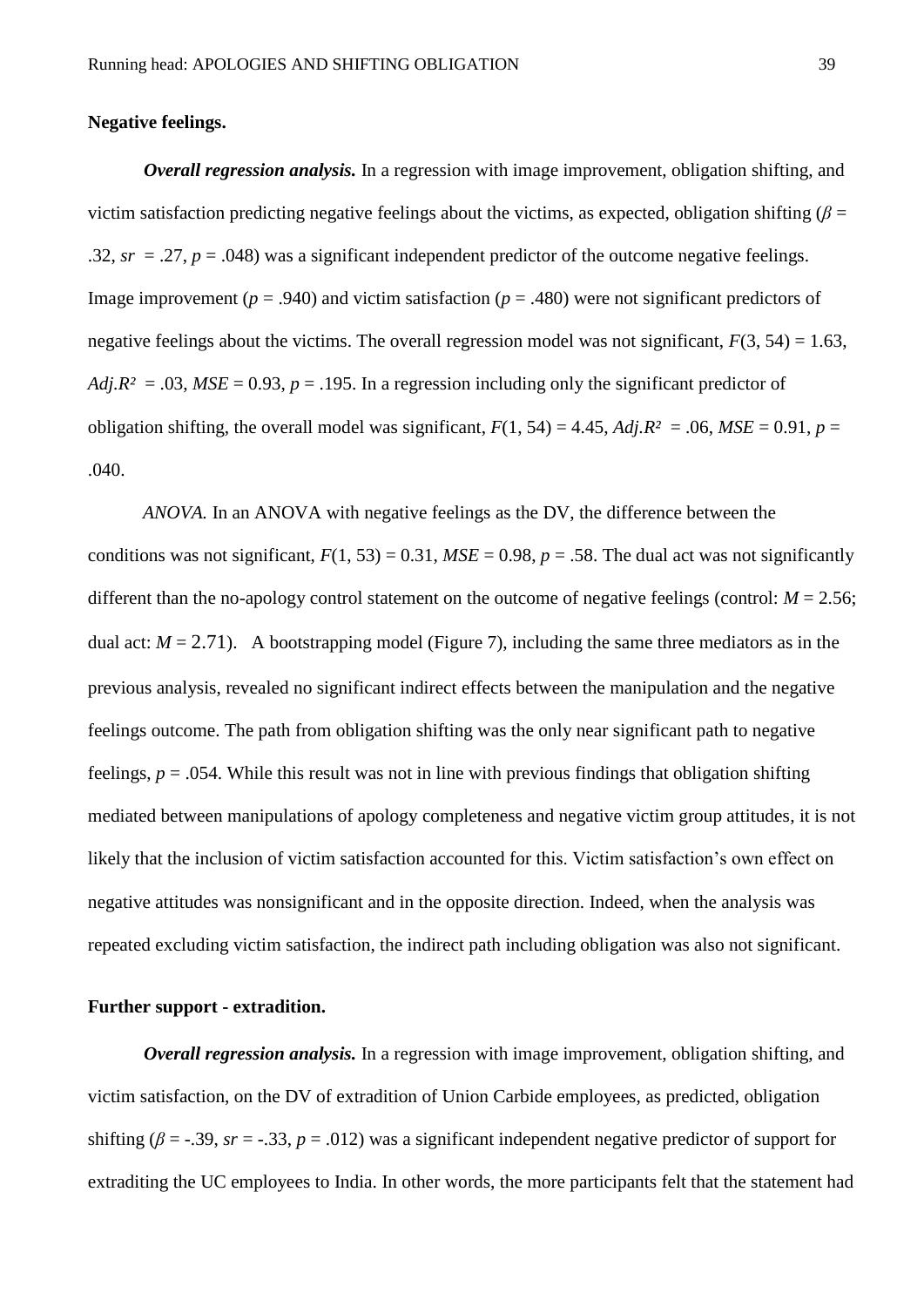**Negative feelings.**

***Overall regression analysis.*** In a regression with image improvement, obligation shifting, and victim satisfaction predicting negative feelings about the victims, as expected, obligation shifting ($\beta$ = .32, *sr* = .27, $p$ = .048) was a significant independent predictor of the outcome negative feelings. Image improvement ($p$ = .940) and victim satisfaction ($p$ = .480) were not significant predictors of negative feelings about the victims. The overall regression model was not significant, $F(3, 54)$ = 1.63, $Adj.R^2$ = .03, *MSE* = 0.93, $p$ = .195. In a regression including only the significant predictor of obligation shifting, the overall model was significant, $F(1, 54)$ = 4.45, $Adj.R^2$ = .06, *MSE* = 0.91, $p$ = .040.

*ANOVA.* In an ANOVA with negative feelings as the DV, the difference between the conditions was not significant, $F(1, 53)$ = 0.31, *MSE* = 0.98, $p$ = .58. The dual act was not significantly different than the no-apology control statement on the outcome of negative feelings (control: $M$ = 2.56; dual act: $M$ = 2.71). A bootstrapping model (Figure 7), including the same three mediators as in the previous analysis, revealed no significant indirect effects between the manipulation and the negative feelings outcome. The path from obligation shifting was the only near significant path to negative feelings, $p$ = .054. While this result was not in line with previous findings that obligation shifting mediated between manipulations of apology completeness and negative victim group attitudes, it is not likely that the inclusion of victim satisfaction accounted for this. Victim satisfaction's own effect on negative attitudes was nonsignificant and in the opposite direction. Indeed, when the analysis was repeated excluding victim satisfaction, the indirect path including obligation was also not significant.

**Further support - extradition.**

***Overall regression analysis.*** In a regression with image improvement, obligation shifting, and victim satisfaction, on the DV of extradition of Union Carbide employees, as predicted, obligation shifting ($\beta$ = -.39, *sr* = -.33, $p$ = .012) was a significant independent negative predictor of support for extraditing the UC employees to India. In other words, the more participants felt that the statement had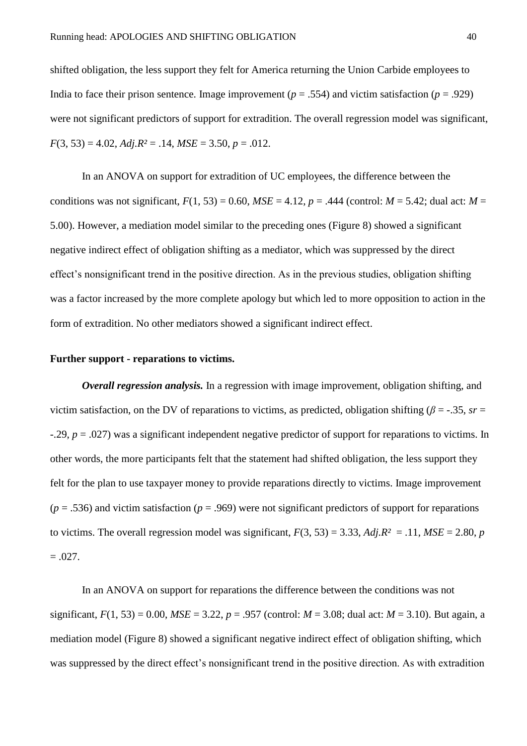shifted obligation, the less support they felt for America returning the Union Carbide employees to India to face their prison sentence. Image improvement ($p$ = .554) and victim satisfaction ($p$ = .929) were not significant predictors of support for extradition. The overall regression model was significant, $F(3, 53) = 4.02$, $Adj.R^2 = .14$, $MSE = 3.50$, $p = .012$.

In an ANOVA on support for extradition of UC employees, the difference between the conditions was not significant, $F(1, 53) = 0.60$, $MSE = 4.12$, $p = .444$ (control: $M = 5.42$; dual act: $M = 5.00$). However, a mediation model similar to the preceding ones (Figure 8) showed a significant negative indirect effect of obligation shifting as a mediator, which was suppressed by the direct effect's nonsignificant trend in the positive direction. As in the previous studies, obligation shifting was a factor increased by the more complete apology but which led to more opposition to action in the form of extradition. No other mediators showed a significant indirect effect.

**Further support - reparations to victims.**

***Overall regression analysis.*** In a regression with image improvement, obligation shifting, and victim satisfaction, on the DV of reparations to victims, as predicted, obligation shifting ($\beta = -.35$, $sr = -.29$, $p = .027$) was a significant independent negative predictor of support for reparations to victims. In other words, the more participants felt that the statement had shifted obligation, the less support they felt for the plan to use taxpayer money to provide reparations directly to victims. Image improvement ($p$ = .536) and victim satisfaction ($p$ = .969) were not significant predictors of support for reparations to victims. The overall regression model was significant, $F(3, 53) = 3.33$, $Adj.R^2 = .11$, $MSE = 2.80$, $p = .027$.

In an ANOVA on support for reparations the difference between the conditions was not significant, $F(1, 53) = 0.00$, $MSE = 3.22$, $p = .957$ (control: $M = 3.08$; dual act: $M = 3.10$). But again, a mediation model (Figure 8) showed a significant negative indirect effect of obligation shifting, which was suppressed by the direct effect's nonsignificant trend in the positive direction. As with extradition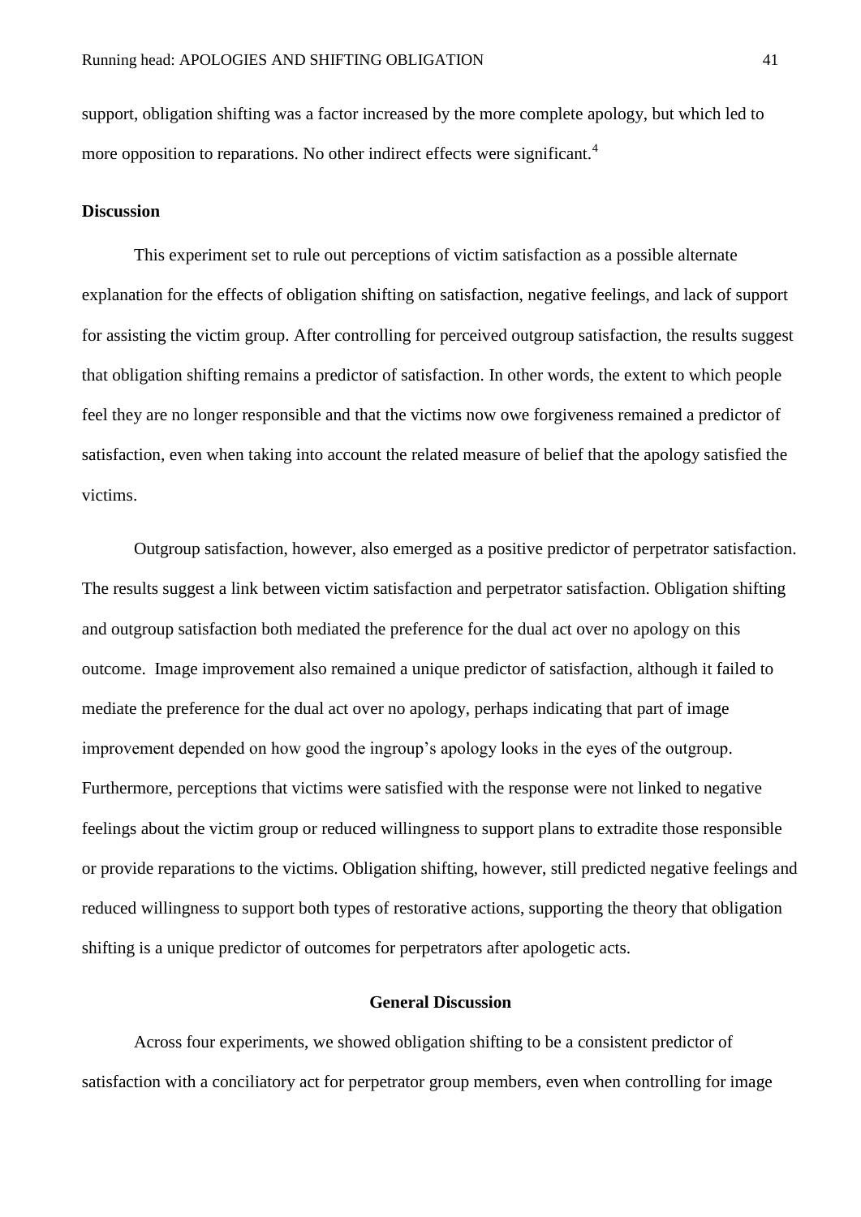support, obligation shifting was a factor increased by the more complete apology, but which led to more opposition to reparations. No other indirect effects were significant.[4]

**Discussion**

This experiment set to rule out perceptions of victim satisfaction as a possible alternate explanation for the effects of obligation shifting on satisfaction, negative feelings, and lack of support for assisting the victim group. After controlling for perceived outgroup satisfaction, the results suggest that obligation shifting remains a predictor of satisfaction. In other words, the extent to which people feel they are no longer responsible and that the victims now owe forgiveness remained a predictor of satisfaction, even when taking into account the related measure of belief that the apology satisfied the victims.

Outgroup satisfaction, however, also emerged as a positive predictor of perpetrator satisfaction. The results suggest a link between victim satisfaction and perpetrator satisfaction. Obligation shifting and outgroup satisfaction both mediated the preference for the dual act over no apology on this outcome. Image improvement also remained a unique predictor of satisfaction, although it failed to mediate the preference for the dual act over no apology, perhaps indicating that part of image improvement depended on how good the ingroup's apology looks in the eyes of the outgroup. Furthermore, perceptions that victims were satisfied with the response were not linked to negative feelings about the victim group or reduced willingness to support plans to extradite those responsible or provide reparations to the victims. Obligation shifting, however, still predicted negative feelings and reduced willingness to support both types of restorative actions, supporting the theory that obligation shifting is a unique predictor of outcomes for perpetrators after apologetic acts.

## General Discussion

Across four experiments, we showed obligation shifting to be a consistent predictor of satisfaction with a conciliatory act for perpetrator group members, even when controlling for image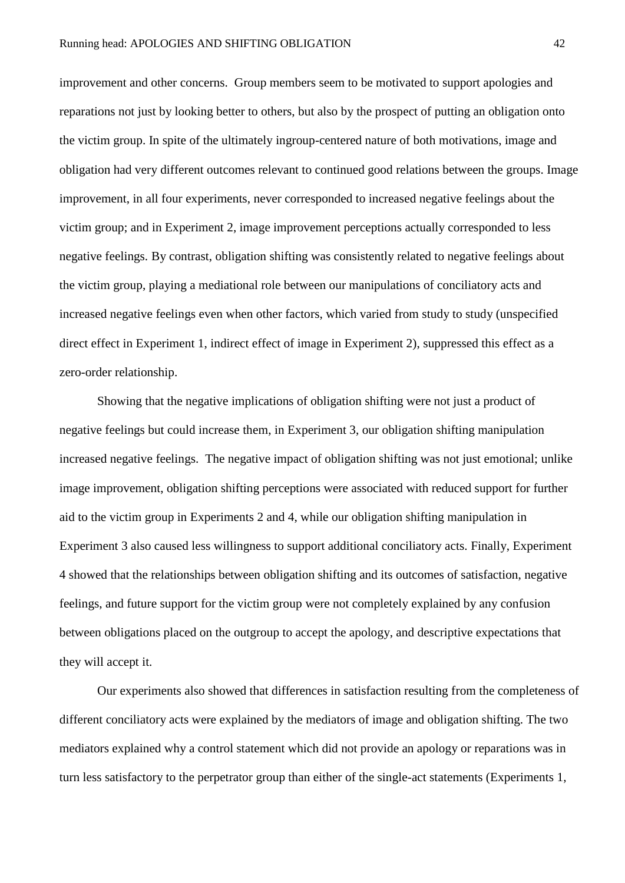improvement and other concerns. Group members seem to be motivated to support apologies and reparations not just by looking better to others, but also by the prospect of putting an obligation onto the victim group. In spite of the ultimately ingroup-centered nature of both motivations, image and obligation had very different outcomes relevant to continued good relations between the groups. Image improvement, in all four experiments, never corresponded to increased negative feelings about the victim group; and in Experiment 2, image improvement perceptions actually corresponded to less negative feelings. By contrast, obligation shifting was consistently related to negative feelings about the victim group, playing a mediational role between our manipulations of conciliatory acts and increased negative feelings even when other factors, which varied from study to study (unspecified direct effect in Experiment 1, indirect effect of image in Experiment 2), suppressed this effect as a zero-order relationship.

Showing that the negative implications of obligation shifting were not just a product of negative feelings but could increase them, in Experiment 3, our obligation shifting manipulation increased negative feelings. The negative impact of obligation shifting was not just emotional; unlike image improvement, obligation shifting perceptions were associated with reduced support for further aid to the victim group in Experiments 2 and 4, while our obligation shifting manipulation in Experiment 3 also caused less willingness to support additional conciliatory acts. Finally, Experiment 4 showed that the relationships between obligation shifting and its outcomes of satisfaction, negative feelings, and future support for the victim group were not completely explained by any confusion between obligations placed on the outgroup to accept the apology, and descriptive expectations that they will accept it.

Our experiments also showed that differences in satisfaction resulting from the completeness of different conciliatory acts were explained by the mediators of image and obligation shifting. The two mediators explained why a control statement which did not provide an apology or reparations was in turn less satisfactory to the perpetrator group than either of the single-act statements (Experiments 1,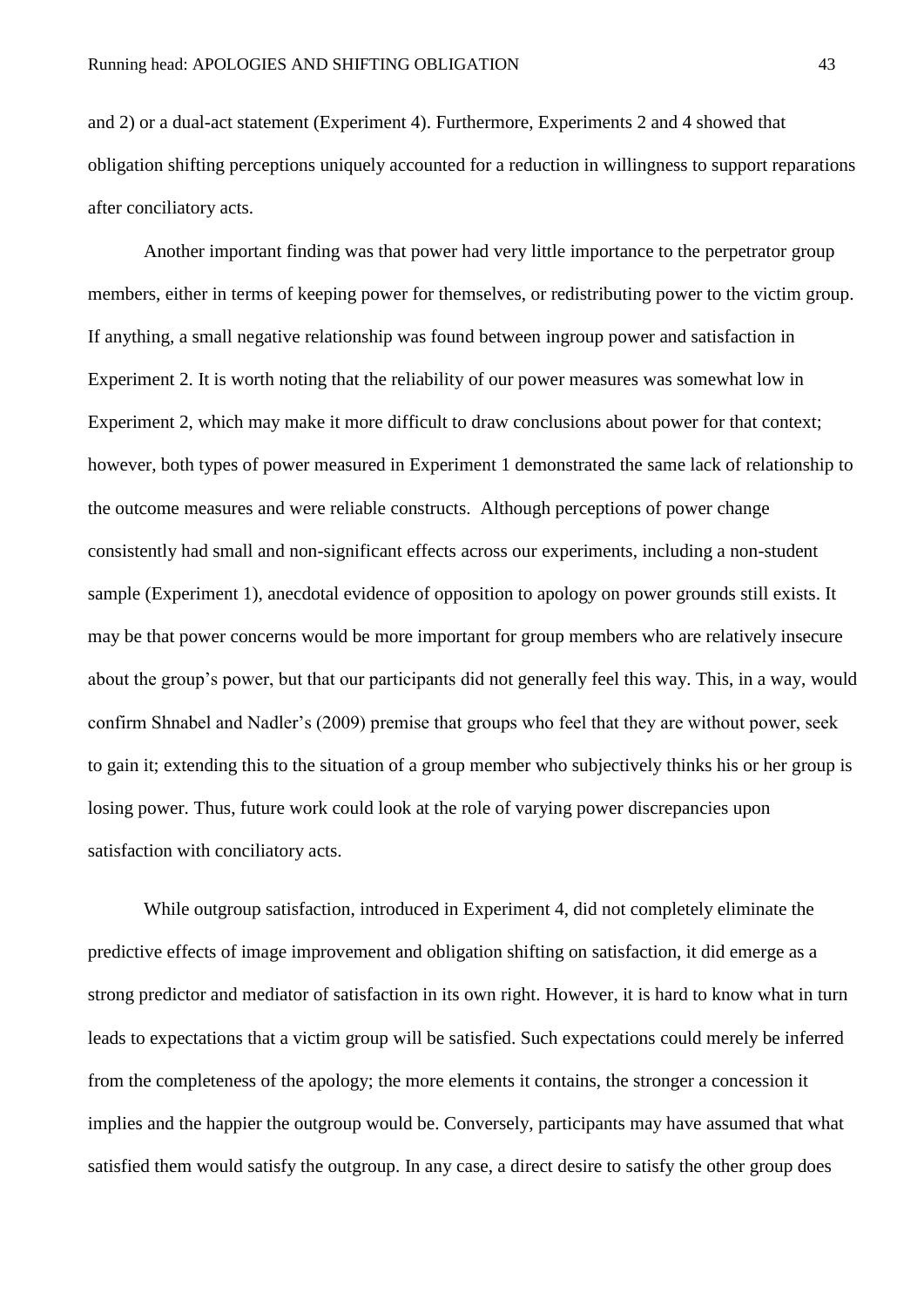and 2) or a dual-act statement (Experiment 4). Furthermore, Experiments 2 and 4 showed that obligation shifting perceptions uniquely accounted for a reduction in willingness to support reparations after conciliatory acts.

Another important finding was that power had very little importance to the perpetrator group members, either in terms of keeping power for themselves, or redistributing power to the victim group. If anything, a small negative relationship was found between ingroup power and satisfaction in Experiment 2. It is worth noting that the reliability of our power measures was somewhat low in Experiment 2, which may make it more difficult to draw conclusions about power for that context; however, both types of power measured in Experiment 1 demonstrated the same lack of relationship to the outcome measures and were reliable constructs. Although perceptions of power change consistently had small and non-significant effects across our experiments, including a non-student sample (Experiment 1), anecdotal evidence of opposition to apology on power grounds still exists. It may be that power concerns would be more important for group members who are relatively insecure about the group's power, but that our participants did not generally feel this way. This, in a way, would confirm Shnabel and Nadler's (2009) premise that groups who feel that they are without power, seek to gain it; extending this to the situation of a group member who subjectively thinks his or her group is losing power. Thus, future work could look at the role of varying power discrepancies upon satisfaction with conciliatory acts.

While outgroup satisfaction, introduced in Experiment 4, did not completely eliminate the predictive effects of image improvement and obligation shifting on satisfaction, it did emerge as a strong predictor and mediator of satisfaction in its own right. However, it is hard to know what in turn leads to expectations that a victim group will be satisfied. Such expectations could merely be inferred from the completeness of the apology; the more elements it contains, the stronger a concession it implies and the happier the outgroup would be. Conversely, participants may have assumed that what satisfied them would satisfy the outgroup. In any case, a direct desire to satisfy the other group does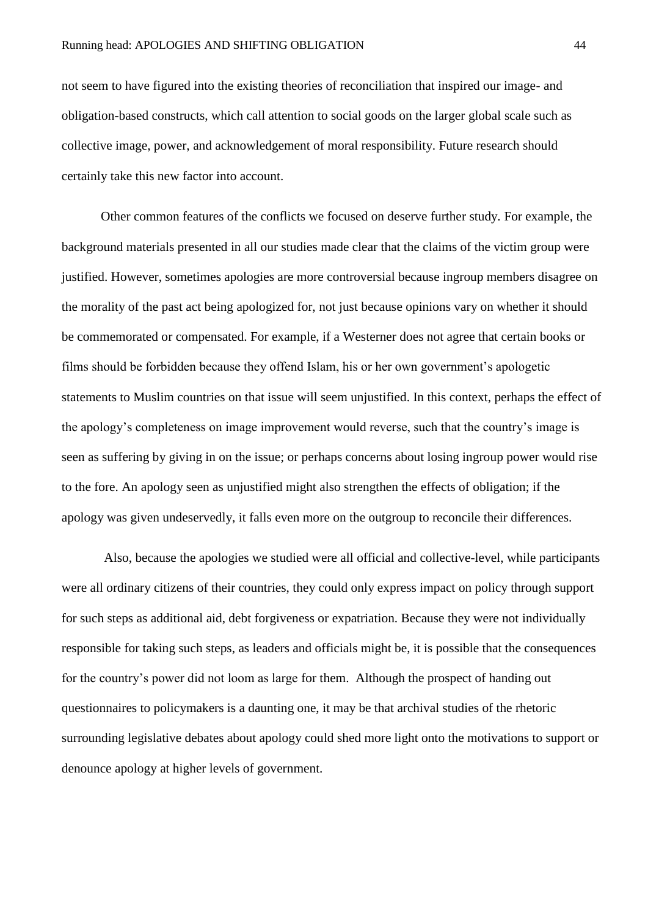not seem to have figured into the existing theories of reconciliation that inspired our image- and obligation-based constructs, which call attention to social goods on the larger global scale such as collective image, power, and acknowledgement of moral responsibility. Future research should certainly take this new factor into account.

Other common features of the conflicts we focused on deserve further study. For example, the background materials presented in all our studies made clear that the claims of the victim group were justified. However, sometimes apologies are more controversial because ingroup members disagree on the morality of the past act being apologized for, not just because opinions vary on whether it should be commemorated or compensated. For example, if a Westerner does not agree that certain books or films should be forbidden because they offend Islam, his or her own government's apologetic statements to Muslim countries on that issue will seem unjustified. In this context, perhaps the effect of the apology's completeness on image improvement would reverse, such that the country's image is seen as suffering by giving in on the issue; or perhaps concerns about losing ingroup power would rise to the fore. An apology seen as unjustified might also strengthen the effects of obligation; if the apology was given undeservedly, it falls even more on the outgroup to reconcile their differences.

Also, because the apologies we studied were all official and collective-level, while participants were all ordinary citizens of their countries, they could only express impact on policy through support for such steps as additional aid, debt forgiveness or expatriation. Because they were not individually responsible for taking such steps, as leaders and officials might be, it is possible that the consequences for the country's power did not loom as large for them. Although the prospect of handing out questionnaires to policymakers is a daunting one, it may be that archival studies of the rhetoric surrounding legislative debates about apology could shed more light onto the motivations to support or denounce apology at higher levels of government.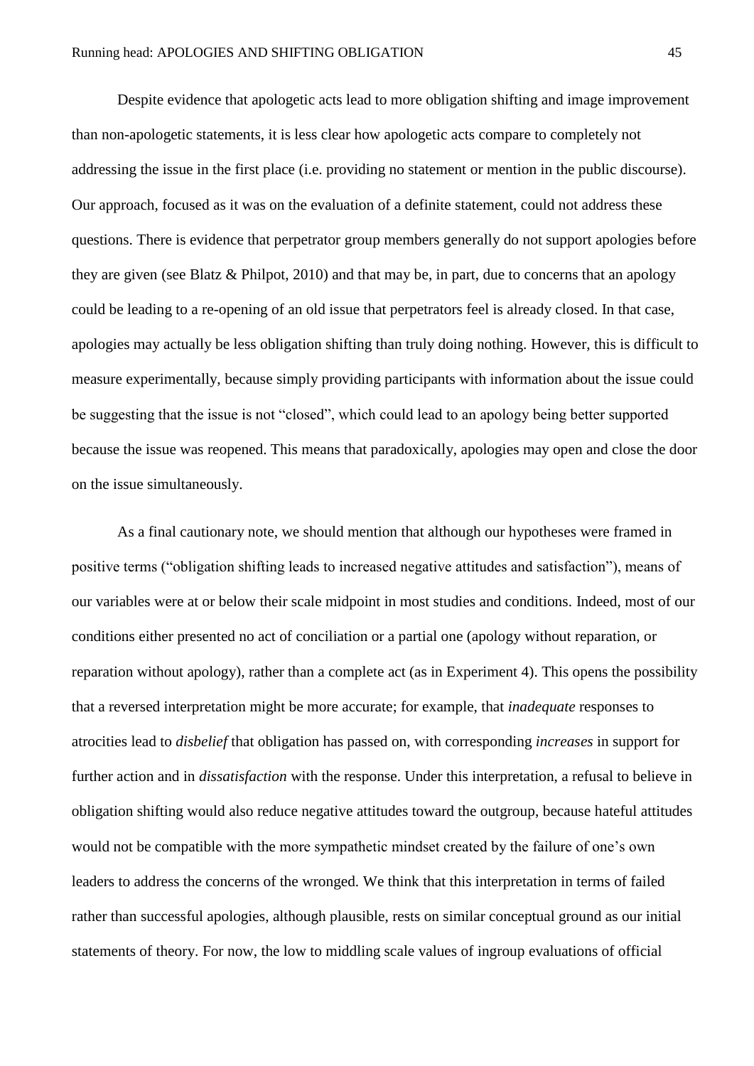Despite evidence that apologetic acts lead to more obligation shifting and image improvement than non-apologetic statements, it is less clear how apologetic acts compare to completely not addressing the issue in the first place (i.e. providing no statement or mention in the public discourse). Our approach, focused as it was on the evaluation of a definite statement, could not address these questions. There is evidence that perpetrator group members generally do not support apologies before they are given (see Blatz & Philpot, 2010) and that may be, in part, due to concerns that an apology could be leading to a re-opening of an old issue that perpetrators feel is already closed. In that case, apologies may actually be less obligation shifting than truly doing nothing. However, this is difficult to measure experimentally, because simply providing participants with information about the issue could be suggesting that the issue is not "closed", which could lead to an apology being better supported because the issue was reopened. This means that paradoxically, apologies may open and close the door on the issue simultaneously.

As a final cautionary note, we should mention that although our hypotheses were framed in positive terms ("obligation shifting leads to increased negative attitudes and satisfaction"), means of our variables were at or below their scale midpoint in most studies and conditions. Indeed, most of our conditions either presented no act of conciliation or a partial one (apology without reparation, or reparation without apology), rather than a complete act (as in Experiment 4). This opens the possibility that a reversed interpretation might be more accurate; for example, that *inadequate* responses to atrocities lead to *disbelief* that obligation has passed on, with corresponding *increases* in support for further action and in *dissatisfaction* with the response. Under this interpretation, a refusal to believe in obligation shifting would also reduce negative attitudes toward the outgroup, because hateful attitudes would not be compatible with the more sympathetic mindset created by the failure of one's own leaders to address the concerns of the wronged. We think that this interpretation in terms of failed rather than successful apologies, although plausible, rests on similar conceptual ground as our initial statements of theory. For now, the low to middling scale values of ingroup evaluations of official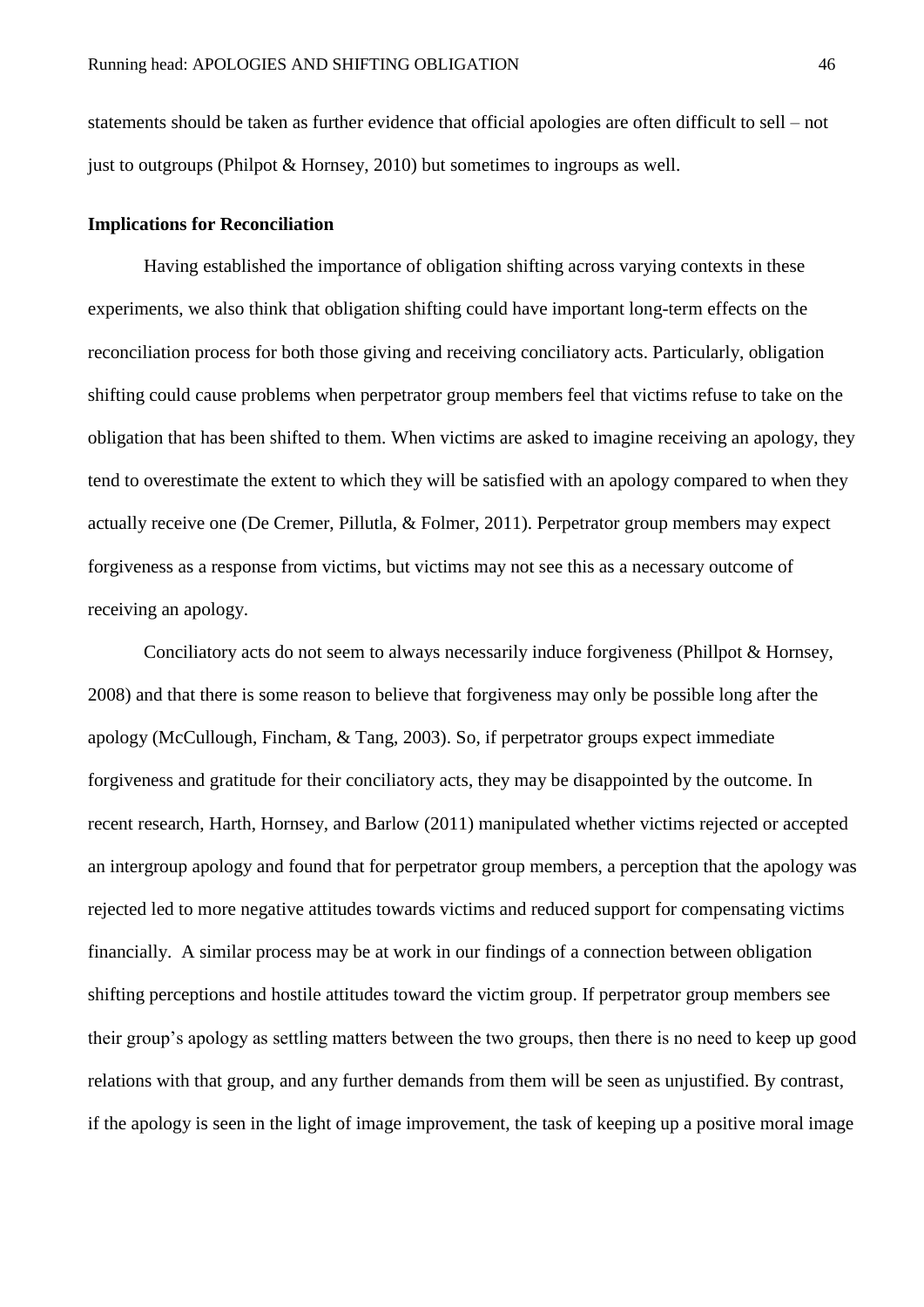statements should be taken as further evidence that official apologies are often difficult to sell – not just to outgroups (Philpot & Hornsey, 2010) but sometimes to ingroups as well.

**Implications for Reconciliation**

Having established the importance of obligation shifting across varying contexts in these experiments, we also think that obligation shifting could have important long-term effects on the reconciliation process for both those giving and receiving conciliatory acts. Particularly, obligation shifting could cause problems when perpetrator group members feel that victims refuse to take on the obligation that has been shifted to them. When victims are asked to imagine receiving an apology, they tend to overestimate the extent to which they will be satisfied with an apology compared to when they actually receive one (De Cremer, Pillutla, & Folmer, 2011). Perpetrator group members may expect forgiveness as a response from victims, but victims may not see this as a necessary outcome of receiving an apology.

Conciliatory acts do not seem to always necessarily induce forgiveness (Phillpot & Hornsey, 2008) and that there is some reason to believe that forgiveness may only be possible long after the apology (McCullough, Fincham, & Tang, 2003). So, if perpetrator groups expect immediate forgiveness and gratitude for their conciliatory acts, they may be disappointed by the outcome. In recent research, Harth, Hornsey, and Barlow (2011) manipulated whether victims rejected or accepted an intergroup apology and found that for perpetrator group members, a perception that the apology was rejected led to more negative attitudes towards victims and reduced support for compensating victims financially. A similar process may be at work in our findings of a connection between obligation shifting perceptions and hostile attitudes toward the victim group. If perpetrator group members see their group's apology as settling matters between the two groups, then there is no need to keep up good relations with that group, and any further demands from them will be seen as unjustified. By contrast, if the apology is seen in the light of image improvement, the task of keeping up a positive moral image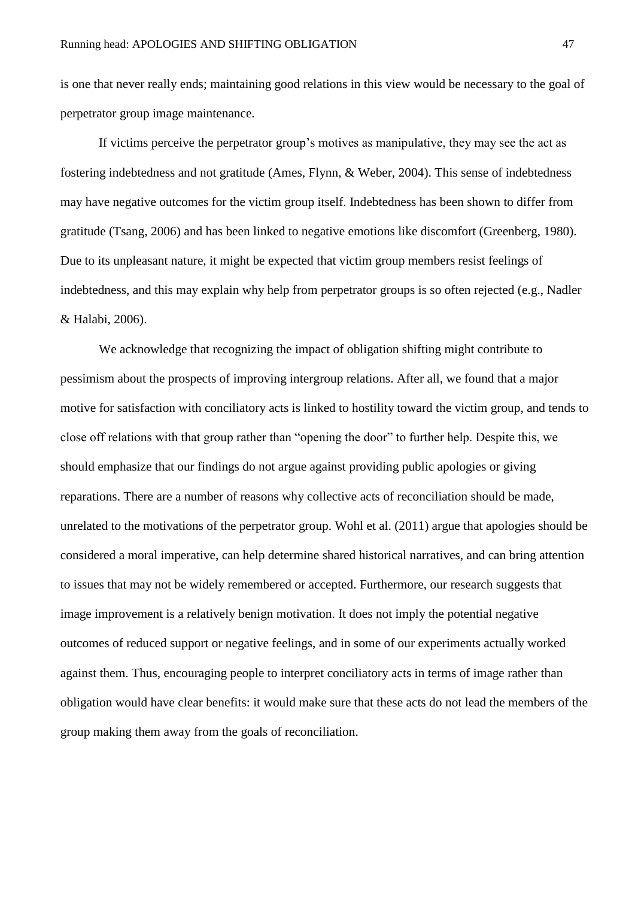is one that never really ends; maintaining good relations in this view would be necessary to the goal of perpetrator group image maintenance.

If victims perceive the perpetrator group's motives as manipulative, they may see the act as fostering indebtedness and not gratitude (Ames, Flynn, & Weber, 2004). This sense of indebtedness may have negative outcomes for the victim group itself. Indebtedness has been shown to differ from gratitude (Tsang, 2006) and has been linked to negative emotions like discomfort (Greenberg, 1980). Due to its unpleasant nature, it might be expected that victim group members resist feelings of indebtedness, and this may explain why help from perpetrator groups is so often rejected (e.g., Nadler & Halabi, 2006).

We acknowledge that recognizing the impact of obligation shifting might contribute to pessimism about the prospects of improving intergroup relations. After all, we found that a major motive for satisfaction with conciliatory acts is linked to hostility toward the victim group, and tends to close off relations with that group rather than "opening the door" to further help. Despite this, we should emphasize that our findings do not argue against providing public apologies or giving reparations. There are a number of reasons why collective acts of reconciliation should be made, unrelated to the motivations of the perpetrator group. Wohl et al. (2011) argue that apologies should be considered a moral imperative, can help determine shared historical narratives, and can bring attention to issues that may not be widely remembered or accepted. Furthermore, our research suggests that image improvement is a relatively benign motivation. It does not imply the potential negative outcomes of reduced support or negative feelings, and in some of our experiments actually worked against them. Thus, encouraging people to interpret conciliatory acts in terms of image rather than obligation would have clear benefits: it would make sure that these acts do not lead the members of the group making them away from the goals of reconciliation.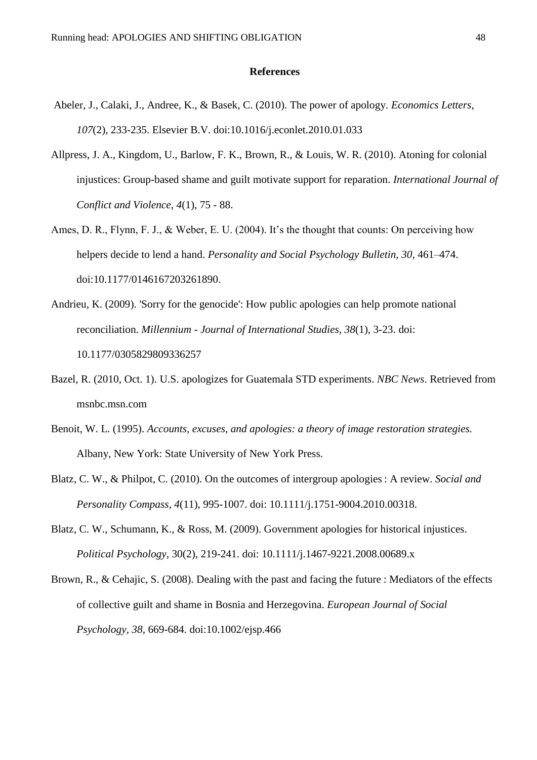**References**

Abeler, J., Calaki, J., Andree, K., & Basek, C. (2010). The power of apology. *Economics Letters*, *107*(2), 233-235. Elsevier B.V. doi:10.1016/j.econlet.2010.01.033

Allpress, J. A., Kingdom, U., Barlow, F. K., Brown, R., & Louis, W. R. (2010). Atoning for colonial injustices: Group-based shame and guilt motivate support for reparation. *International Journal of Conflict and Violence*, *4*(1), 75 - 88.

Ames, D. R., Flynn, F. J., & Weber, E. U. (2004). It's the thought that counts: On perceiving how helpers decide to lend a hand. *Personality and Social Psychology Bulletin, 30*, 461–474. doi:10.1177/0146167203261890.

Andrieu, K. (2009). 'Sorry for the genocide': How public apologies can help promote national reconciliation. *Millennium - Journal of International Studies*, *38*(1), 3-23. doi: 10.1177/0305829809336257

Bazel, R. (2010, Oct. 1). U.S. apologizes for Guatemala STD experiments. *NBC News*. Retrieved from msnbc.msn.com

Benoit, W. L. (1995). *Accounts, excuses, and apologies: a theory of image restoration strategies.* Albany, New York: State University of New York Press.

Blatz, C. W., & Philpot, C. (2010). On the outcomes of intergroup apologies : A review. *Social and Personality Compass*, *4*(11), 995-1007. doi: 10.1111/j.1751-9004.2010.00318.

Blatz, C. W., Schumann, K., & Ross, M. (2009). Government apologies for historical injustices. *Political Psychology*, 30(2), 219-241. doi: 10.1111/j.1467-9221.2008.00689.x

Brown, R., & Cehajic, S. (2008). Dealing with the past and facing the future : Mediators of the effects of collective guilt and shame in Bosnia and Herzegovina. *European Journal of Social Psychology*, *38*, 669-684. doi:10.1002/ejsp.466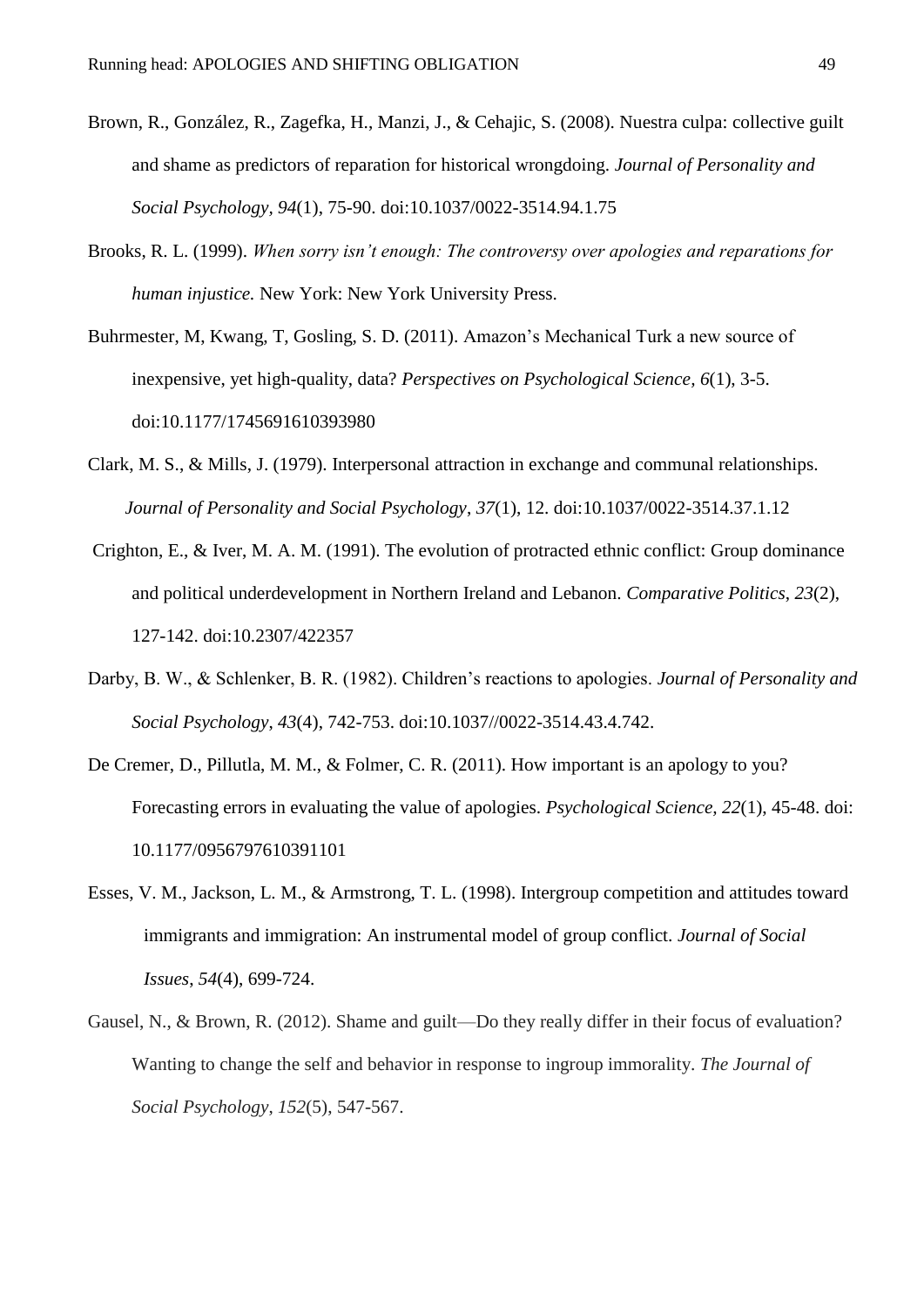Brown, R., González, R., Zagefka, H., Manzi, J., & Cehajic, S. (2008). Nuestra culpa: collective guilt and shame as predictors of reparation for historical wrongdoing. *Journal of Personality and Social Psychology*, *94*(1), 75-90. doi:10.1037/0022-3514.94.1.75

Brooks, R. L. (1999). *When sorry isn't enough: The controversy over apologies and reparations for human injustice.* New York: New York University Press.

Buhrmester, M, Kwang, T, Gosling, S. D. (2011). Amazon's Mechanical Turk a new source of inexpensive, yet high-quality, data? *Perspectives on Psychological Science, 6*(1), 3-5. doi:10.1177/1745691610393980

Clark, M. S., & Mills, J. (1979). Interpersonal attraction in exchange and communal relationships. *Journal of Personality and Social Psychology*, *37*(1), 12. doi:10.1037/0022-3514.37.1.12

Crighton, E., & Iver, M. A. M. (1991). The evolution of protracted ethnic conflict: Group dominance and political underdevelopment in Northern Ireland and Lebanon. *Comparative Politics*, *23*(2), 127-142. doi:10.2307/422357

Darby, B. W., & Schlenker, B. R. (1982). Children's reactions to apologies. *Journal of Personality and Social Psychology*, *43*(4), 742-753. doi:10.1037//0022-3514.43.4.742.

De Cremer, D., Pillutla, M. M., & Folmer, C. R. (2011). How important is an apology to you? Forecasting errors in evaluating the value of apologies. *Psychological Science, 22*(1), 45-48. doi: 10.1177/0956797610391101

Esses, V. M., Jackson, L. M., & Armstrong, T. L. (1998). Intergroup competition and attitudes toward immigrants and immigration: An instrumental model of group conflict. *Journal of Social Issues*, *54*(4), 699-724.

Gausel, N., & Brown, R. (2012). Shame and guilt—Do they really differ in their focus of evaluation? Wanting to change the self and behavior in response to ingroup immorality. *The Journal of Social Psychology*, *152*(5), 547-567.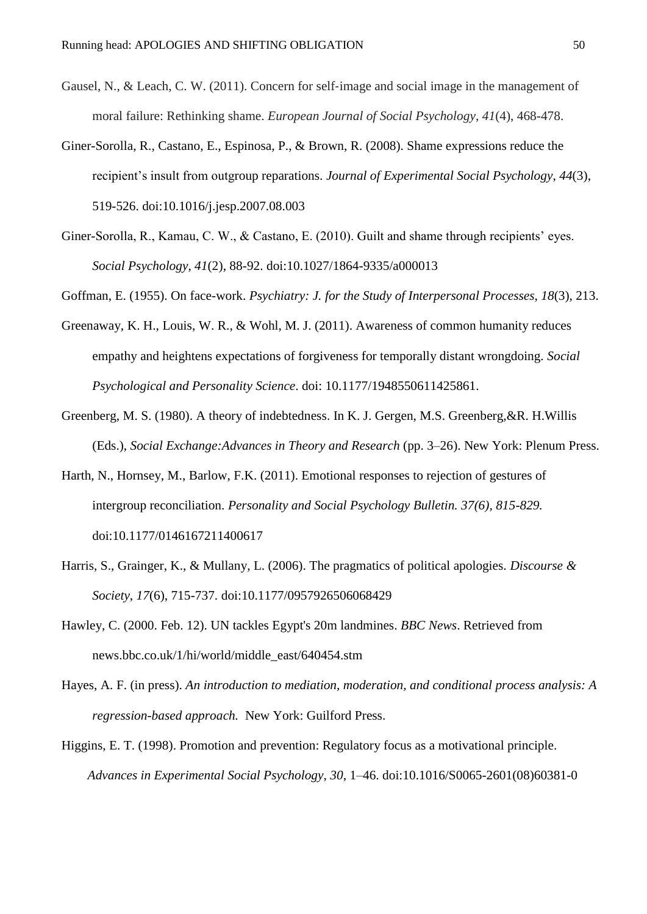Gausel, N., & Leach, C. W. (2011). Concern for self-image and social image in the management of moral failure: Rethinking shame. *European Journal of Social Psychology*, *41*(4), 468-478.

Giner-Sorolla, R., Castano, E., Espinosa, P., & Brown, R. (2008). Shame expressions reduce the recipient's insult from outgroup reparations. *Journal of Experimental Social Psychology*, *44*(3), 519-526. doi:10.1016/j.jesp.2007.08.003

Giner-Sorolla, R., Kamau, C. W., & Castano, E. (2010). Guilt and shame through recipients' eyes. *Social Psychology*, *41*(2), 88-92. doi:10.1027/1864-9335/a000013

Goffman, E. (1955). On face-work. *Psychiatry: J. for the Study of Interpersonal Processes*, *18*(3), 213.

Greenaway, K. H., Louis, W. R., & Wohl, M. J. (2011). Awareness of common humanity reduces empathy and heightens expectations of forgiveness for temporally distant wrongdoing. *Social Psychological and Personality Science*. doi: 10.1177/1948550611425861.

Greenberg, M. S. (1980). A theory of indebtedness. In K. J. Gergen, M.S. Greenberg,&R. H.Willis (Eds.), *Social Exchange:Advances in Theory and Research* (pp. 3–26). New York: Plenum Press.

Harth, N., Hornsey, M., Barlow, F.K. (2011). Emotional responses to rejection of gestures of intergroup reconciliation. *Personality and Social Psychology Bulletin. 37(6), 815-829.* doi:10.1177/0146167211400617

Harris, S., Grainger, K., & Mullany, L. (2006). The pragmatics of political apologies. *Discourse & Society*, *17*(6), 715-737. doi:10.1177/0957926506068429

Hawley, C. (2000. Feb. 12). UN tackles Egypt's 20m landmines. *BBC News*. Retrieved from news.bbc.co.uk/1/hi/world/middle_east/640454.stm

Hayes, A. F. (in press). *An introduction to mediation, moderation, and conditional process analysis: A regression-based approach.* New York: Guilford Press.

Higgins, E. T. (1998). Promotion and prevention: Regulatory focus as a motivational principle. *Advances in Experimental Social Psychology*, *30*, 1–46. doi:10.1016/S0065-2601(08)60381-0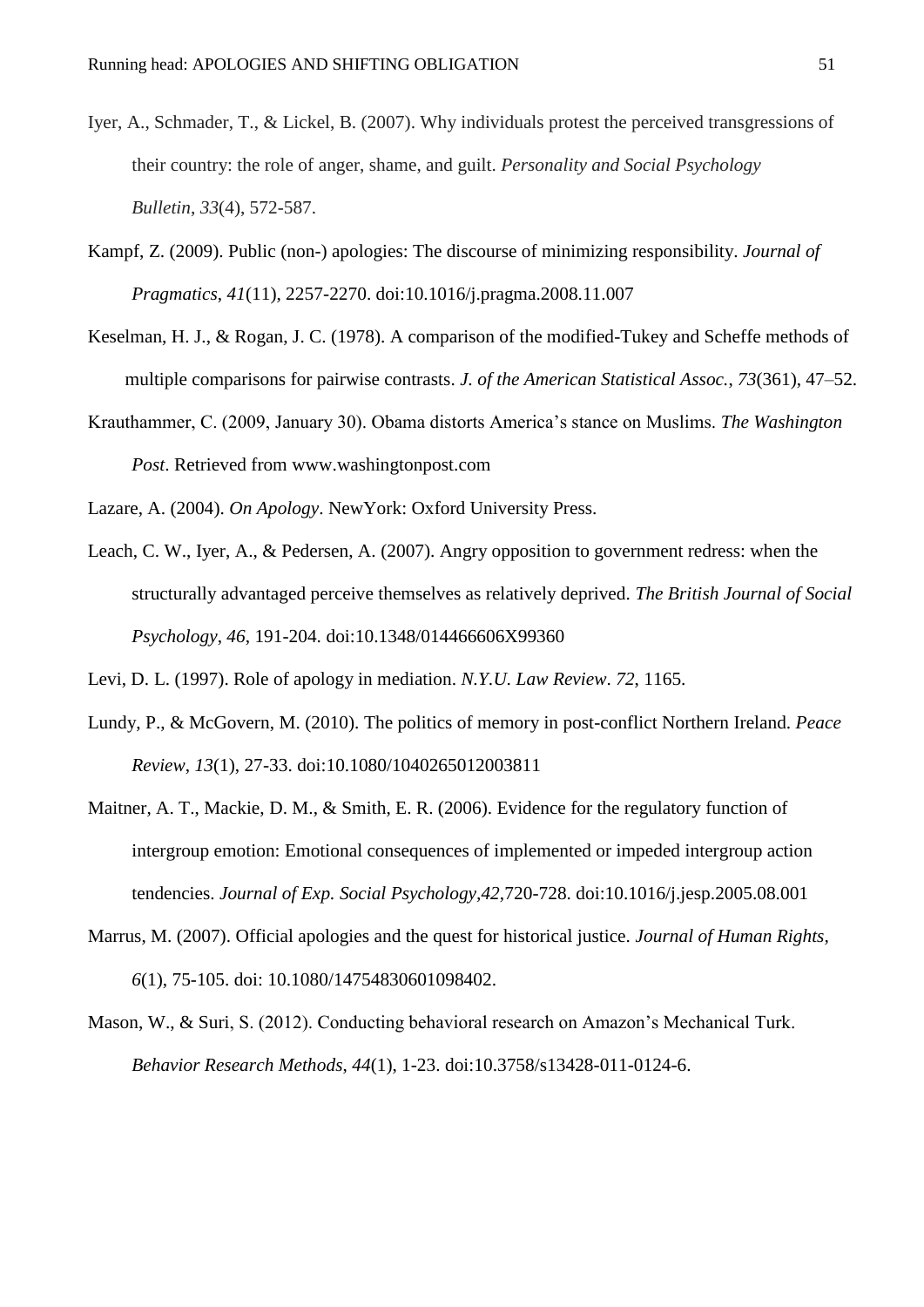Iyer, A., Schmader, T., & Lickel, B. (2007). Why individuals protest the perceived transgressions of their country: the role of anger, shame, and guilt. *Personality and Social Psychology Bulletin*, *33*(4), 572-587.

Kampf, Z. (2009). Public (non-) apologies: The discourse of minimizing responsibility. *Journal of Pragmatics*, *41*(11), 2257-2270. doi:10.1016/j.pragma.2008.11.007

Keselman, H. J., & Rogan, J. C. (1978). A comparison of the modified-Tukey and Scheffe methods of multiple comparisons for pairwise contrasts. *J. of the American Statistical Assoc.*, *73*(361), 47–52.

Krauthammer, C. (2009, January 30). Obama distorts America's stance on Muslims. *The Washington Post*. Retrieved from www.washingtonpost.com

Lazare, A. (2004). *On Apology*. NewYork: Oxford University Press.

Leach, C. W., Iyer, A., & Pedersen, A. (2007). Angry opposition to government redress: when the structurally advantaged perceive themselves as relatively deprived. *The British Journal of Social Psychology*, *46*, 191-204. doi:10.1348/014466606X99360

Levi, D. L. (1997). Role of apology in mediation. *N.Y.U. Law Review*. *72*, 1165.

Lundy, P., & McGovern, M. (2010). The politics of memory in post-conflict Northern Ireland. *Peace Review*, *13*(1), 27-33. doi:10.1080/1040265012003811

Maitner, A. T., Mackie, D. M., & Smith, E. R. (2006). Evidence for the regulatory function of intergroup emotion: Emotional consequences of implemented or impeded intergroup action tendencies. *Journal of Exp. Social Psychology*,*42*,720-728. doi:10.1016/j.jesp.2005.08.001

Marrus, M. (2007). Official apologies and the quest for historical justice. *Journal of Human Rights*, *6*(1), 75-105. doi: 10.1080/14754830601098402.

Mason, W., & Suri, S. (2012). Conducting behavioral research on Amazon's Mechanical Turk. *Behavior Research Methods*, *44*(1), 1-23. doi:10.3758/s13428-011-0124-6.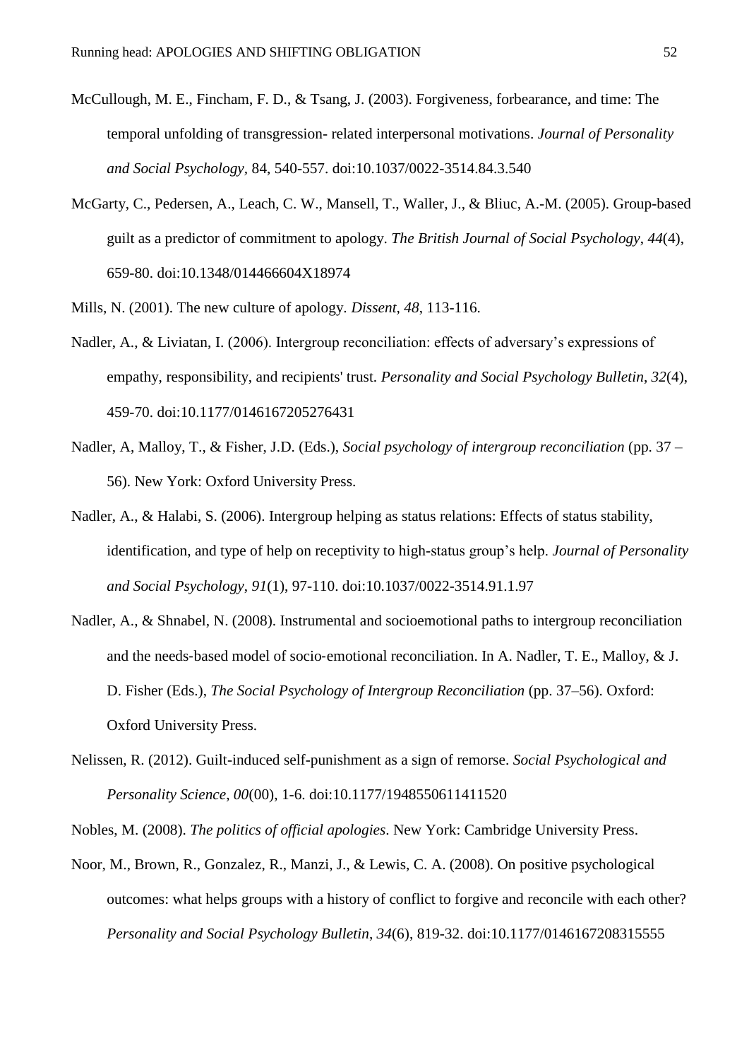McCullough, M. E., Fincham, F. D., & Tsang, J. (2003). Forgiveness, forbearance, and time: The temporal unfolding of transgression- related interpersonal motivations. *Journal of Personality and Social Psychology*, 84, 540-557. doi:10.1037/0022-3514.84.3.540

McGarty, C., Pedersen, A., Leach, C. W., Mansell, T., Waller, J., & Bliuc, A.-M. (2005). Group-based guilt as a predictor of commitment to apology. *The British Journal of Social Psychology*, *44*(4), 659-80. doi:10.1348/014466604X18974

Mills, N. (2001). The new culture of apology. *Dissent*, *48*, 113-116.

Nadler, A., & Liviatan, I. (2006). Intergroup reconciliation: effects of adversary's expressions of empathy, responsibility, and recipients' trust. *Personality and Social Psychology Bulletin*, *32*(4), 459-70. doi:10.1177/0146167205276431

Nadler, A, Malloy, T., & Fisher, J.D. (Eds.), *Social psychology of intergroup reconciliation* (pp. 37 – 56). New York: Oxford University Press.

Nadler, A., & Halabi, S. (2006). Intergroup helping as status relations: Effects of status stability, identification, and type of help on receptivity to high-status group's help. *Journal of Personality and Social Psychology*, *91*(1), 97-110. doi:10.1037/0022-3514.91.1.97

Nadler, A., & Shnabel, N. (2008). Instrumental and socioemotional paths to intergroup reconciliation and the needs-based model of socio-emotional reconciliation. In A. Nadler, T. E., Malloy, & J. D. Fisher (Eds.), *The Social Psychology of Intergroup Reconciliation* (pp. 37–56). Oxford: Oxford University Press.

Nelissen, R. (2012). Guilt-induced self-punishment as a sign of remorse. *Social Psychological and Personality Science*, *00*(00), 1-6. doi:10.1177/1948550611411520

Nobles, M. (2008). *The politics of official apologies*. New York: Cambridge University Press.

Noor, M., Brown, R., Gonzalez, R., Manzi, J., & Lewis, C. A. (2008). On positive psychological outcomes: what helps groups with a history of conflict to forgive and reconcile with each other? *Personality and Social Psychology Bulletin*, *34*(6), 819-32. doi:10.1177/0146167208315555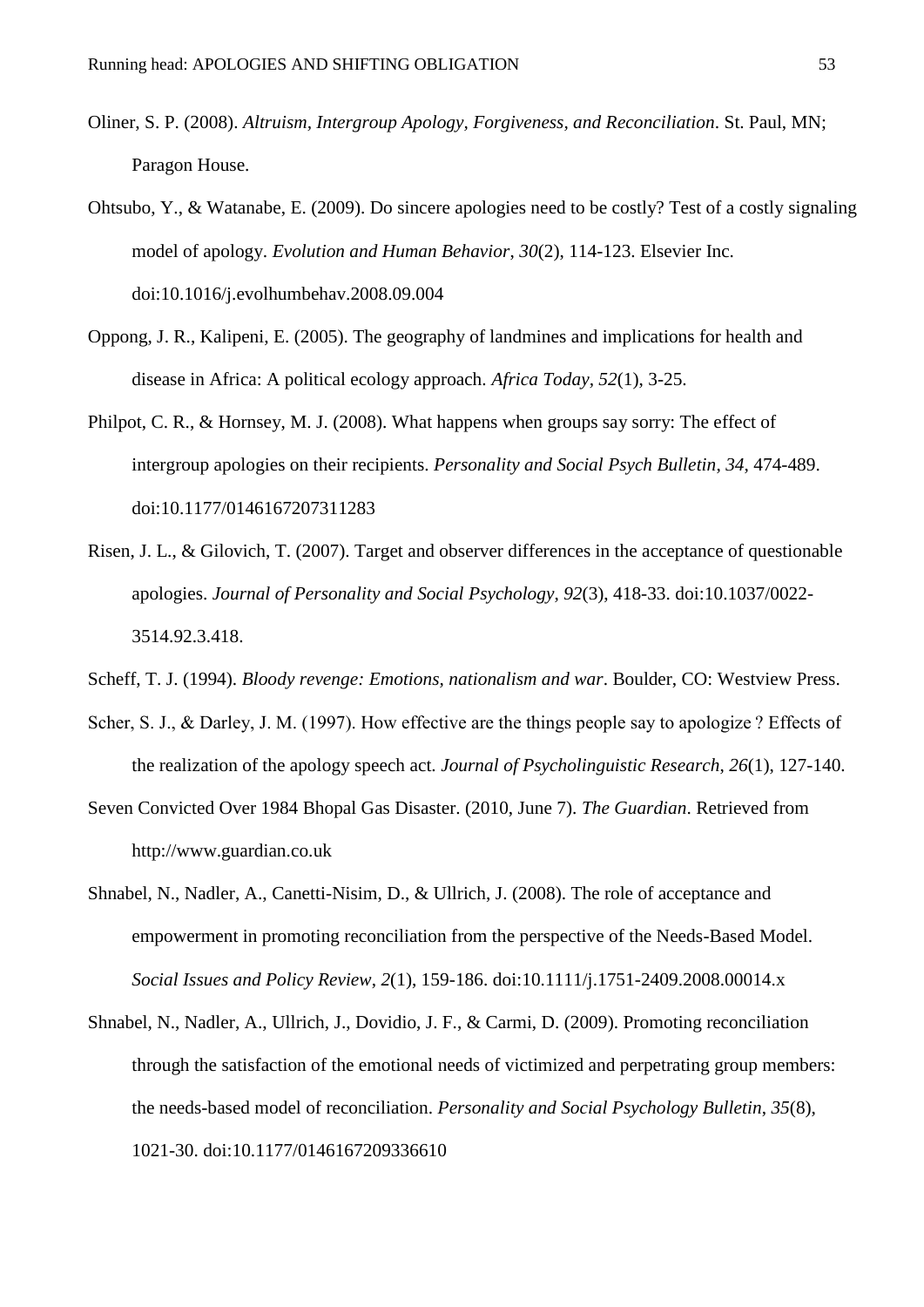Oliner, S. P. (2008). *Altruism, Intergroup Apology, Forgiveness, and Reconciliation*. St. Paul, MN; Paragon House.

Ohtsubo, Y., & Watanabe, E. (2009). Do sincere apologies need to be costly? Test of a costly signaling model of apology. *Evolution and Human Behavior*, *30*(2), 114-123. Elsevier Inc. doi:10.1016/j.evolhumbehav.2008.09.004

Oppong, J. R., Kalipeni, E. (2005). The geography of landmines and implications for health and disease in Africa: A political ecology approach. *Africa Today*, *52*(1), 3-25.

Philpot, C. R., & Hornsey, M. J. (2008). What happens when groups say sorry: The effect of intergroup apologies on their recipients. *Personality and Social Psych Bulletin*, *34*, 474-489. doi:10.1177/0146167207311283

Risen, J. L., & Gilovich, T. (2007). Target and observer differences in the acceptance of questionable apologies. *Journal of Personality and Social Psychology*, *92*(3), 418-33. doi:10.1037/0022-3514.92.3.418.

Scheff, T. J. (1994). *Bloody revenge: Emotions, nationalism and war*. Boulder, CO: Westview Press.

Scher, S. J., & Darley, J. M. (1997). How effective are the things people say to apologize ? Effects of the realization of the apology speech act. *Journal of Psycholinguistic Research*, *26*(1), 127-140.

Seven Convicted Over 1984 Bhopal Gas Disaster. (2010, June 7). *The Guardian*. Retrieved from http://www.guardian.co.uk

Shnabel, N., Nadler, A., Canetti-Nisim, D., & Ullrich, J. (2008). The role of acceptance and empowerment in promoting reconciliation from the perspective of the Needs-Based Model. *Social Issues and Policy Review*, *2*(1), 159-186. doi:10.1111/j.1751-2409.2008.00014.x

Shnabel, N., Nadler, A., Ullrich, J., Dovidio, J. F., & Carmi, D. (2009). Promoting reconciliation through the satisfaction of the emotional needs of victimized and perpetrating group members: the needs-based model of reconciliation. *Personality and Social Psychology Bulletin*, *35*(8), 1021-30. doi:10.1177/0146167209336610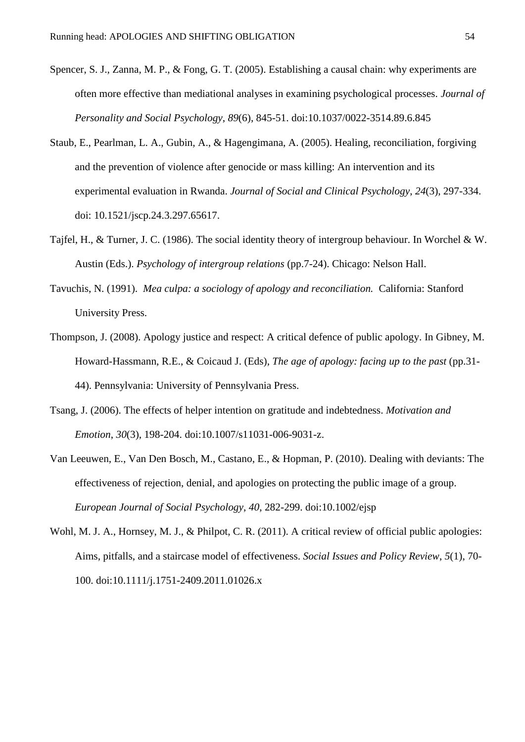Spencer, S. J., Zanna, M. P., & Fong, G. T. (2005). Establishing a causal chain: why experiments are often more effective than mediational analyses in examining psychological processes. *Journal of Personality and Social Psychology*, *89*(6), 845-51. doi:10.1037/0022-3514.89.6.845

Staub, E., Pearlman, L. A., Gubin, A., & Hagengimana, A. (2005). Healing, reconciliation, forgiving and the prevention of violence after genocide or mass killing: An intervention and its experimental evaluation in Rwanda. *Journal of Social and Clinical Psychology*, *24*(3), 297-334. doi: 10.1521/jscp.24.3.297.65617.

Tajfel, H., & Turner, J. C. (1986). The social identity theory of intergroup behaviour. In Worchel & W. Austin (Eds.). *Psychology of intergroup relations* (pp.7-24). Chicago: Nelson Hall.

Tavuchis, N. (1991). *Mea culpa: a sociology of apology and reconciliation.* California: Stanford University Press.

Thompson, J. (2008). Apology justice and respect: A critical defence of public apology. In Gibney, M. Howard-Hassmann, R.E., & Coicaud J. (Eds), *The age of apology: facing up to the past* (pp.31-44). Pennsylvania: University of Pennsylvania Press.

Tsang, J. (2006). The effects of helper intention on gratitude and indebtedness. *Motivation and Emotion*, *30*(3), 198-204. doi:10.1007/s11031-006-9031-z.

Van Leeuwen, E., Van Den Bosch, M., Castano, E., & Hopman, P. (2010). Dealing with deviants: The effectiveness of rejection, denial, and apologies on protecting the public image of a group. *European Journal of Social Psychology*, *40*, 282-299. doi:10.1002/ejsp

Wohl, M. J. A., Hornsey, M. J., & Philpot, C. R. (2011). A critical review of official public apologies: Aims, pitfalls, and a staircase model of effectiveness. *Social Issues and Policy Review*, *5*(1), 70-100. doi:10.1111/j.1751-2409.2011.01026.x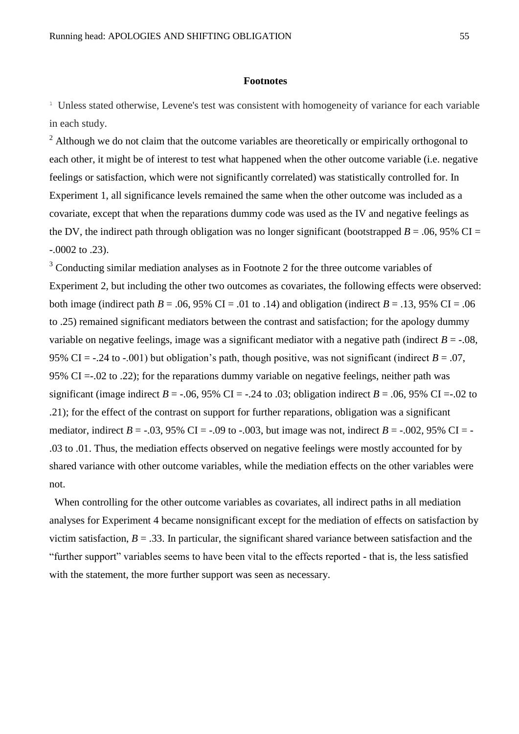**Footnotes**

[1] Unless stated otherwise, Levene's test was consistent with homogeneity of variance for each variable in each study.

[2] Although we do not claim that the outcome variables are theoretically or empirically orthogonal to each other, it might be of interest to test what happened when the other outcome variable (i.e. negative feelings or satisfaction, which were not significantly correlated) was statistically controlled for. In Experiment 1, all significance levels remained the same when the other outcome was included as a covariate, except that when the reparations dummy code was used as the IV and negative feelings as the DV, the indirect path through obligation was no longer significant (bootstrapped $B$ = .06, 95% CI = -.0002 to .23).

[3] Conducting similar mediation analyses as in Footnote 2 for the three outcome variables of Experiment 2, but including the other two outcomes as covariates, the following effects were observed: both image (indirect path $B$ = .06, 95% CI = .01 to .14) and obligation (indirect $B$ = .13, 95% CI = .06 to .25) remained significant mediators between the contrast and satisfaction; for the apology dummy variable on negative feelings, image was a significant mediator with a negative path (indirect $B$ = -.08, 95% CI = -.24 to -.001) but obligation's path, though positive, was not significant (indirect $B$ = .07, 95% CI =-.02 to .22); for the reparations dummy variable on negative feelings, neither path was significant (image indirect $B$ = -.06, 95% CI = -.24 to .03; obligation indirect $B$ = .06, 95% CI =-.02 to .21); for the effect of the contrast on support for further reparations, obligation was a significant mediator, indirect $B$ = -.03, 95% CI = -.09 to -.003, but image was not, indirect $B$ = -.002, 95% CI = -.03 to .01. Thus, the mediation effects observed on negative feelings were mostly accounted for by shared variance with other outcome variables, while the mediation effects on the other variables were not.

When controlling for the other outcome variables as covariates, all indirect paths in all mediation analyses for Experiment 4 became nonsignificant except for the mediation of effects on satisfaction by victim satisfaction, $B$ = .33. In particular, the significant shared variance between satisfaction and the "further support" variables seems to have been vital to the effects reported - that is, the less satisfied with the statement, the more further support was seen as necessary.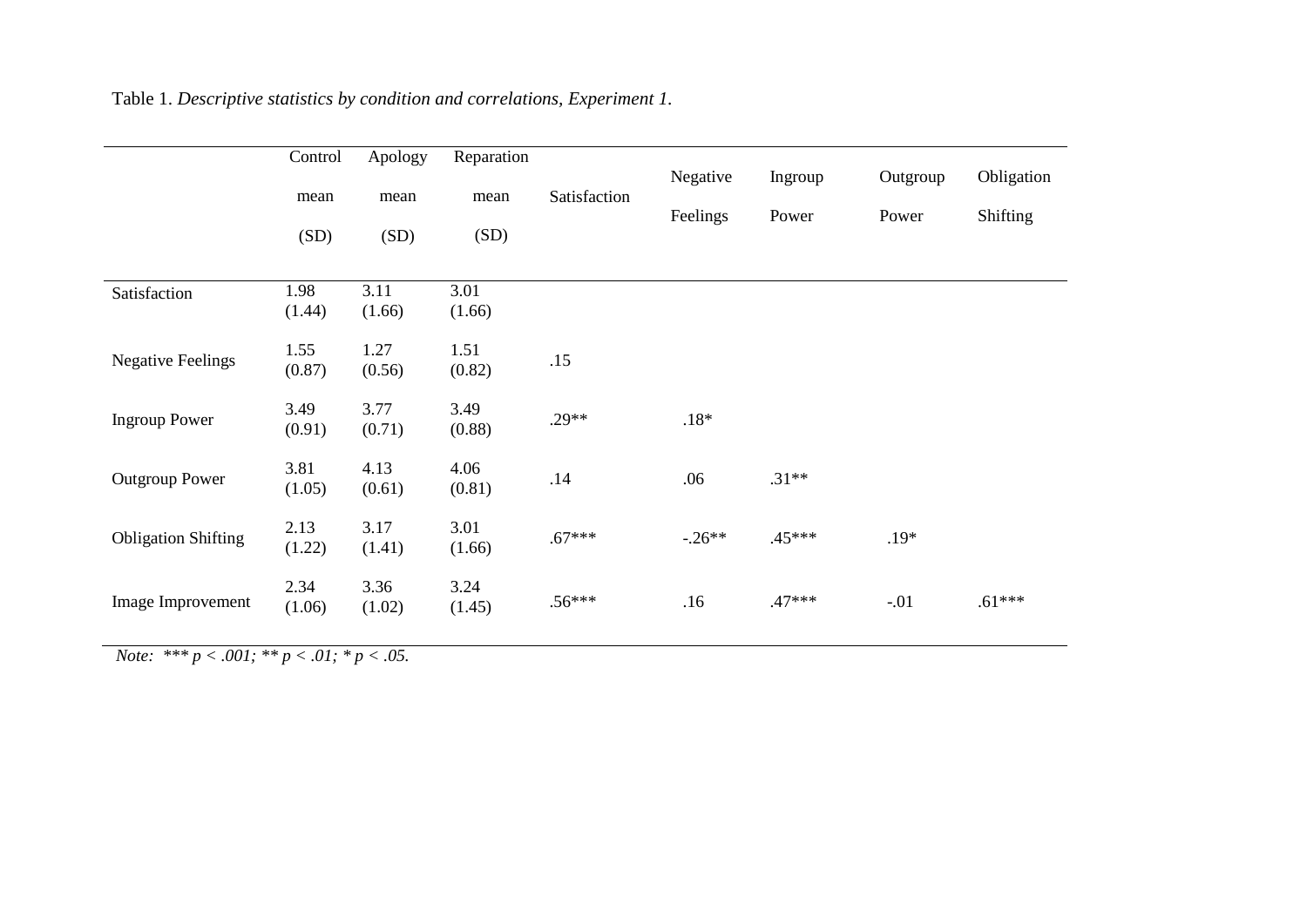Table 1. *Descriptive statistics by condition and correlations, Experiment 1.*

| | Control mean (SD) | Apology mean (SD) | Reparation mean (SD) | Satisfaction | Negative Feelings | Ingroup Power | Outgroup Power | Obligation Shifting |
|---|---|---|---|---|---|---|---|---|
| Satisfaction | 1.98 (1.44) | 3.11 (1.66) | 3.01 (1.66) | | | | | |
| Negative Feelings | 1.55 (0.87) | 1.27 (0.56) | 1.51 (0.82) | .15 | | | | |
| Ingroup Power | 3.49 (0.91) | 3.77 (0.71) | 3.49 (0.88) | .29** | .18* | | | |
| Outgroup Power | 3.81 (1.05) | 4.13 (0.61) | 4.06 (0.81) | .14 | .06 | .31** | | |
| Obligation Shifting | 2.13 (1.22) | 3.17 (1.41) | 3.01 (1.66) | .67*** | -.26** | .45*** | .19* | |
| Image Improvement | 2.34 (1.06) | 3.36 (1.02) | 3.24 (1.45) | .56*** | .16 | .47*** | -.01 | .61*** |

*Note: *** $p < .001$; ** $p < .01$; * $p < .05$.*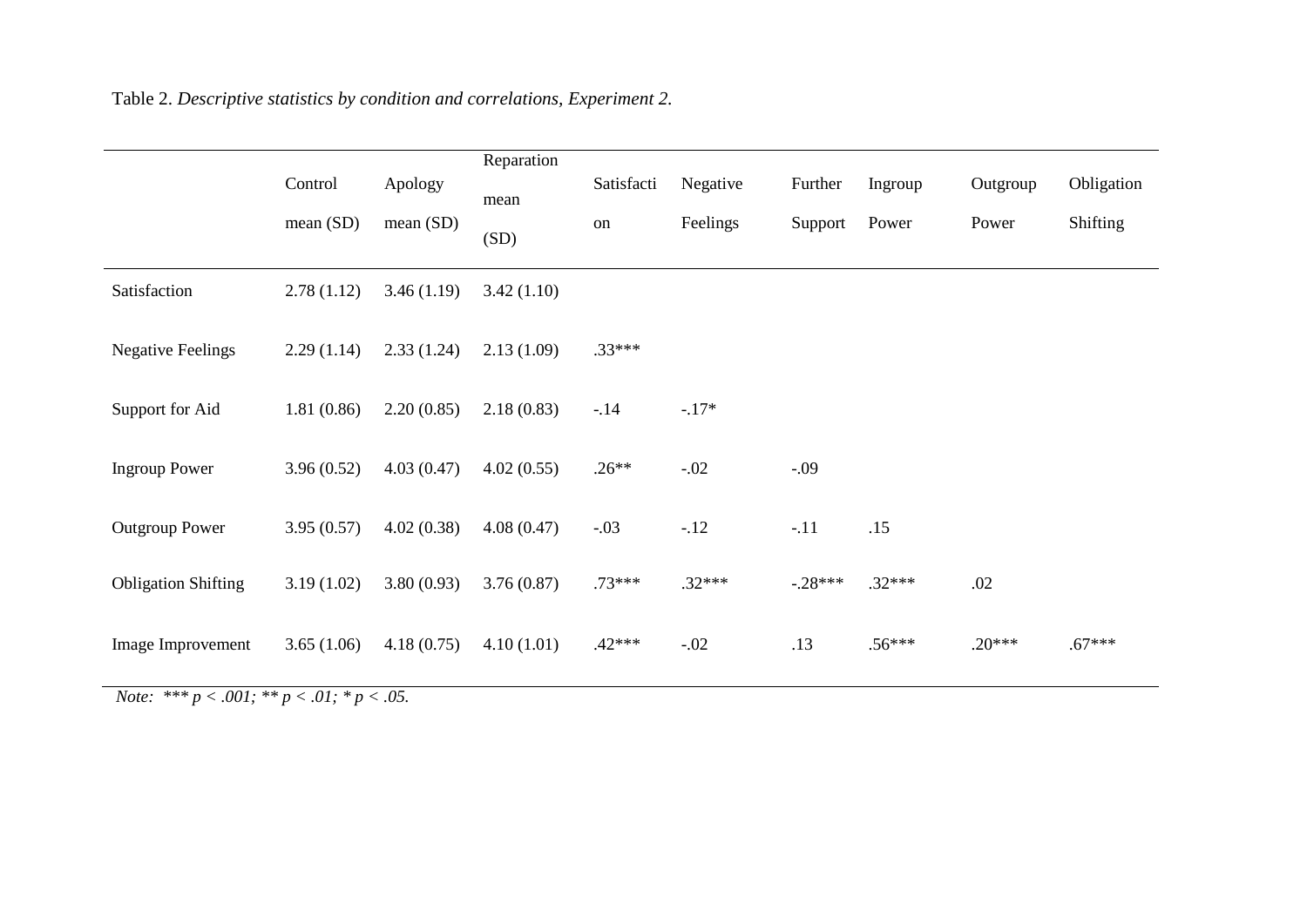Table 2. *Descriptive statistics by condition and correlations, Experiment 2.*

| | Control mean (SD) | Apology mean (SD) | Reparation mean (SD) | Satisfaction | Negative Feelings | Further Support | Ingroup Power | Outgroup Power | Obligation Shifting |
|---|---|---|---|---|---|---|---|---|---|
| Satisfaction | 2.78 (1.12) | 3.46 (1.19) | 3.42 (1.10) | | | | | | |
| Negative Feelings | 2.29 (1.14) | 2.33 (1.24) | 2.13 (1.09) | .33*** | | | | | |
| Support for Aid | 1.81 (0.86) | 2.20 (0.85) | 2.18 (0.83) | -.14 | -.17* | | | | |
| Ingroup Power | 3.96 (0.52) | 4.03 (0.47) | 4.02 (0.55) | .26** | -.02 | -.09 | | | |
| Outgroup Power | 3.95 (0.57) | 4.02 (0.38) | 4.08 (0.47) | -.03 | -.12 | -.11 | .15 | | |
| Obligation Shifting | 3.19 (1.02) | 3.80 (0.93) | 3.76 (0.87) | .73*** | .32*** | -.28*** | .32*** | .02 | |
| Image Improvement | 3.65 (1.06) | 4.18 (0.75) | 4.10 (1.01) | .42*** | -.02 | .13 | .56*** | .20*** | .67*** |

*Note: *** p < .001; ** p < .01; * p < .05.*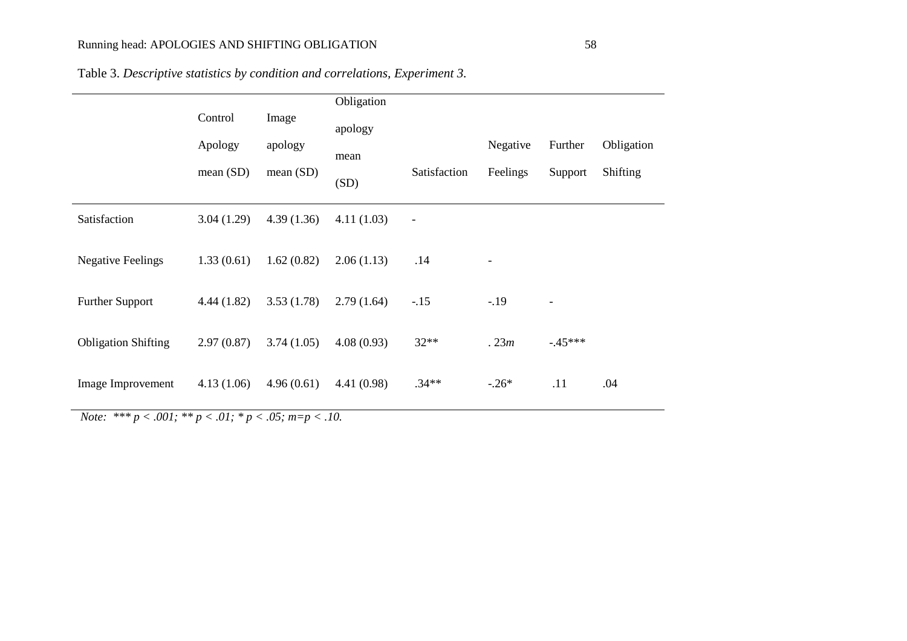Table 3. *Descriptive statistics by condition and correlations, Experiment 3.*

| | Control Apology mean (SD) | Image apology mean (SD) | Obligation apology mean (SD) | Satisfaction | Negative Feelings | Further Support | Obligation Shifting |
|---|---|---|---|---|---|---|---|
| Satisfaction | 3.04 (1.29) | 4.39 (1.36) | 4.11 (1.03) | - | | | |
| Negative Feelings | 1.33 (0.61) | 1.62 (0.82) | 2.06 (1.13) | .14 | - | | |
| Further Support | 4.44 (1.82) | 3.53 (1.78) | 2.79 (1.64) | -.15 | -.19 | - | |
| Obligation Shifting | 2.97 (0.87) | 3.74 (1.05) | 4.08 (0.93) | 32** | . 23*m* | -.45*** | |
| Image Improvement | 4.13 (1.06) | 4.96 (0.61) | 4.41 (0.98) | .34** | -.26* | .11 | .04 |

*Note: *** $p < .001$; ** $p < .01$; * $p < .05$; m=$p < .10$.*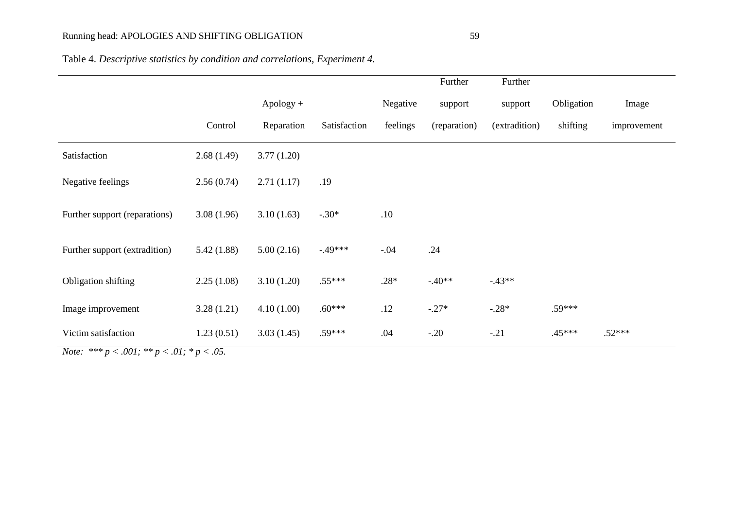Table 4. *Descriptive statistics by condition and correlations, Experiment 4.*

| | Control | Apology + Reparation | Satisfaction | Negative feelings | Further support (reparation) | Further support (extradition) | Obligation shifting | Image improvement |
|---|---|---|---|---|---|---|---|---|
| Satisfaction | 2.68 (1.49) | 3.77 (1.20) | | | | | | |
| Negative feelings | 2.56 (0.74) | 2.71 (1.17) | .19 | | | | | |
| Further support (reparations) | 3.08 (1.96) | 3.10 (1.63) | -.30* | .10 | | | | |
| Further support (extradition) | 5.42 (1.88) | 5.00 (2.16) | -.49*** | -.04 | .24 | | | |
| Obligation shifting | 2.25 (1.08) | 3.10 (1.20) | .55*** | .28* | -.40** | -.43** | | |
| Image improvement | 3.28 (1.21) | 4.10 (1.00) | .60*** | .12 | -.27* | -.28* | .59*** | |
| Victim satisfaction | 1.23 (0.51) | 3.03 (1.45) | .59*** | .04 | -.20 | -.21 | .45*** | .52*** |

*Note: *** p < .001; ** p < .01; * p < .05.*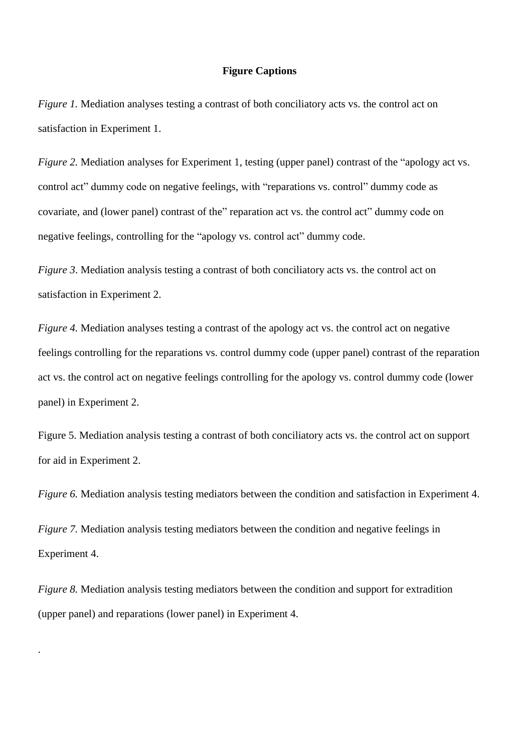**Figure Captions**

*Figure 1.* Mediation analyses testing a contrast of both conciliatory acts vs. the control act on satisfaction in Experiment 1.

*Figure 2.* Mediation analyses for Experiment 1, testing (upper panel) contrast of the “apology act vs. control act” dummy code on negative feelings, with “reparations vs. control” dummy code as covariate, and (lower panel) contrast of the” reparation act vs. the control act” dummy code on negative feelings, controlling for the “apology vs. control act” dummy code.

*Figure 3*. Mediation analysis testing a contrast of both conciliatory acts vs. the control act on satisfaction in Experiment 2.

*Figure 4.* Mediation analyses testing a contrast of the apology act vs. the control act on negative feelings controlling for the reparations vs. control dummy code (upper panel) contrast of the reparation act vs. the control act on negative feelings controlling for the apology vs. control dummy code (lower panel) in Experiment 2.

Figure 5. Mediation analysis testing a contrast of both conciliatory acts vs. the control act on support for aid in Experiment 2.

*Figure 6.* Mediation analysis testing mediators between the condition and satisfaction in Experiment 4.

*Figure 7.* Mediation analysis testing mediators between the condition and negative feelings in Experiment 4.

*Figure 8.* Mediation analysis testing mediators between the condition and support for extradition (upper panel) and reparations (lower panel) in Experiment 4.

.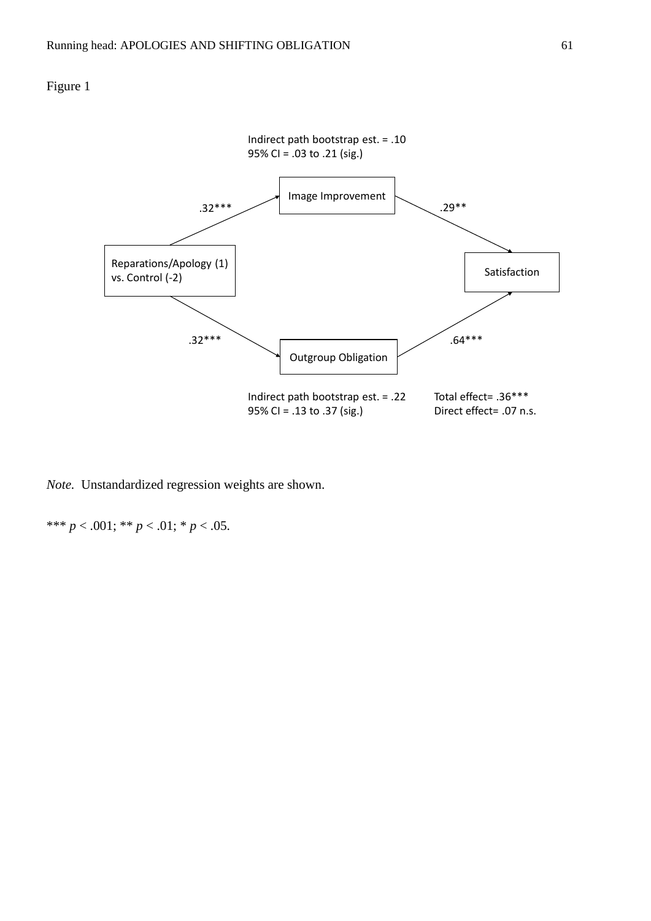Figure 1

Indirect path bootstrap est. = .10
95% CI = .03 to .21 (sig.)

Image Improvement

.32***

.29**

Reparations/Apology (1) vs. Control (-2)

Satisfaction

.32***

.64***

Outgroup Obligation

Indirect path bootstrap est. = .22
95% CI = .13 to .37 (sig.)

Total effect= .36***
Direct effect= .07 n.s.

*Note.* Unstandardized regression weights are shown.

*** $p < .001$; ** $p < .01$; * $p < .05$.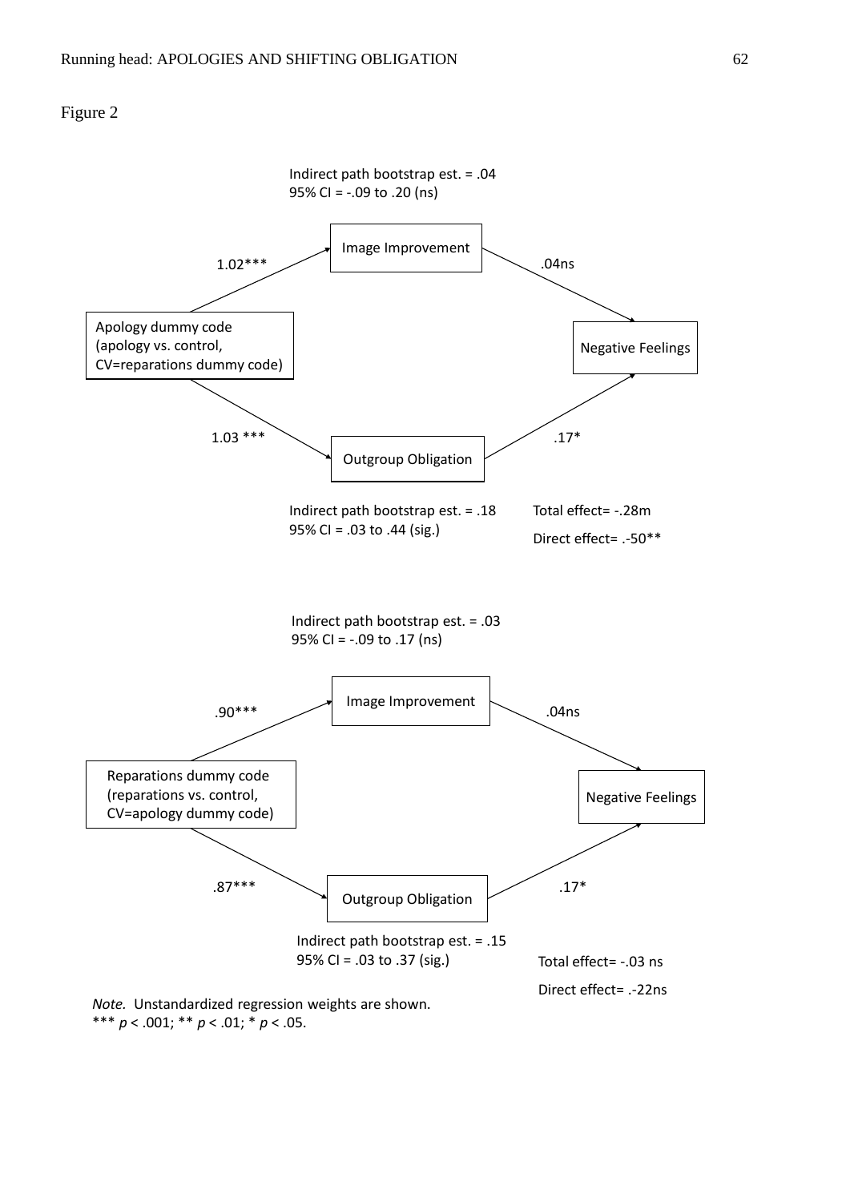Figure 2

Indirect path bootstrap est. = .04
95% CI = -.09 to .20 (ns)

Image Improvement

1.02***

.04ns

Apology dummy code
(apology vs. control,
CV=reparations dummy code)

Negative Feelings

1.03 ***

.17*

Outgroup Obligation

Indirect path bootstrap est. = .18
95% CI = .03 to .44 (sig.)

Total effect= -.28m

Direct effect= .-50**

Indirect path bootstrap est. = .03
95% CI = -.09 to .17 (ns)

Image Improvement

.90***

.04ns

Reparations dummy code
(reparations vs. control,
CV=apology dummy code)

Negative Feelings

.87***

.17*

Outgroup Obligation

Indirect path bootstrap est. = .15
95% CI = .03 to .37 (sig.)

Total effect= -.03 ns

Direct effect= .-22ns

*Note.* Unstandardized regression weights are shown.
*** $p < .001$; ** $p < .01$; * $p < .05$.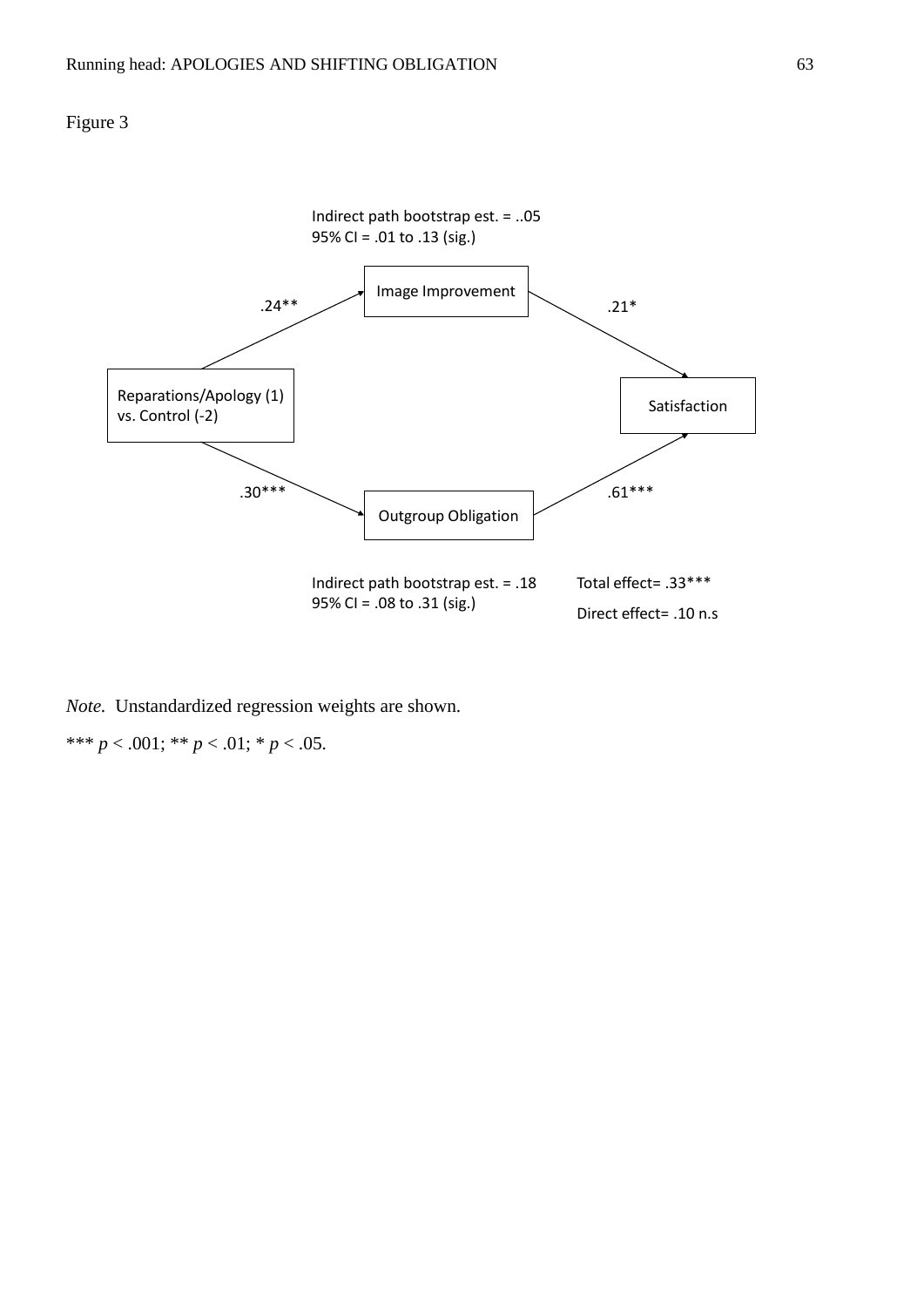Figure 3

Indirect path bootstrap est. = ..05
95% CI = .01 to .13 (sig.)

Image Improvement

.24**

.21*

Reparations/Apology (1) vs. Control (-2)

Satisfaction

.30***

.61***

Outgroup Obligation

Indirect path bootstrap est. = .18
95% CI = .08 to .31 (sig.)

Total effect= .33***

Direct effect= .10 n.s

*Note.* Unstandardized regression weights are shown.

*** $p < .001$; ** $p < .01$; * $p < .05$.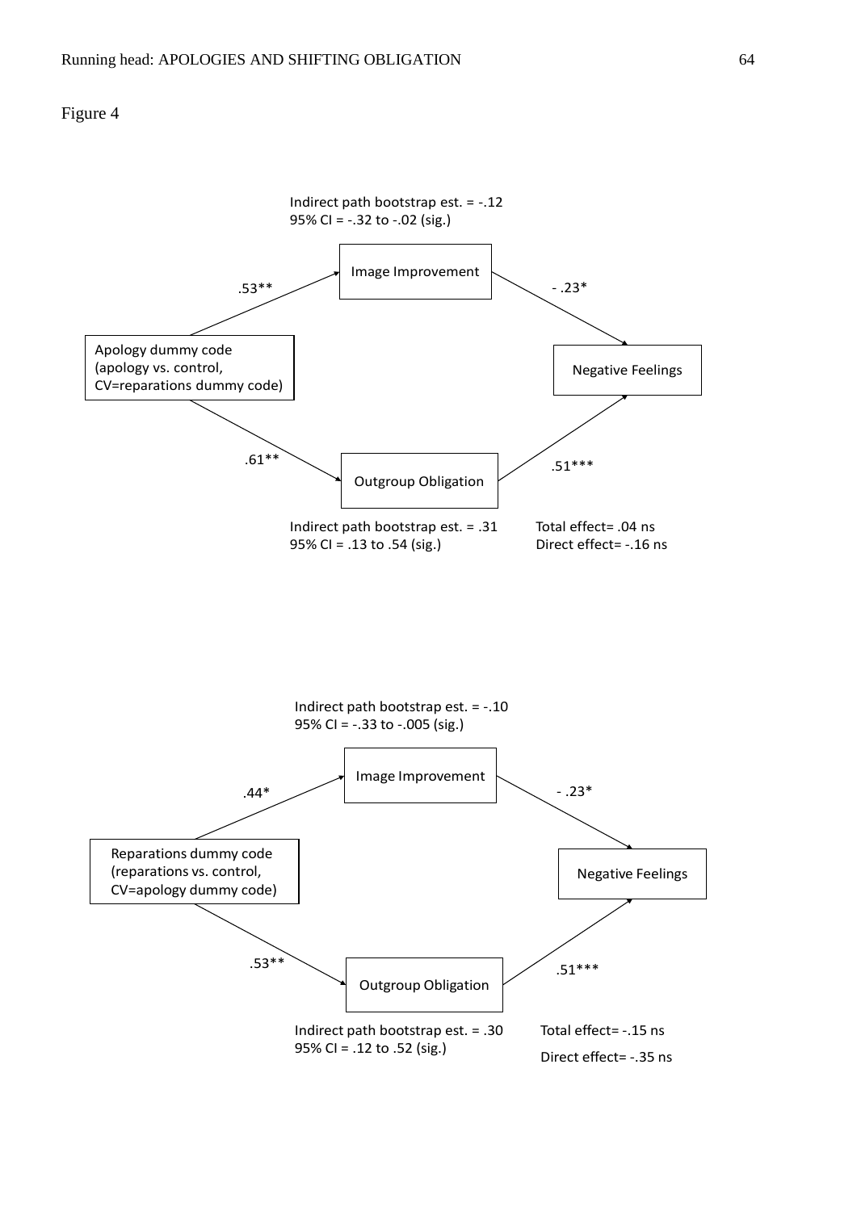Figure 4

Indirect path bootstrap est. = -.12
95% CI = -.32 to -.02 (sig.)

Image Improvement

.53**

- .23*

Apology dummy code
(apology vs. control,
CV=reparations dummy code)

Negative Feelings

.61**

.51***

Outgroup Obligation

Indirect path bootstrap est. = .31
95% CI = .13 to .54 (sig.)

Total effect= .04 ns
Direct effect= -.16 ns

Indirect path bootstrap est. = -.10
95% CI = -.33 to -.005 (sig.)

Image Improvement

.44*

- .23*

Reparations dummy code
(reparations vs. control,
CV=apology dummy code)

Negative Feelings

.53**

.51***

Outgroup Obligation

Indirect path bootstrap est. = .30
95% CI = .12 to .52 (sig.)

Total effect= -.15 ns

Direct effect= -.35 ns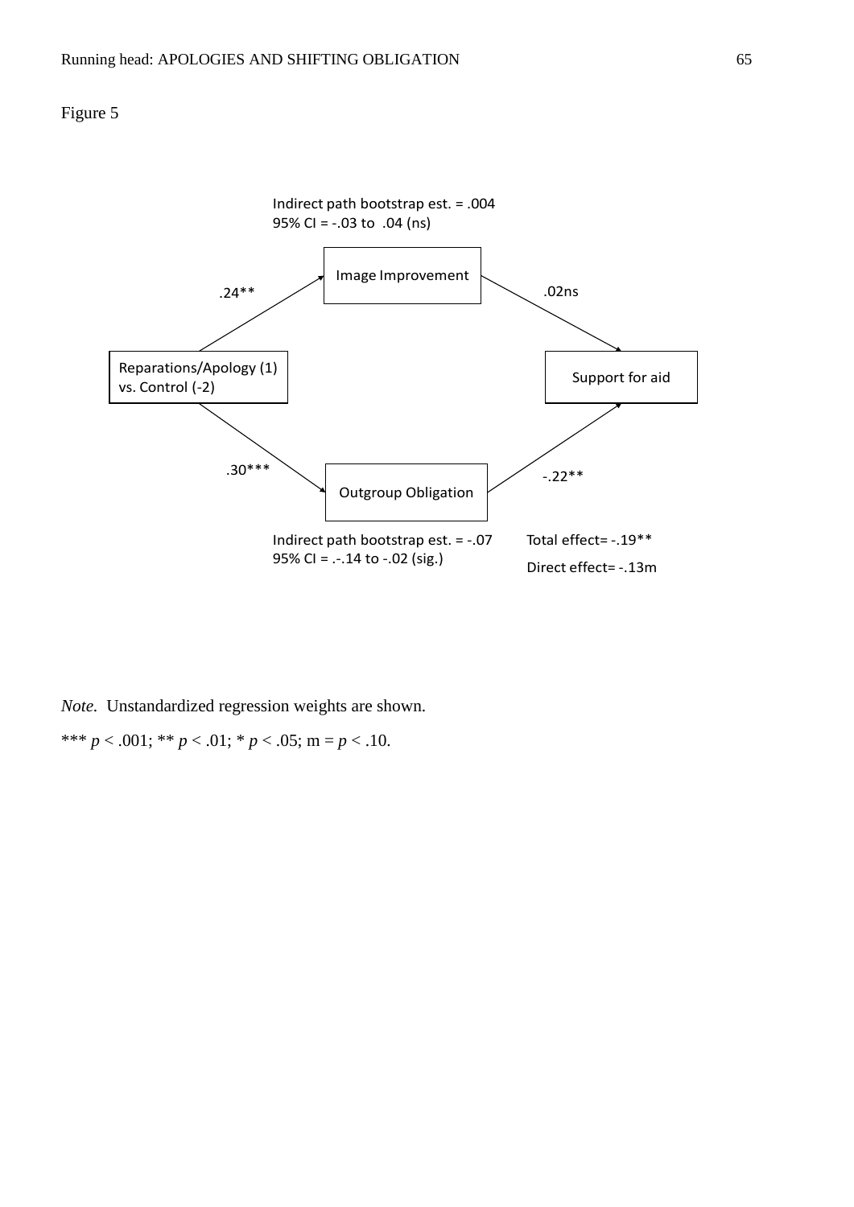Figure 5

Indirect path bootstrap est. = .004
95% CI = -.03 to .04 (ns)

Image Improvement

.24**

.02ns

Reparations/Apology (1) vs. Control (-2)

Support for aid

.30***

-.22**

Outgroup Obligation

Indirect path bootstrap est. = -.07
95% CI = .-.14 to -.02 (sig.)

Total effect= -.19**

Direct effect= -.13m

*Note.* Unstandardized regression weights are shown.

*** $p < .001$; ** $p < .01$; * $p < .05$; m = $p < .10$.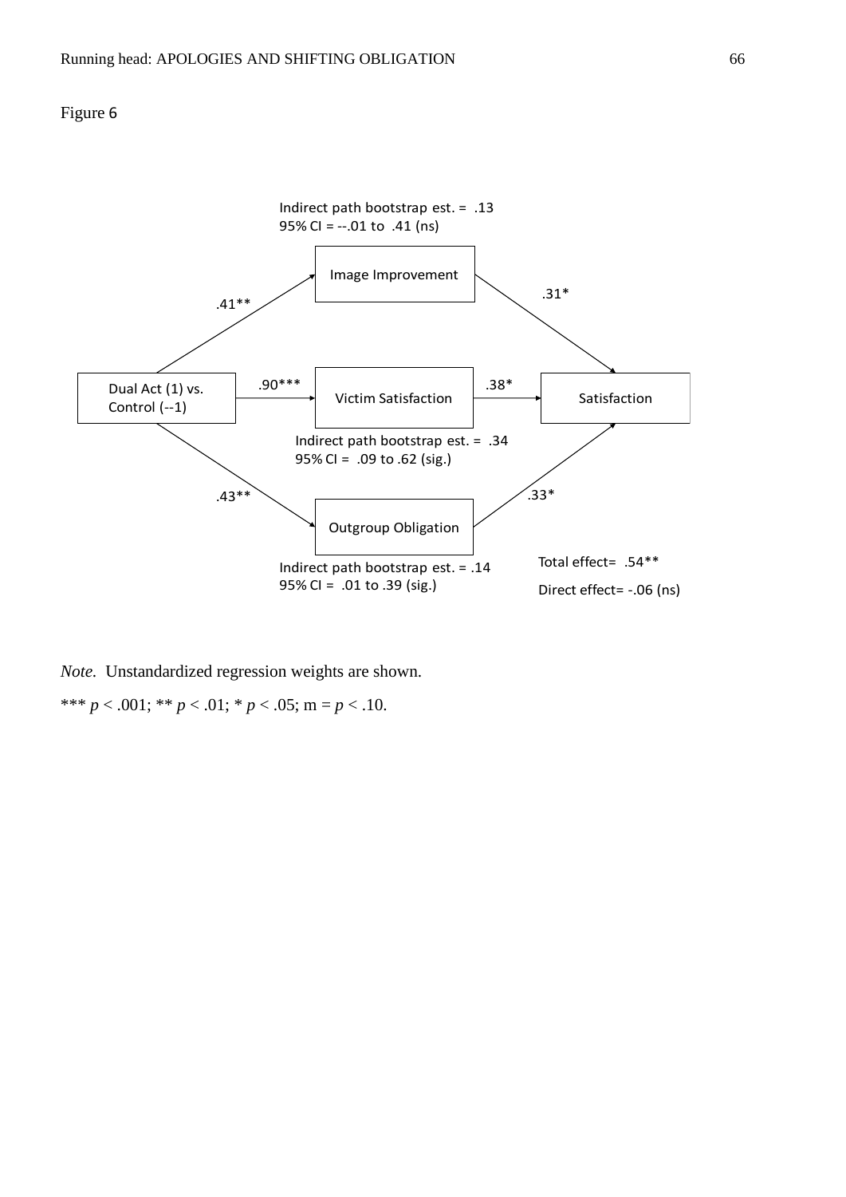Figure 6

Indirect path bootstrap est. = .13
95% CI = --.01 to .41 (ns)

Image Improvement

.41**

.31*

Dual Act (1) vs. Control (--1)

.90***

Victim Satisfaction

.38*

Satisfaction

Indirect path bootstrap est. = .34
95% CI = .09 to .62 (sig.)

.43**

.33*

Outgroup Obligation

Indirect path bootstrap est. = .14
95% CI = .01 to .39 (sig.)

Total effect= .54**

Direct effect= -.06 (ns)

*Note.* Unstandardized regression weights are shown.

*** $p < .001$; ** $p < .01$; * $p < .05$; m = $p < .10$.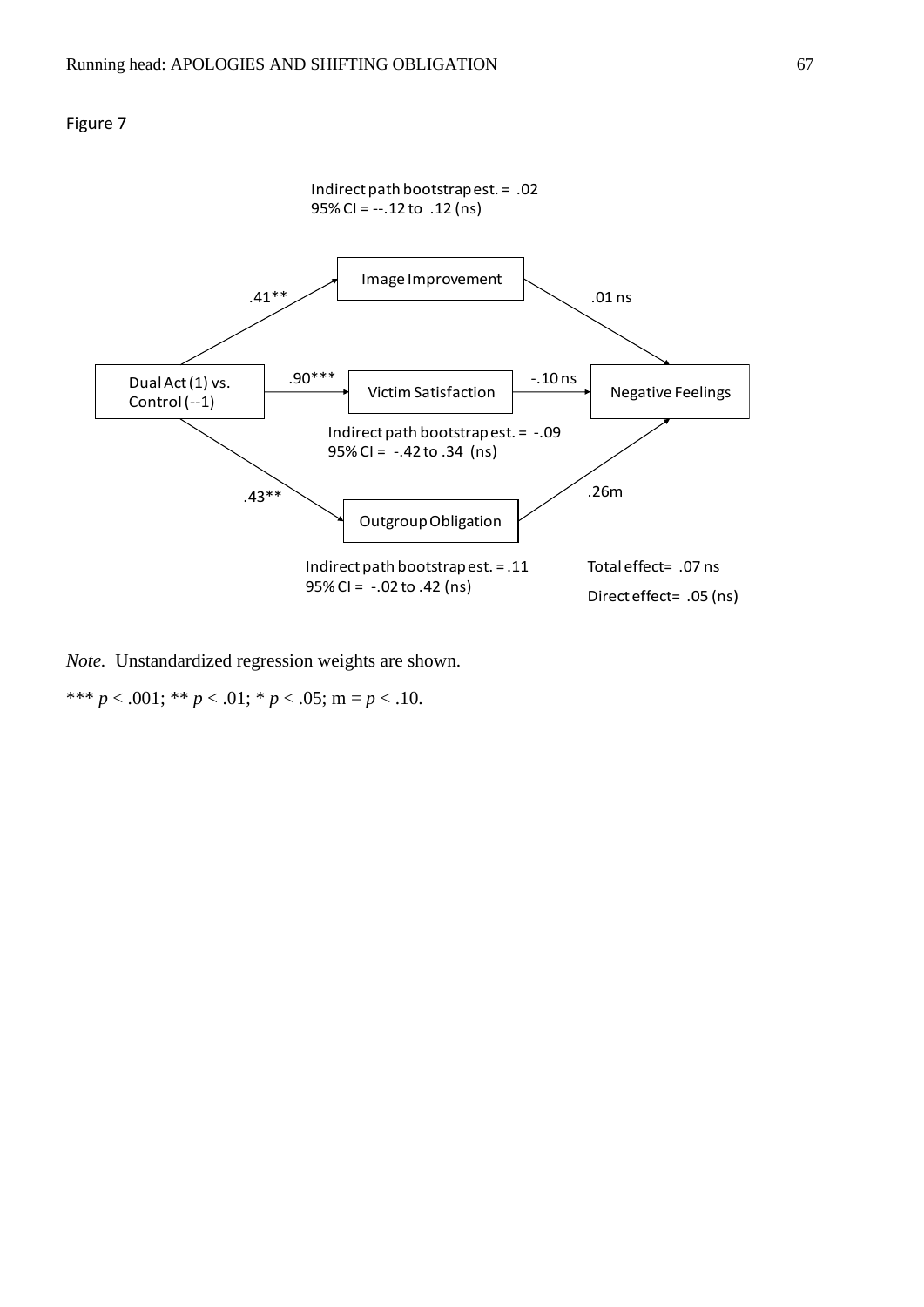Figure 7

Indirect path bootstrap est. = .02
95% CI = --.12 to .12 (ns)

Image Improvement

.41**

.01 ns

Dual Act (1) vs. Control (--1)

.90***

Victim Satisfaction

-.10 ns

Negative Feelings

Indirect path bootstrap est. = -.09
95% CI = -.42 to .34 (ns)

.43**

.26m

Outgroup Obligation

Indirect path bootstrap est. = .11
95% CI = -.02 to .42 (ns)

Total effect= .07 ns

Direct effect= .05 (ns)

*Note.* Unstandardized regression weights are shown.

*** $p < .001$; ** $p < .01$; * $p < .05$; m = $p < .10$.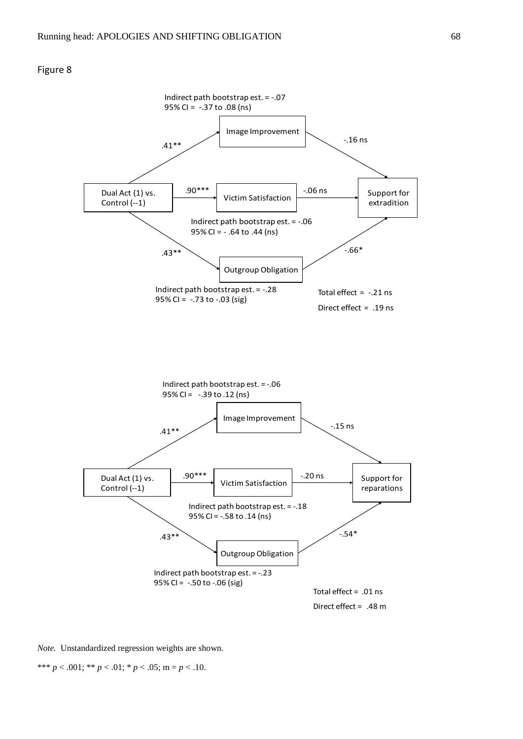Figure 8

Indirect path bootstrap est. = -.07
95% CI = -.37 to .08 (ns)

Image Improvement

.41**

-.16 ns

Dual Act (1) vs. Control (--1)

.90***

Victim Satisfaction

-.06 ns

Support for extradition

Indirect path bootstrap est. = -.06
95% CI = - .64 to .44 (ns)

.43**

-.66*

Outgroup Obligation

Indirect path bootstrap est. = -.28
95% CI = -.73 to -.03 (sig)

Total effect = -.21 ns

Direct effect = .19 ns

Indirect path bootstrap est. = -.06
95% CI = -.39 to .12 (ns)

Image Improvement

.41**

-.15 ns

Dual Act (1) vs. Control (--1)

.90***

Victim Satisfaction

-.20 ns

Support for reparations

Indirect path bootstrap est. = -.18
95% CI = -.58 to .14 (ns)

.43**

-.54*

Outgroup Obligation

Indirect path bootstrap est. = -.23
95% CI = -.50 to -.06 (sig)

Total effect = .01 ns

Direct effect = .48 m

*Note.* Unstandardized regression weights are shown.

*** $p < .001$; ** $p < .01$; * $p < .05$; m = $p < .10$.